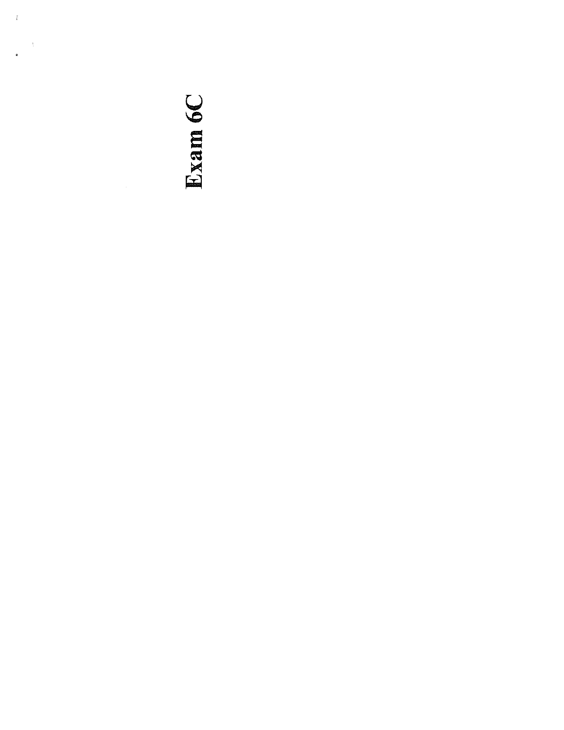# Exam 6C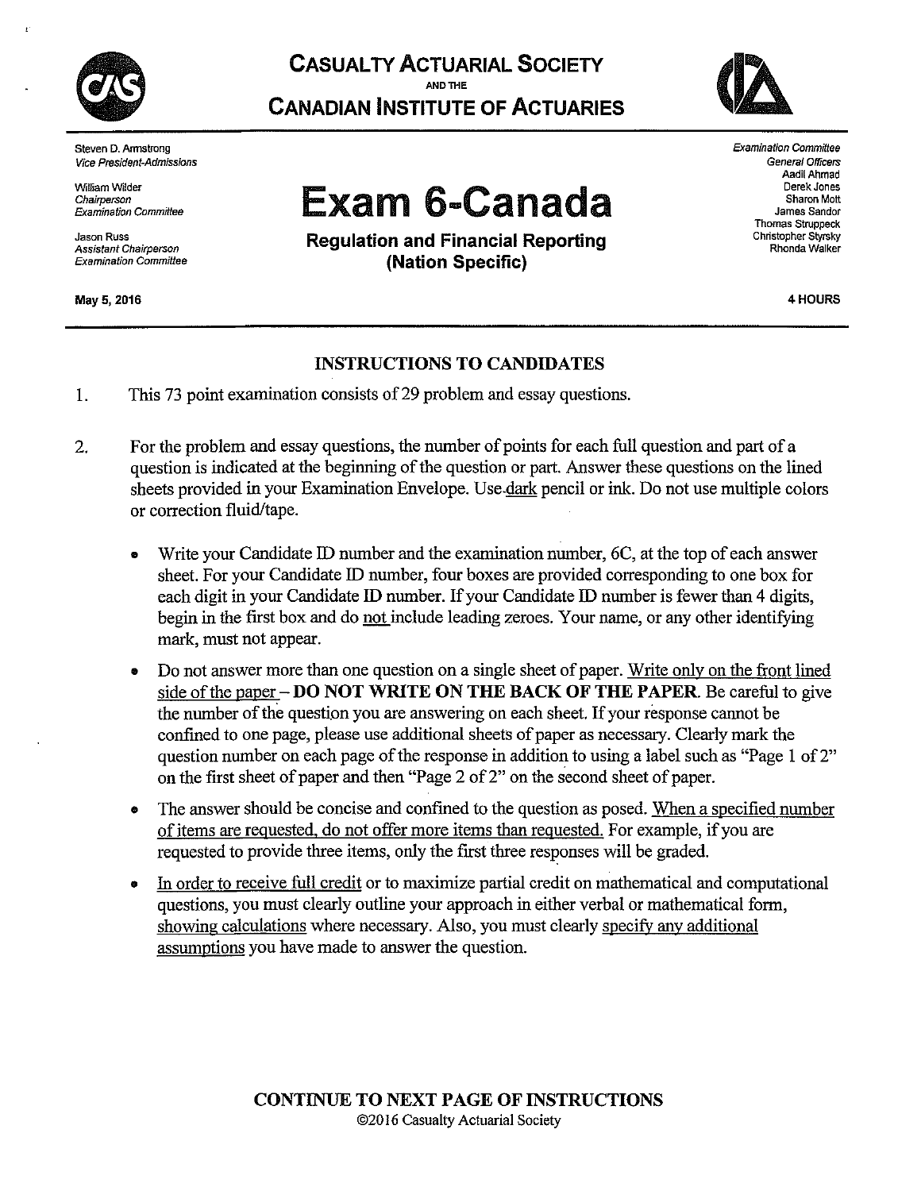# CASUALTY ACTUARIAL SOCIETY

AND THE

# CANADIAN INSTITUTE OF ACTUARIES

Steven D. Armstrong
*Vice President-Admissions*

William Wilder
*Chairperson*
*Examination Committee*

Jason Russ
*Assistant Chairperson*
*Examination Committee*

May 5, 2016

*Examination Committee*
*General Officers*
Aadil Ahmad
Derek Jones
Sharon Mott
James Sandor
Thomas Struppeck
Christopher Styrsky
Rhonda Walker

4 HOURS

# Exam 6-Canada

## Regulation and Financial Reporting (Nation Specific)

### INSTRUCTIONS TO CANDIDATES

1. This 73 point examination consists of 29 problem and essay questions.

2. For the problem and essay questions, the number of points for each full question and part of a question is indicated at the beginning of the question or part. Answer these questions on the lined sheets provided in your Examination Envelope. Use dark pencil or ink. Do not use multiple colors or correction fluid/tape.

   - Write your Candidate ID number and the examination number, 6C, at the top of each answer sheet. For your Candidate ID number, four boxes are provided corresponding to one box for each digit in your Candidate ID number. If your Candidate ID number is fewer than 4 digits, begin in the first box and do not include leading zeroes. Your name, or any other identifying mark, must not appear.

   - Do not answer more than one question on a single sheet of paper. Write only on the front lined side of the paper – **DO NOT WRITE ON THE BACK OF THE PAPER**. Be careful to give the number of the question you are answering on each sheet. If your response cannot be confined to one page, please use additional sheets of paper as necessary. Clearly mark the question number on each page of the response in addition to using a label such as "Page 1 of 2" on the first sheet of paper and then "Page 2 of 2" on the second sheet of paper.

   - The answer should be concise and confined to the question as posed. When a specified number of items are requested, do not offer more items than requested. For example, if you are requested to provide three items, only the first three responses will be graded.

   - In order to receive full credit or to maximize partial credit on mathematical and computational questions, you must clearly outline your approach in either verbal or mathematical form, showing calculations where necessary. Also, you must clearly specify any additional assumptions you have made to answer the question.

**CONTINUE TO NEXT PAGE OF INSTRUCTIONS**

©2016 Casualty Actuarial Society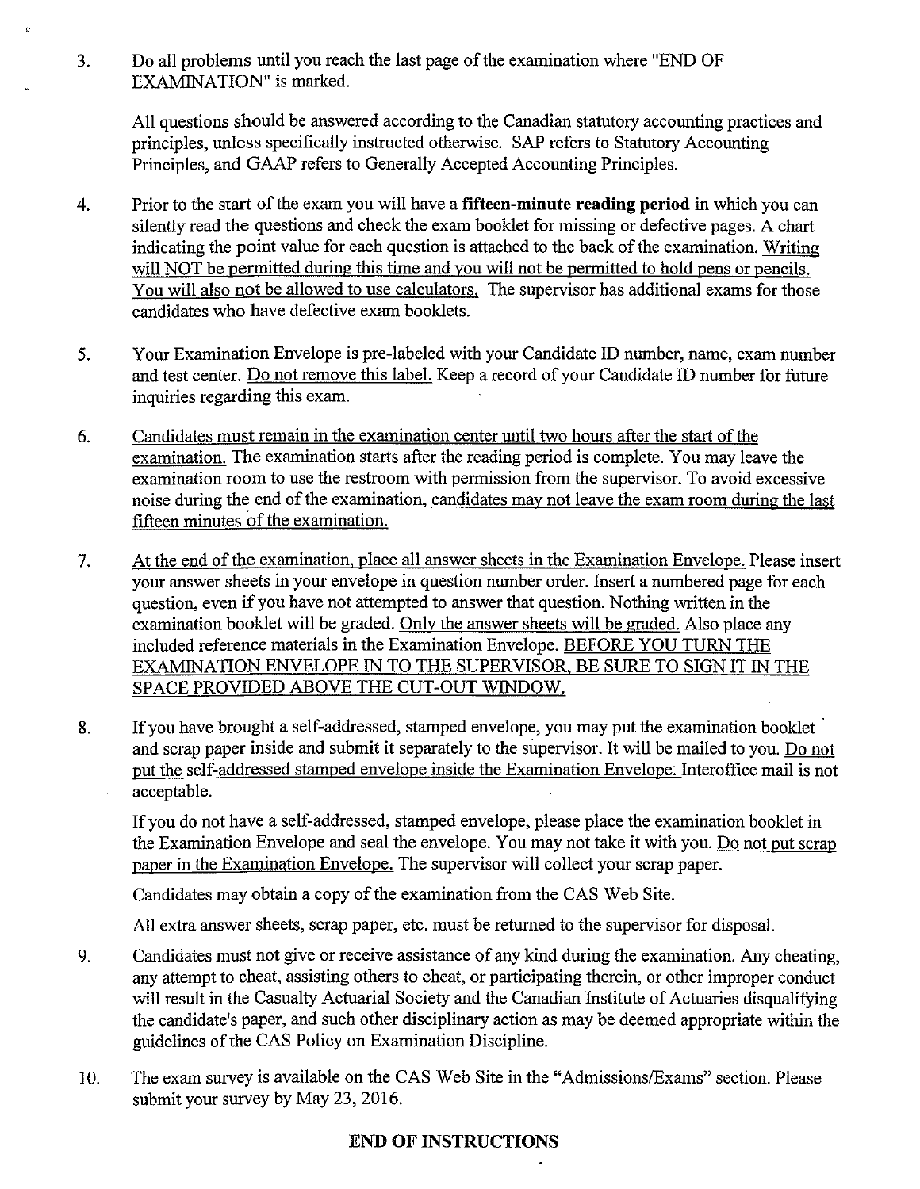3. Do all problems until you reach the last page of the examination where "END OF EXAMINATION" is marked.

   All questions should be answered according to the Canadian statutory accounting practices and principles, unless specifically instructed otherwise. SAP refers to Statutory Accounting Principles, and GAAP refers to Generally Accepted Accounting Principles.

4. Prior to the start of the exam you will have a **fifteen-minute reading period** in which you can silently read the questions and check the exam booklet for missing or defective pages. A chart indicating the point value for each question is attached to the back of the examination. Writing will NOT be permitted during this time and you will not be permitted to hold pens or pencils. You will also not be allowed to use calculators. The supervisor has additional exams for those candidates who have defective exam booklets.

5. Your Examination Envelope is pre-labeled with your Candidate ID number, name, exam number and test center. Do not remove this label. Keep a record of your Candidate ID number for future inquiries regarding this exam.

6. Candidates must remain in the examination center until two hours after the start of the examination. The examination starts after the reading period is complete. You may leave the examination room to use the restroom with permission from the supervisor. To avoid excessive noise during the end of the examination, candidates may not leave the exam room during the last fifteen minutes of the examination.

7. At the end of the examination, place all answer sheets in the Examination Envelope. Please insert your answer sheets in your envelope in question number order. Insert a numbered page for each question, even if you have not attempted to answer that question. Nothing written in the examination booklet will be graded. Only the answer sheets will be graded. Also place any included reference materials in the Examination Envelope. BEFORE YOU TURN THE EXAMINATION ENVELOPE IN TO THE SUPERVISOR, BE SURE TO SIGN IT IN THE SPACE PROVIDED ABOVE THE CUT-OUT WINDOW.

8. If you have brought a self-addressed, stamped envelope, you may put the examination booklet and scrap paper inside and submit it separately to the supervisor. It will be mailed to you. Do not put the self-addressed stamped envelope inside the Examination Envelope. Interoffice mail is not acceptable.

   If you do not have a self-addressed, stamped envelope, please place the examination booklet in the Examination Envelope and seal the envelope. You may not take it with you. Do not put scrap paper in the Examination Envelope. The supervisor will collect your scrap paper.

   Candidates may obtain a copy of the examination from the CAS Web Site.

   All extra answer sheets, scrap paper, etc. must be returned to the supervisor for disposal.

9. Candidates must not give or receive assistance of any kind during the examination. Any cheating, any attempt to cheat, assisting others to cheat, or participating therein, or other improper conduct will result in the Casualty Actuarial Society and the Canadian Institute of Actuaries disqualifying the candidate's paper, and such other disciplinary action as may be deemed appropriate within the guidelines of the CAS Policy on Examination Discipline.

10. The exam survey is available on the CAS Web Site in the "Admissions/Exams" section. Please submit your survey by May 23, 2016.

**END OF INSTRUCTIONS**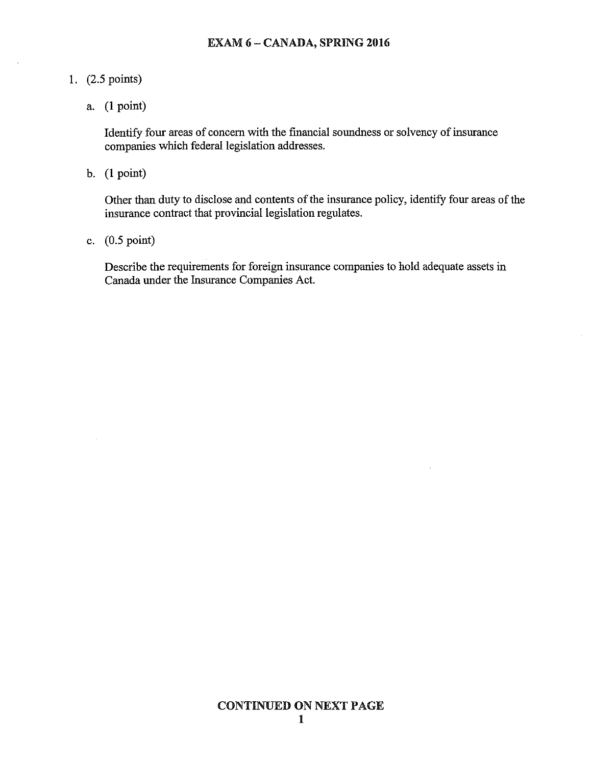# EXAM 6 – CANADA, SPRING 2016

1. (2.5 points)

   a. (1 point)

      Identify four areas of concern with the financial soundness or solvency of insurance companies which federal legislation addresses.

   b. (1 point)

      Other than duty to disclose and contents of the insurance policy, identify four areas of the insurance contract that provincial legislation regulates.

   c. (0.5 point)

      Describe the requirements for foreign insurance companies to hold adequate assets in Canada under the Insurance Companies Act.

**CONTINUED ON NEXT PAGE**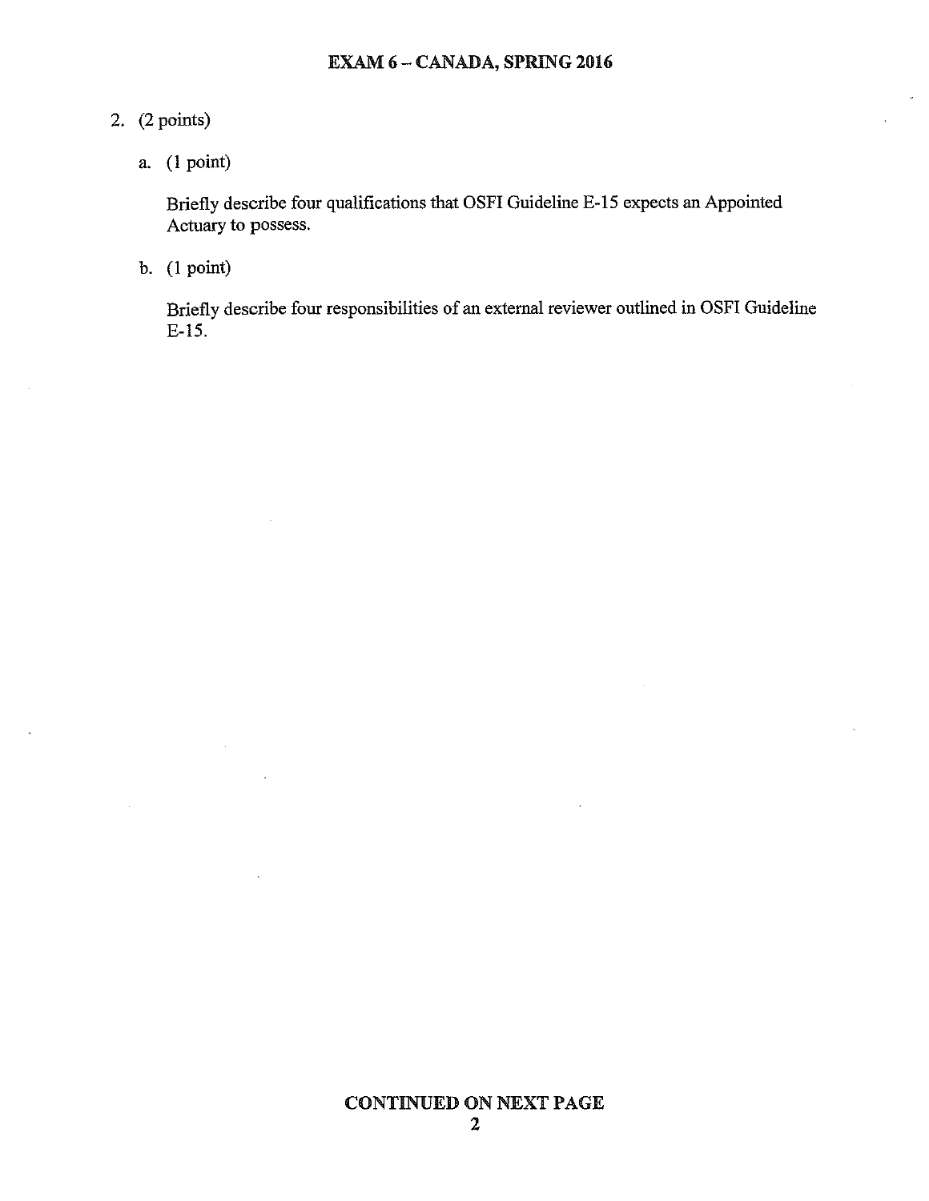2. (2 points)

   a. (1 point)

      Briefly describe four qualifications that OSFI Guideline E-15 expects an Appointed Actuary to possess.

   b. (1 point)

      Briefly describe four responsibilities of an external reviewer outlined in OSFI Guideline E-15.

**CONTINUED ON NEXT PAGE**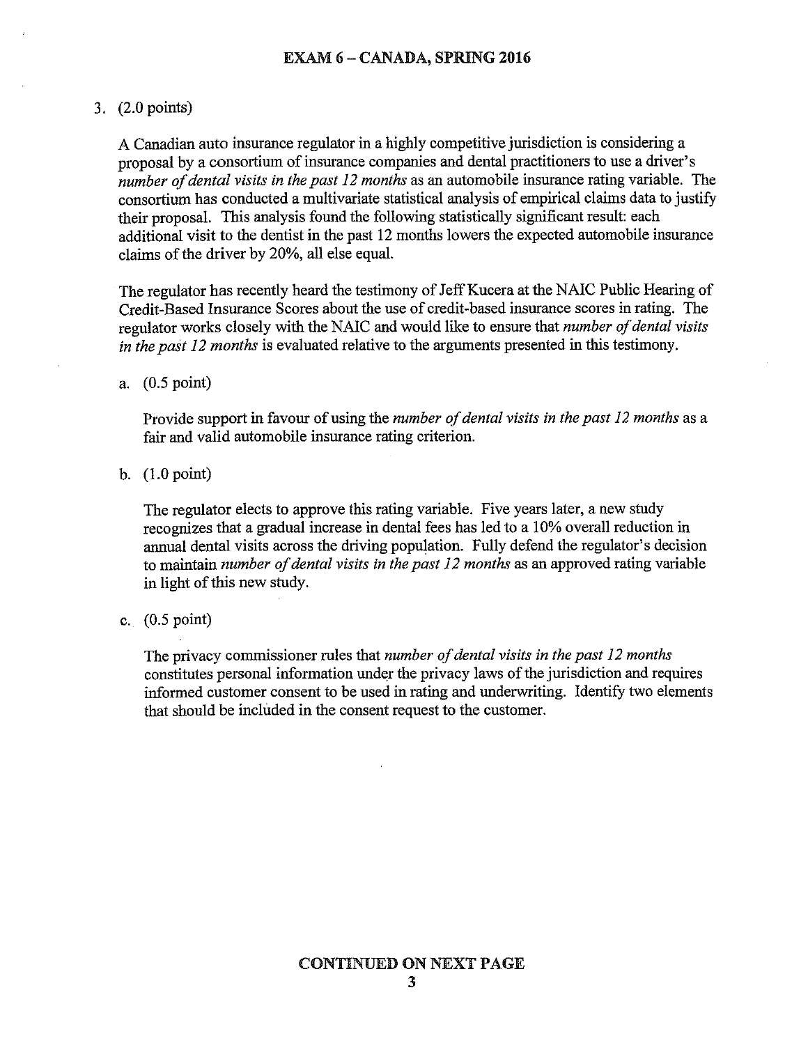3. (2.0 points)

   A Canadian auto insurance regulator in a highly competitive jurisdiction is considering a proposal by a consortium of insurance companies and dental practitioners to use a driver's *number of dental visits in the past 12 months* as an automobile insurance rating variable. The consortium has conducted a multivariate statistical analysis of empirical claims data to justify their proposal. This analysis found the following statistically significant result: each additional visit to the dentist in the past 12 months lowers the expected automobile insurance claims of the driver by 20%, all else equal.

   The regulator has recently heard the testimony of Jeff Kucera at the NAIC Public Hearing of Credit-Based Insurance Scores about the use of credit-based insurance scores in rating. The regulator works closely with the NAIC and would like to ensure that *number of dental visits in the past 12 months* is evaluated relative to the arguments presented in this testimony.

   a. (0.5 point)

      Provide support in favour of using the *number of dental visits in the past 12 months* as a fair and valid automobile insurance rating criterion.

   b. (1.0 point)

      The regulator elects to approve this rating variable. Five years later, a new study recognizes that a gradual increase in dental fees has led to a 10% overall reduction in annual dental visits across the driving population. Fully defend the regulator's decision to maintain *number of dental visits in the past 12 months* as an approved rating variable in light of this new study.

   c. (0.5 point)

      The privacy commissioner rules that *number of dental visits in the past 12 months* constitutes personal information under the privacy laws of the jurisdiction and requires informed customer consent to be used in rating and underwriting. Identify two elements that should be included in the consent request to the customer.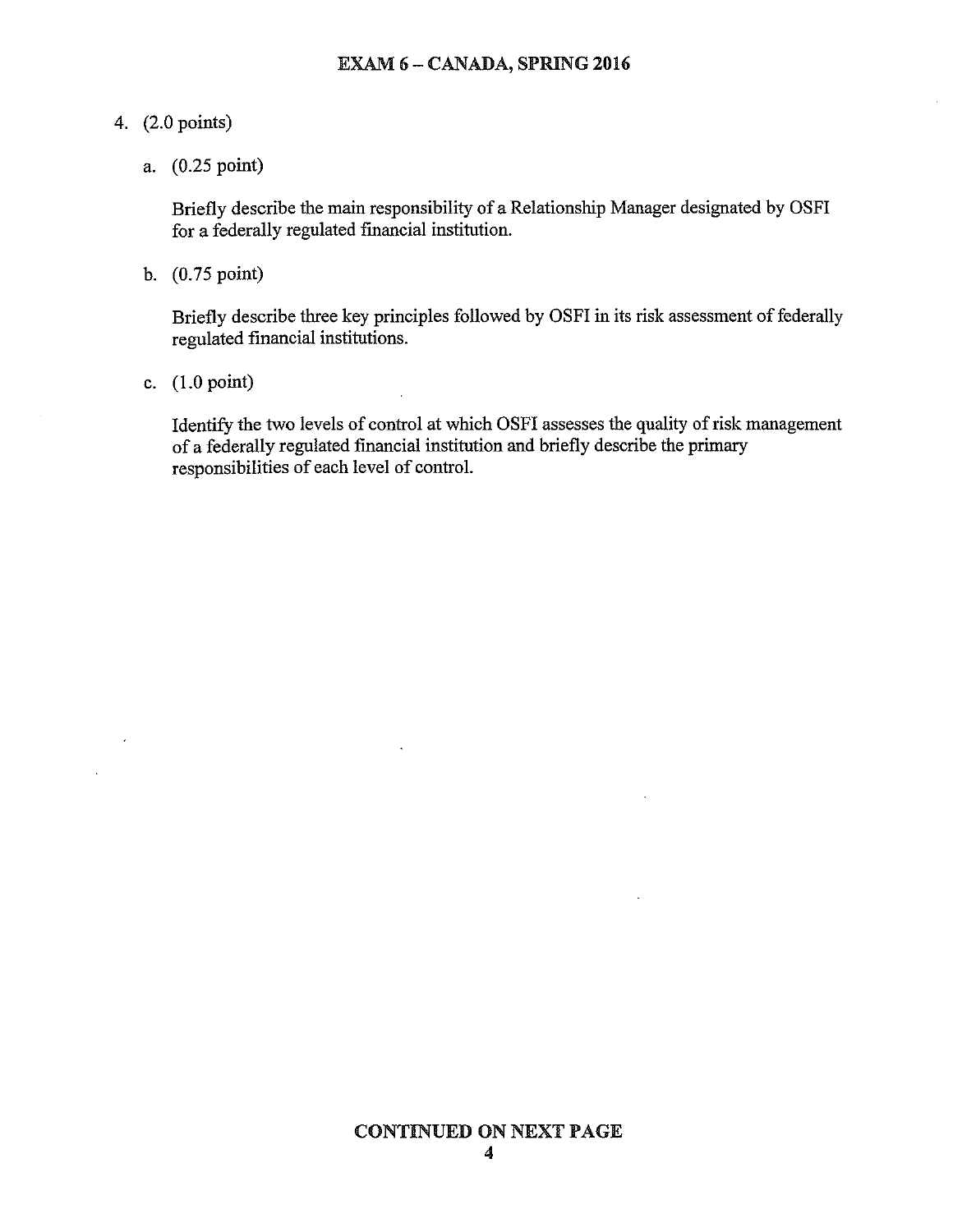4. (2.0 points)

   a. (0.25 point)

      Briefly describe the main responsibility of a Relationship Manager designated by OSFI for a federally regulated financial institution.

   b. (0.75 point)

      Briefly describe three key principles followed by OSFI in its risk assessment of federally regulated financial institutions.

   c. (1.0 point)

      Identify the two levels of control at which OSFI assesses the quality of risk management of a federally regulated financial institution and briefly describe the primary responsibilities of each level of control.

**CONTINUED ON NEXT PAGE**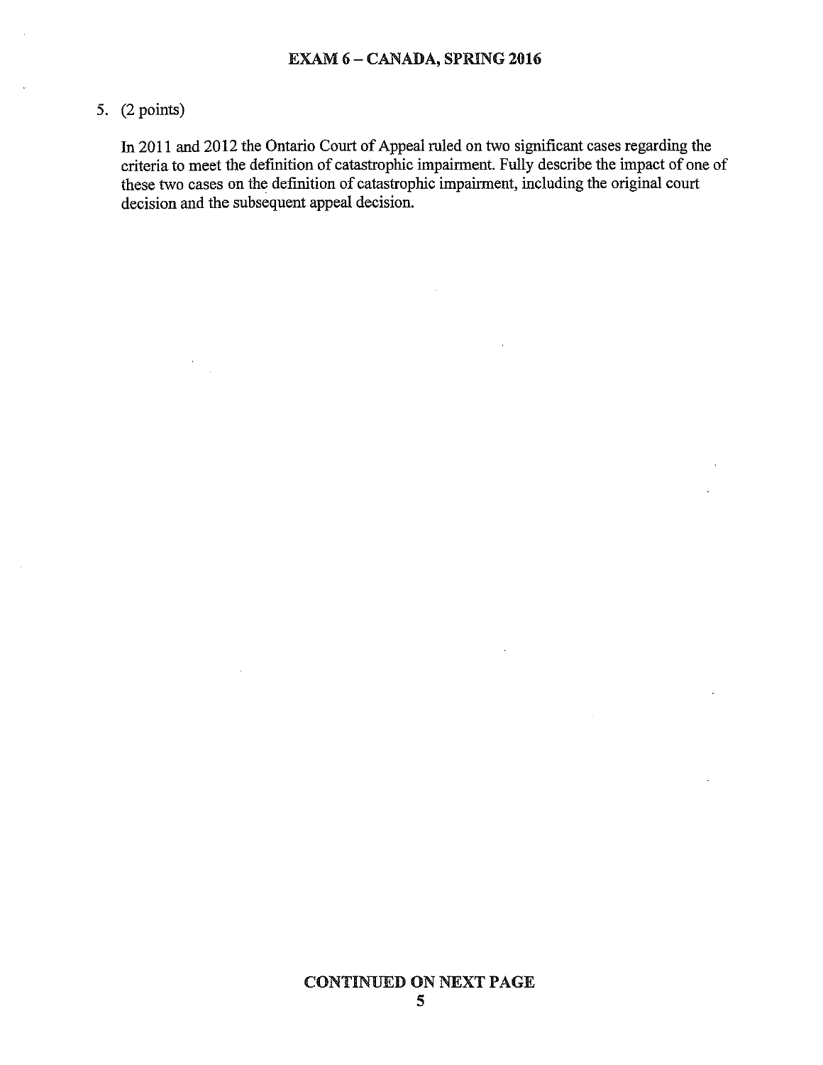5. (2 points)

   In 2011 and 2012 the Ontario Court of Appeal ruled on two significant cases regarding the criteria to meet the definition of catastrophic impairment. Fully describe the impact of one of these two cases on the definition of catastrophic impairment, including the original court decision and the subsequent appeal decision.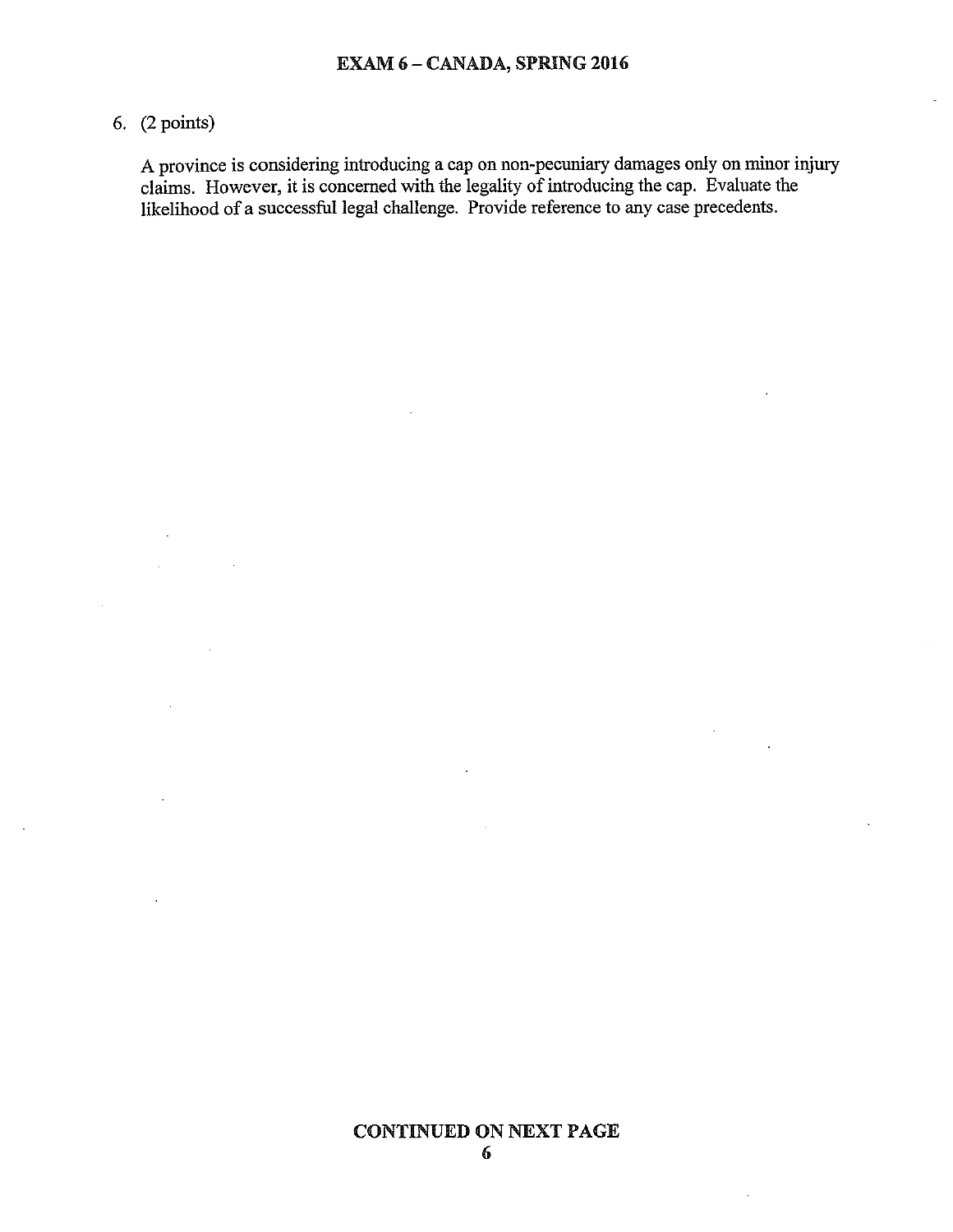6. (2 points)

A province is considering introducing a cap on non-pecuniary damages only on minor injury claims. However, it is concerned with the legality of introducing the cap. Evaluate the likelihood of a successful legal challenge. Provide reference to any case precedents.

**CONTINUED ON NEXT PAGE**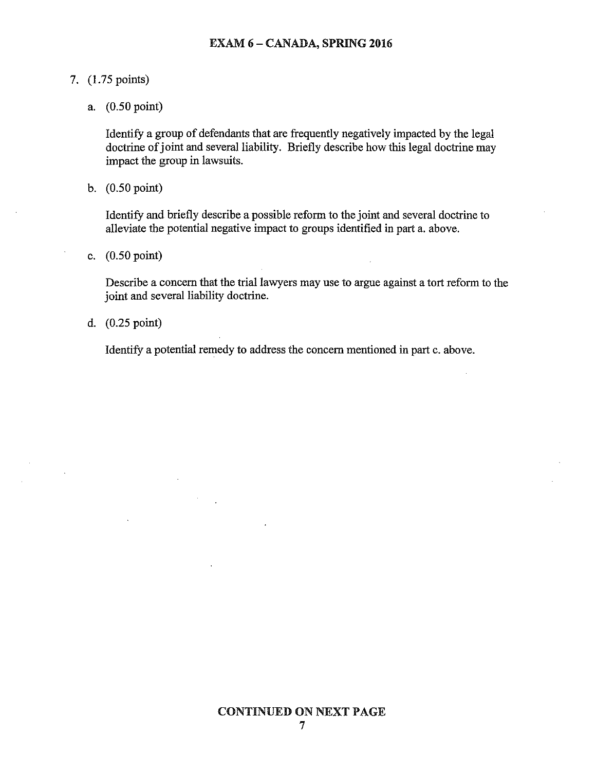7. (1.75 points)

   a. (0.50 point)

      Identify a group of defendants that are frequently negatively impacted by the legal doctrine of joint and several liability. Briefly describe how this legal doctrine may impact the group in lawsuits.

   b. (0.50 point)

      Identify and briefly describe a possible reform to the joint and several doctrine to alleviate the potential negative impact to groups identified in part a. above.

   c. (0.50 point)

      Describe a concern that the trial lawyers may use to argue against a tort reform to the joint and several liability doctrine.

   d. (0.25 point)

      Identify a potential remedy to address the concern mentioned in part c. above.

**CONTINUED ON NEXT PAGE**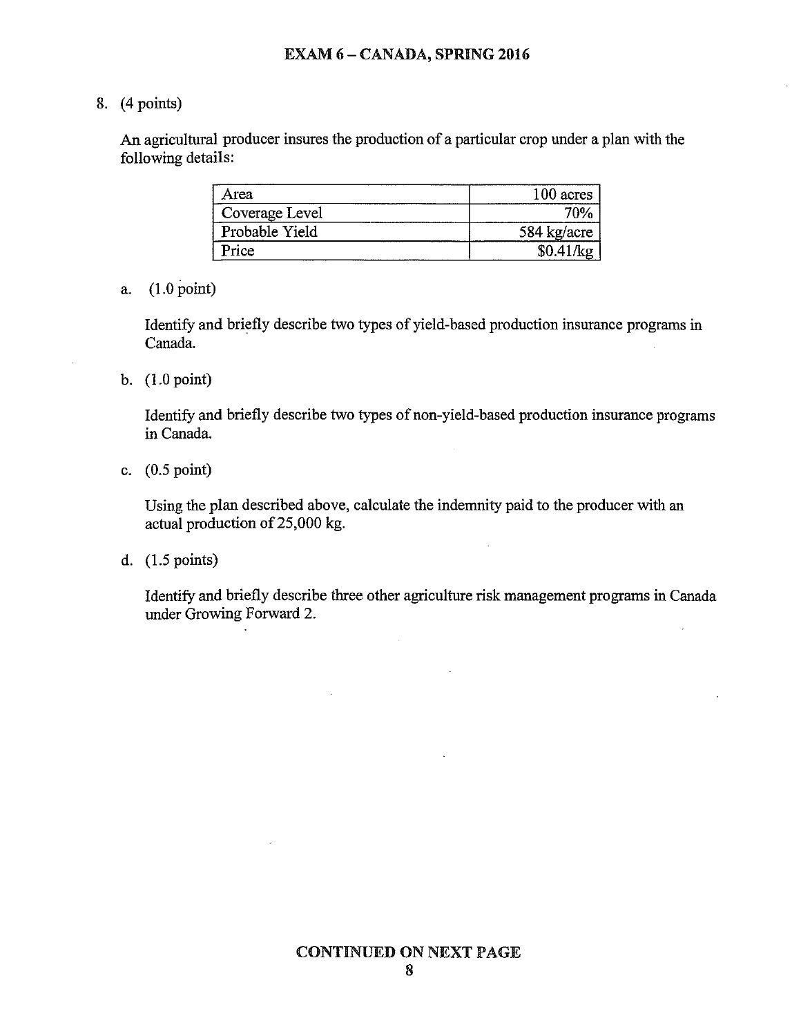8. (4 points)

An agricultural producer insures the production of a particular crop under a plan with the following details:

| | |
|---|---|
| Area | 100 acres |
| Coverage Level | 70% |
| Probable Yield | 584 kg/acre |
| Price | $0.41/kg |

a. (1.0 point)

Identify and briefly describe two types of yield-based production insurance programs in Canada.

b. (1.0 point)

Identify and briefly describe two types of non-yield-based production insurance programs in Canada.

c. (0.5 point)

Using the plan described above, calculate the indemnity paid to the producer with an actual production of 25,000 kg.

d. (1.5 points)

Identify and briefly describe three other agriculture risk management programs in Canada under Growing Forward 2.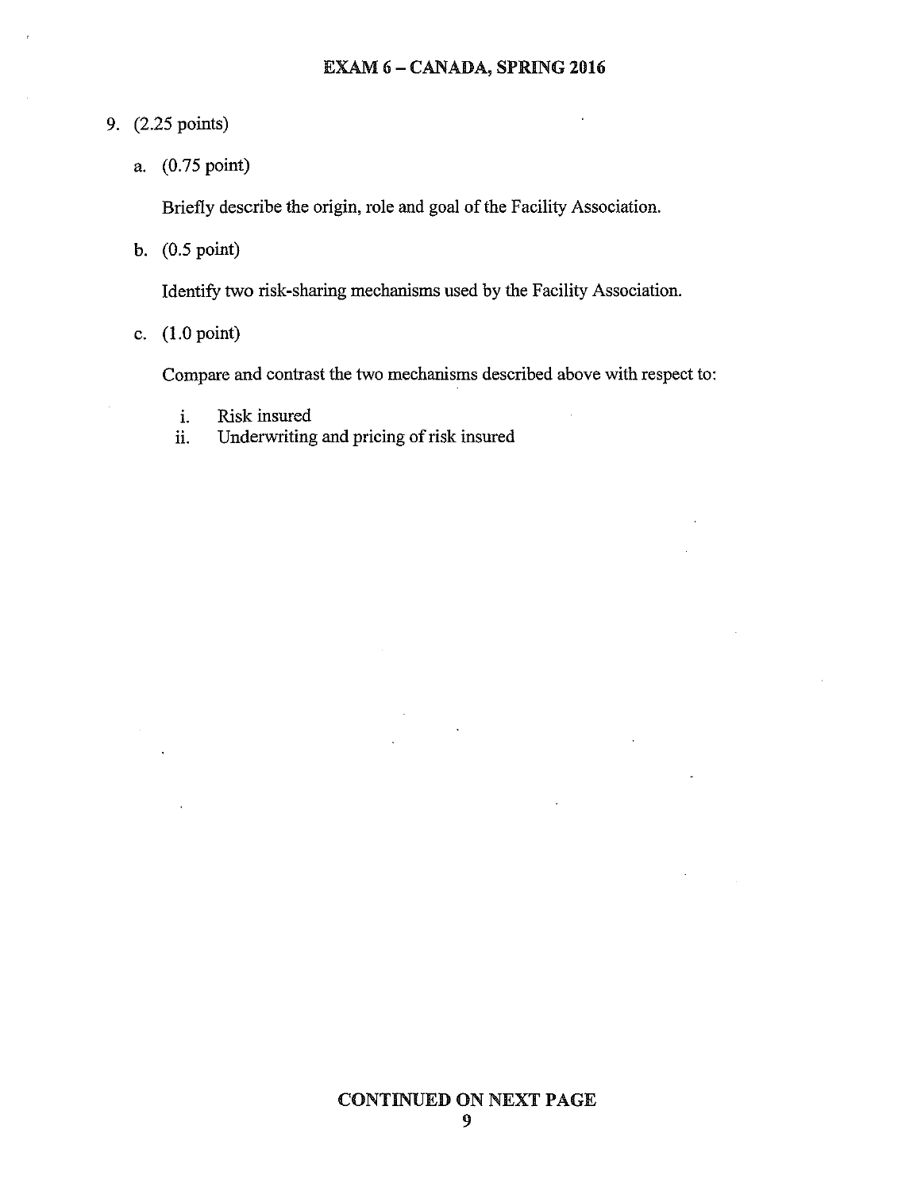9. (2.25 points)

   a. (0.75 point)

      Briefly describe the origin, role and goal of the Facility Association.

   b. (0.5 point)

      Identify two risk-sharing mechanisms used by the Facility Association.

   c. (1.0 point)

      Compare and contrast the two mechanisms described above with respect to:

      i. Risk insured
      ii. Underwriting and pricing of risk insured

**CONTINUED ON NEXT PAGE**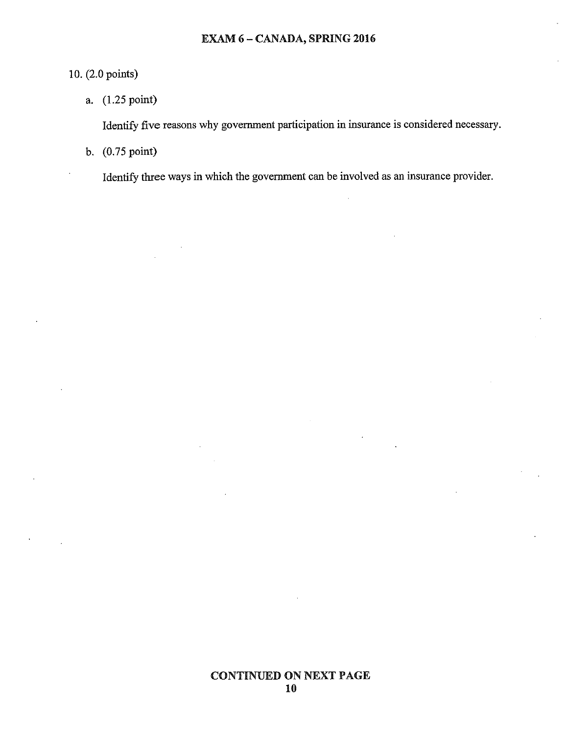10. (2.0 points)

a. (1.25 point)

Identify five reasons why government participation in insurance is considered necessary.

b. (0.75 point)

Identify three ways in which the government can be involved as an insurance provider.

**CONTINUED ON NEXT PAGE**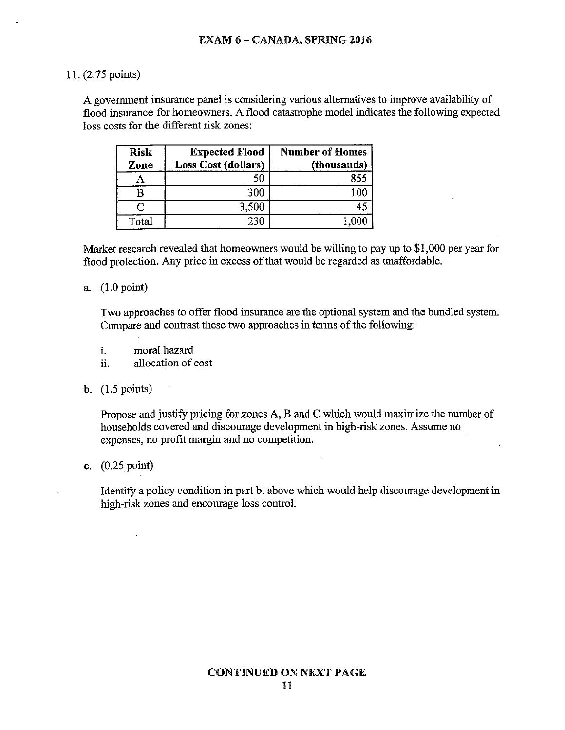11. (2.75 points)

A government insurance panel is considering various alternatives to improve availability of flood insurance for homeowners. A flood catastrophe model indicates the following expected loss costs for the different risk zones:

| Risk Zone | Expected Flood Loss Cost (dollars) | Number of Homes (thousands) |
|---|---|---|
| A | 50 | 855 |
| B | 300 | 100 |
| C | 3,500 | 45 |
| Total | 230 | 1,000 |

Market research revealed that homeowners would be willing to pay up to $1,000 per year for flood protection. Any price in excess of that would be regarded as unaffordable.

a. (1.0 point)

   Two approaches to offer flood insurance are the optional system and the bundled system. Compare and contrast these two approaches in terms of the following:

   i. moral hazard
   ii. allocation of cost

b. (1.5 points)

   Propose and justify pricing for zones A, B and C which would maximize the number of households covered and discourage development in high-risk zones. Assume no expenses, no profit margin and no competition.

c. (0.25 point)

   Identify a policy condition in part b. above which would help discourage development in high-risk zones and encourage loss control.

**CONTINUED ON NEXT PAGE**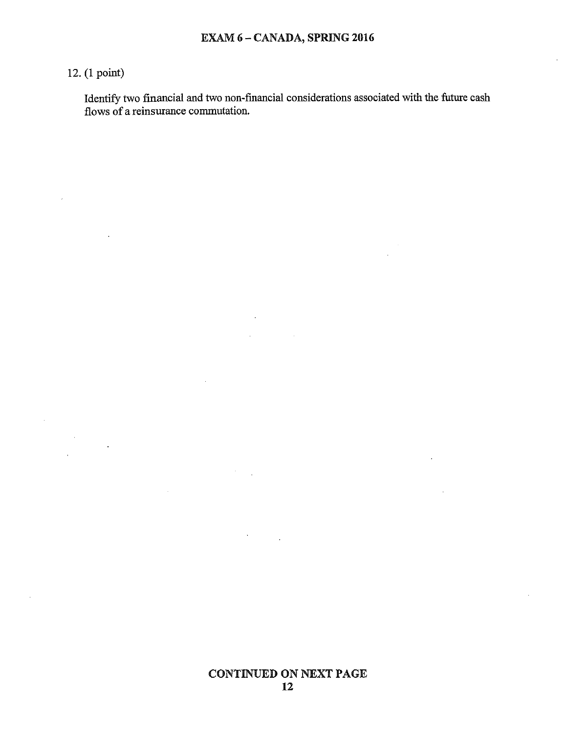12. (1 point)

Identify two financial and two non-financial considerations associated with the future cash flows of a reinsurance commutation.

CONTINUED ON NEXT PAGE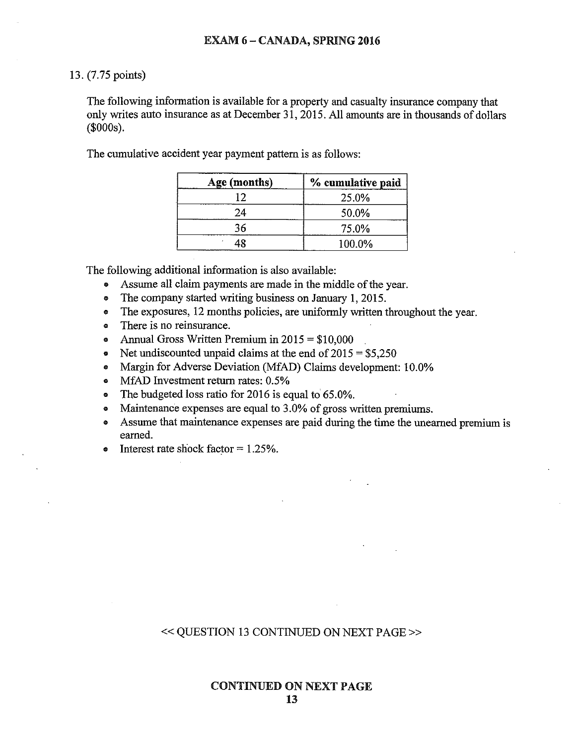13. (7.75 points)

The following information is available for a property and casualty insurance company that only writes auto insurance as at December 31, 2015. All amounts are in thousands of dollars ($000s).

The cumulative accident year payment pattern is as follows:

| Age (months) | % cumulative paid |
|---|---|
| 12 | 25.0% |
| 24 | 50.0% |
| 36 | 75.0% |
| 48 | 100.0% |

The following additional information is also available:

- Assume all claim payments are made in the middle of the year.
- The company started writing business on January 1, 2015.
- The exposures, 12 months policies, are uniformly written throughout the year.
- There is no reinsurance.
- Annual Gross Written Premium in 2015 = $10,000
- Net undiscounted unpaid claims at the end of 2015 = $5,250
- Margin for Adverse Deviation (MfAD) Claims development: 10.0%
- MfAD Investment return rates: 0.5%
- The budgeted loss ratio for 2016 is equal to 65.0%.
- Maintenance expenses are equal to 3.0% of gross written premiums.
- Assume that maintenance expenses are paid during the time the unearned premium is earned.
- Interest rate shock factor = 1.25%.

<< QUESTION 13 CONTINUED ON NEXT PAGE >>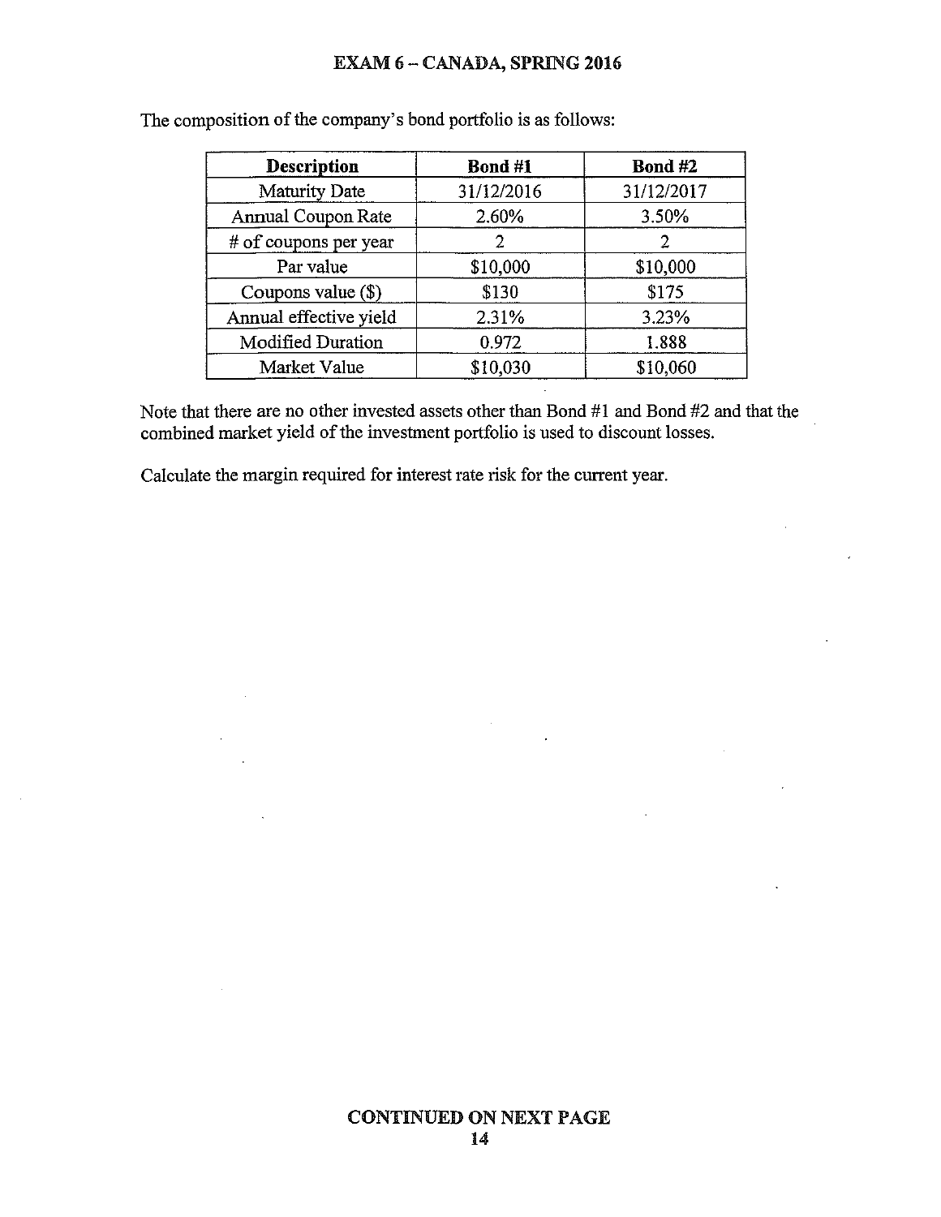The composition of the company's bond portfolio is as follows:

| Description | Bond #1 | Bond #2 |
|---|---|---|
| Maturity Date | 31/12/2016 | 31/12/2017 |
| Annual Coupon Rate | 2.60% | 3.50% |
| # of coupons per year | 2 | 2 |
| Par value | $10,000 | $10,000 |
| Coupons value ($) | $130 | $175 |
| Annual effective yield | 2.31% | 3.23% |
| Modified Duration | 0.972 | 1.888 |
| Market Value | $10,030 | $10,060 |

Note that there are no other invested assets other than Bond #1 and Bond #2 and that the combined market yield of the investment portfolio is used to discount losses.

Calculate the margin required for interest rate risk for the current year.

**CONTINUED ON NEXT PAGE**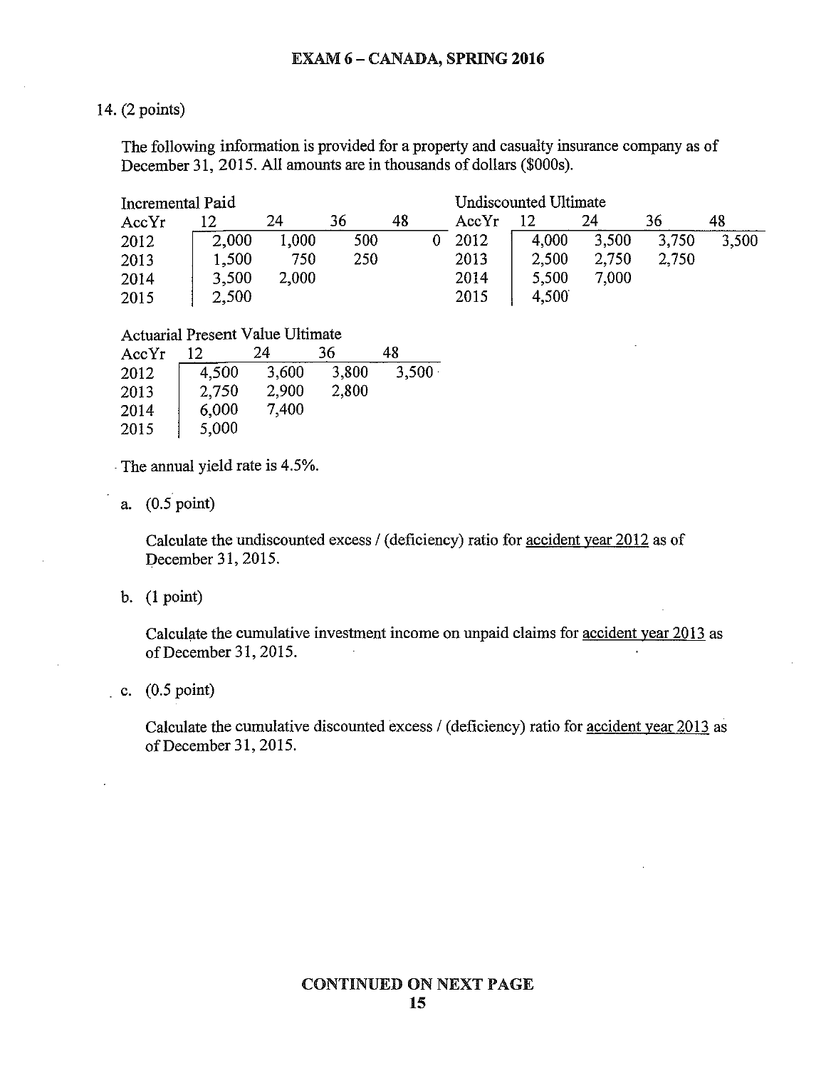14. (2 points)

The following information is provided for a property and casualty insurance company as of December 31, 2015. All amounts are in thousands of dollars ($000s).

Incremental Paid

| AccYr | 12 | 24 | 36 | 48 |
|---|---|---|---|---|
| 2012 | 2,000 | 1,000 | 500 | 0 |
| 2013 | 1,500 | 750 | 250 | |
| 2014 | 3,500 | 2,000 | | |
| 2015 | 2,500 | | | |

Undiscounted Ultimate

| AccYr | 12 | 24 | 36 | 48 |
|---|---|---|---|---|
| 2012 | 4,000 | 3,500 | 3,750 | 3,500 |
| 2013 | 2,500 | 2,750 | 2,750 | |
| 2014 | 5,500 | 7,000 | | |
| 2015 | 4,500 | | | |

Actuarial Present Value Ultimate

| AccYr | 12 | 24 | 36 | 48 |
|---|---|---|---|---|
| 2012 | 4,500 | 3,600 | 3,800 | 3,500 |
| 2013 | 2,750 | 2,900 | 2,800 | |
| 2014 | 6,000 | 7,400 | | |
| 2015 | 5,000 | | | |

The annual yield rate is 4.5%.

a. (0.5 point)

Calculate the undiscounted excess / (deficiency) ratio for accident year 2012 as of December 31, 2015.

b. (1 point)

Calculate the cumulative investment income on unpaid claims for accident year 2013 as of December 31, 2015.

c. (0.5 point)

Calculate the cumulative discounted excess / (deficiency) ratio for accident year 2013 as of December 31, 2015.

**CONTINUED ON NEXT PAGE**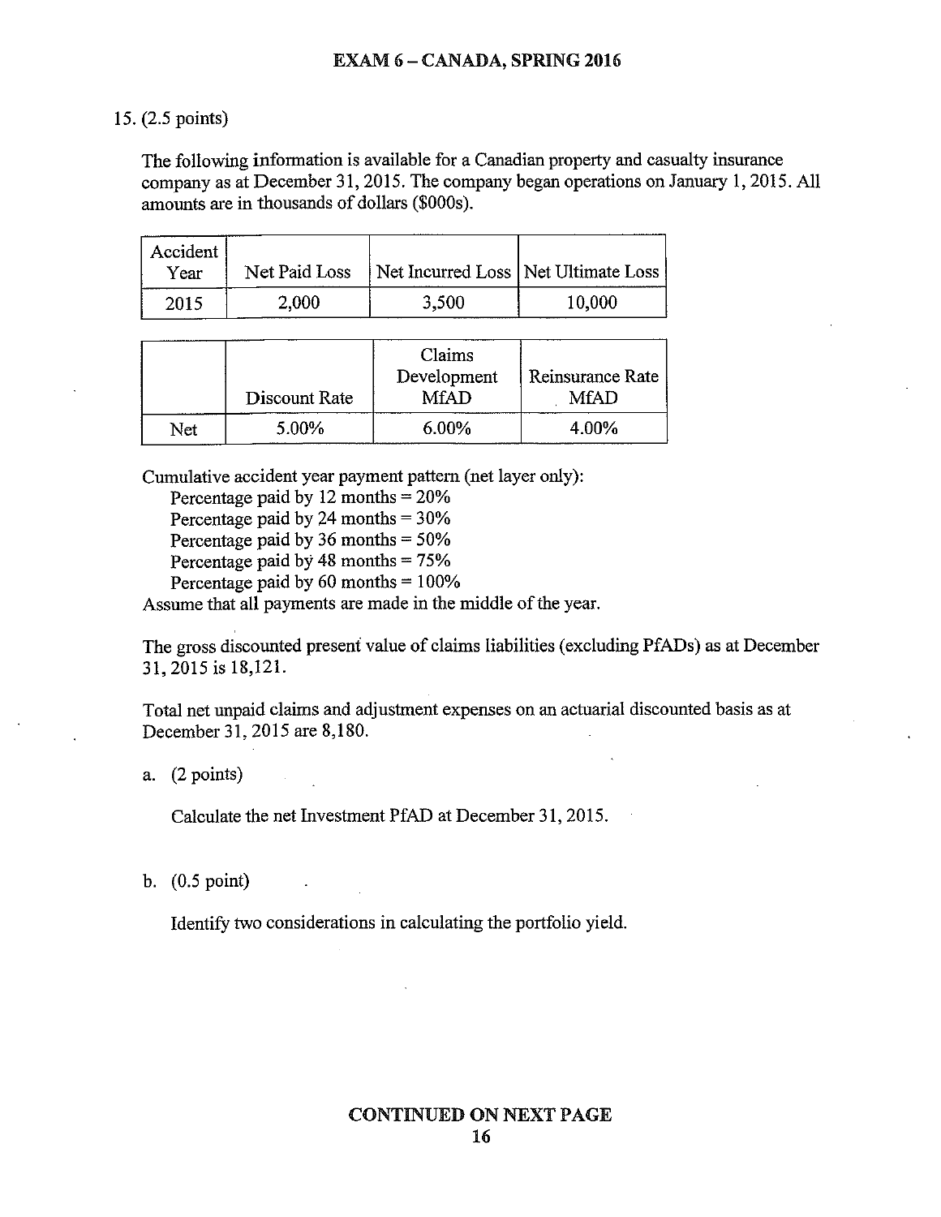15. (2.5 points)

The following information is available for a Canadian property and casualty insurance company as at December 31, 2015. The company began operations on January 1, 2015. All amounts are in thousands of dollars ($000s).

| Accident Year | Net Paid Loss | Net Incurred Loss | Net Ultimate Loss |
|---|---|---|---|
| 2015 | 2,000 | 3,500 | 10,000 |

| | Discount Rate | Claims Development MfAD | Reinsurance Rate MfAD |
|---|---|---|---|
| Net | 5.00% | 6.00% | 4.00% |

Cumulative accident year payment pattern (net layer only):

Percentage paid by 12 months = 20%
Percentage paid by 24 months = 30%
Percentage paid by 36 months = 50%
Percentage paid by 48 months = 75%
Percentage paid by 60 months = 100%

Assume that all payments are made in the middle of the year.

The gross discounted present value of claims liabilities (excluding PfADs) as at December 31, 2015 is 18,121.

Total net unpaid claims and adjustment expenses on an actuarial discounted basis as at December 31, 2015 are 8,180.

a. (2 points)

Calculate the net Investment PfAD at December 31, 2015.

b. (0.5 point)

Identify two considerations in calculating the portfolio yield.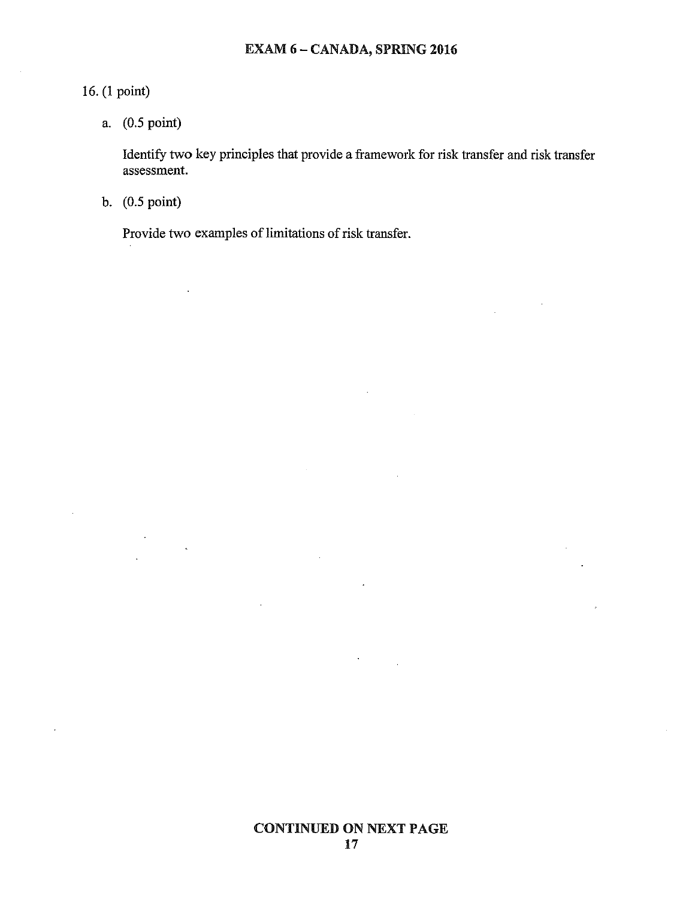16. (1 point)

   a. (0.5 point)

      Identify two key principles that provide a framework for risk transfer and risk transfer assessment.

   b. (0.5 point)

      Provide two examples of limitations of risk transfer.

**CONTINUED ON NEXT PAGE**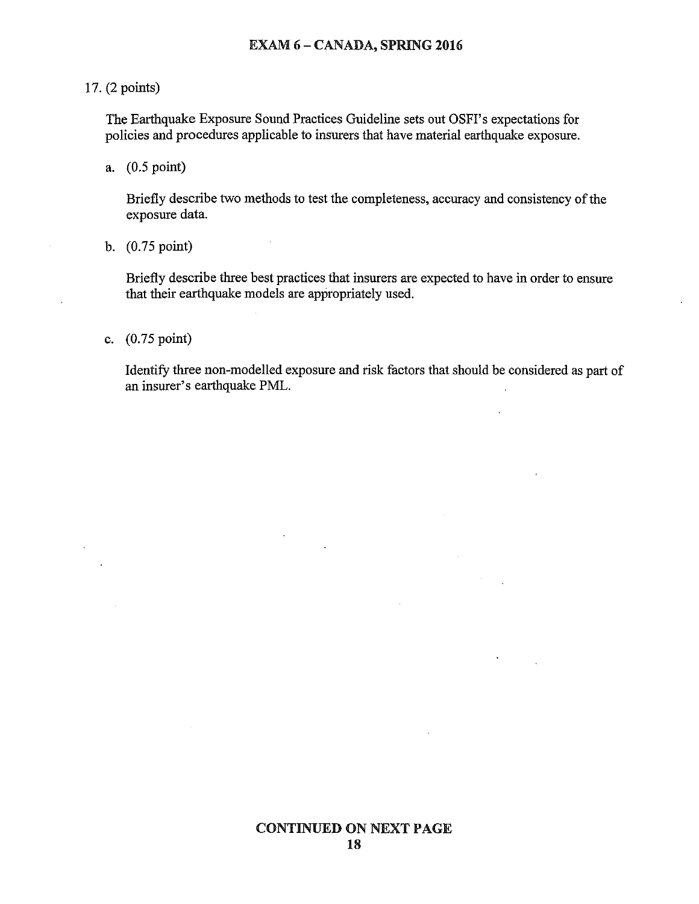17. (2 points)

The Earthquake Exposure Sound Practices Guideline sets out OSFI's expectations for policies and procedures applicable to insurers that have material earthquake exposure.

a. (0.5 point)

Briefly describe two methods to test the completeness, accuracy and consistency of the exposure data.

b. (0.75 point)

Briefly describe three best practices that insurers are expected to have in order to ensure that their earthquake models are appropriately used.

c. (0.75 point)

Identify three non-modelled exposure and risk factors that should be considered as part of an insurer's earthquake PML.

**CONTINUED ON NEXT PAGE**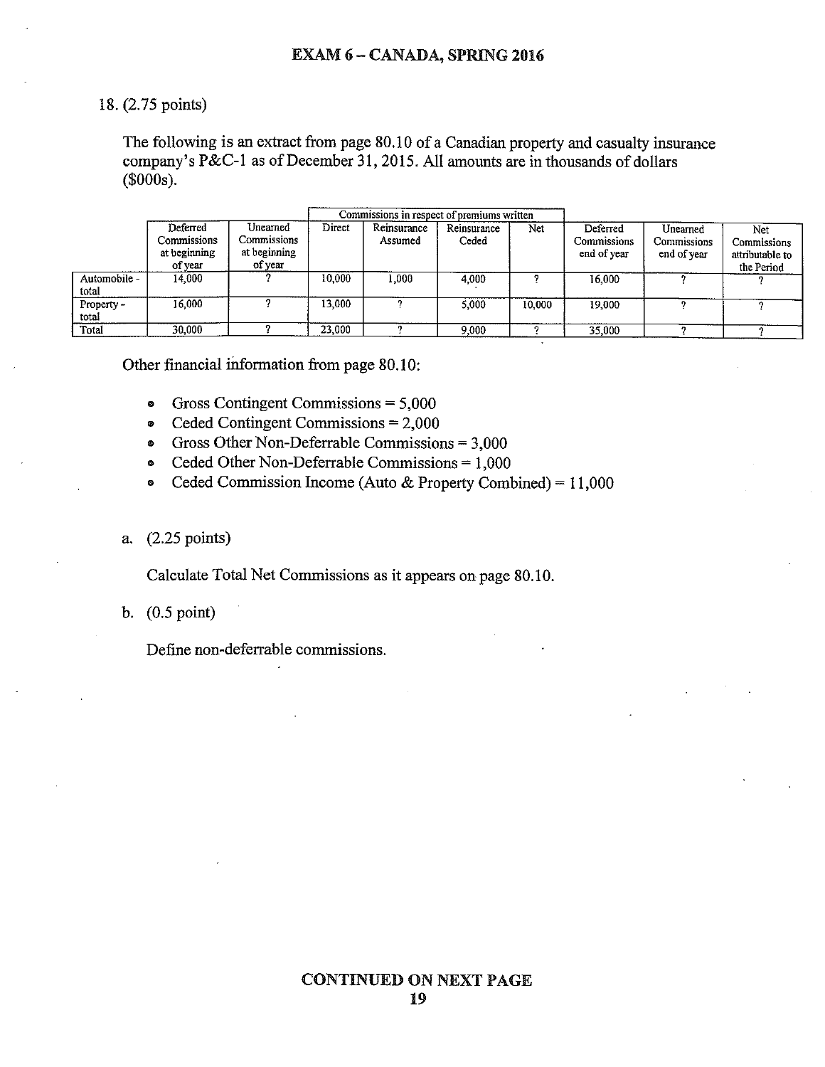## 18. (2.75 points)

The following is an extract from page 80.10 of a Canadian property and casualty insurance company's P&C-1 as of December 31, 2015. All amounts are in thousands of dollars ($000s).

| | Deferred Commissions at beginning of year | Unearned Commissions at beginning of year | Commissions in respect of premiums written | | | | Deferred Commissions end of year | Unearned Commissions end of year | Net Commissions attributable to the Period |
|---|---|---|---|---|---|---|---|---|---|
| | | | Direct | Reinsurance Assumed | Reinsurance Ceded | Net | | | |
| Automobile - total | 14,000 | ? | 10,000 | 1,000 | 4,000 | ? | 16,000 | ? | ? |
| Property - total | 16,000 | ? | 13,000 | ? | 5,000 | 10,000 | 19,000 | ? | ? |
| Total | 30,000 | ? | 23,000 | ? | 9,000 | ? | 35,000 | ? | ? |

Other financial information from page 80.10:

- Gross Contingent Commissions = 5,000
- Ceded Contingent Commissions = 2,000
- Gross Other Non-Deferrable Commissions = 3,000
- Ceded Other Non-Deferrable Commissions = 1,000
- Ceded Commission Income (Auto & Property Combined) = 11,000

a. (2.25 points)

Calculate Total Net Commissions as it appears on page 80.10.

b. (0.5 point)

Define non-deferrable commissions.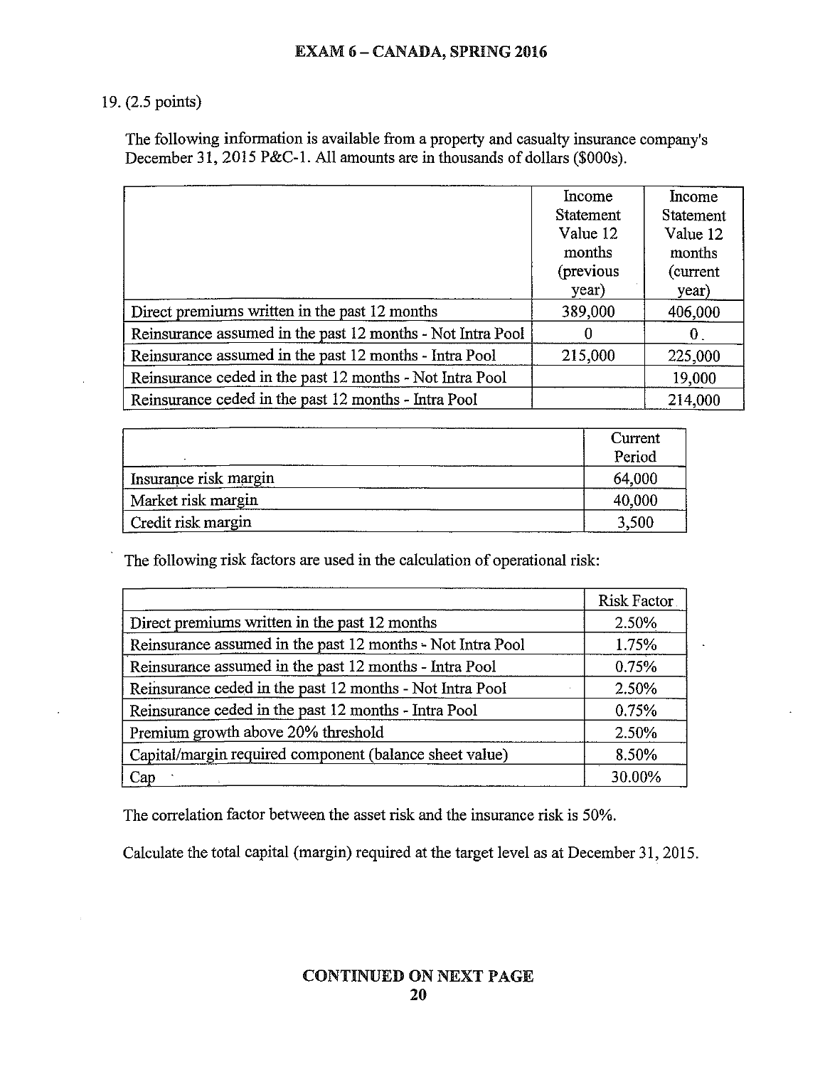19. (2.5 points)

The following information is available from a property and casualty insurance company's December 31, 2015 P&C-1. All amounts are in thousands of dollars ($000s).

| | Income Statement Value 12 months (previous year) | Income Statement Value 12 months (current year) |
|---|---|---|
| Direct premiums written in the past 12 months | 389,000 | 406,000 |
| Reinsurance assumed in the past 12 months - Not Intra Pool | 0 | 0 |
| Reinsurance assumed in the past 12 months - Intra Pool | 215,000 | 225,000 |
| Reinsurance ceded in the past 12 months - Not Intra Pool | | 19,000 |
| Reinsurance ceded in the past 12 months - Intra Pool | | 214,000 |

| | Current Period |
|---|---|
| Insurance risk margin | 64,000 |
| Market risk margin | 40,000 |
| Credit risk margin | 3,500 |

The following risk factors are used in the calculation of operational risk:

| | Risk Factor |
|---|---|
| Direct premiums written in the past 12 months | 2.50% |
| Reinsurance assumed in the past 12 months - Not Intra Pool | 1.75% |
| Reinsurance assumed in the past 12 months - Intra Pool | 0.75% |
| Reinsurance ceded in the past 12 months - Not Intra Pool | 2.50% |
| Reinsurance ceded in the past 12 months - Intra Pool | 0.75% |
| Premium growth above 20% threshold | 2.50% |
| Capital/margin required component (balance sheet value) | 8.50% |
| Cap | 30.00% |

The correlation factor between the asset risk and the insurance risk is 50%.

Calculate the total capital (margin) required at the target level as at December 31, 2015.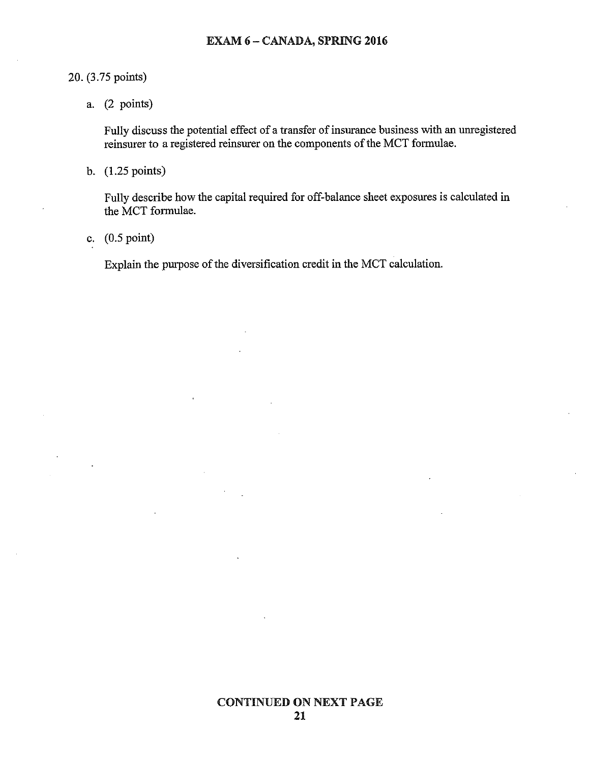20. (3.75 points)

a. (2 points)

Fully discuss the potential effect of a transfer of insurance business with an unregistered reinsurer to a registered reinsurer on the components of the MCT formulae.

b. (1.25 points)

Fully describe how the capital required for off-balance sheet exposures is calculated in the MCT formulae.

c. (0.5 point)

Explain the purpose of the diversification credit in the MCT calculation.

**CONTINUED ON NEXT PAGE**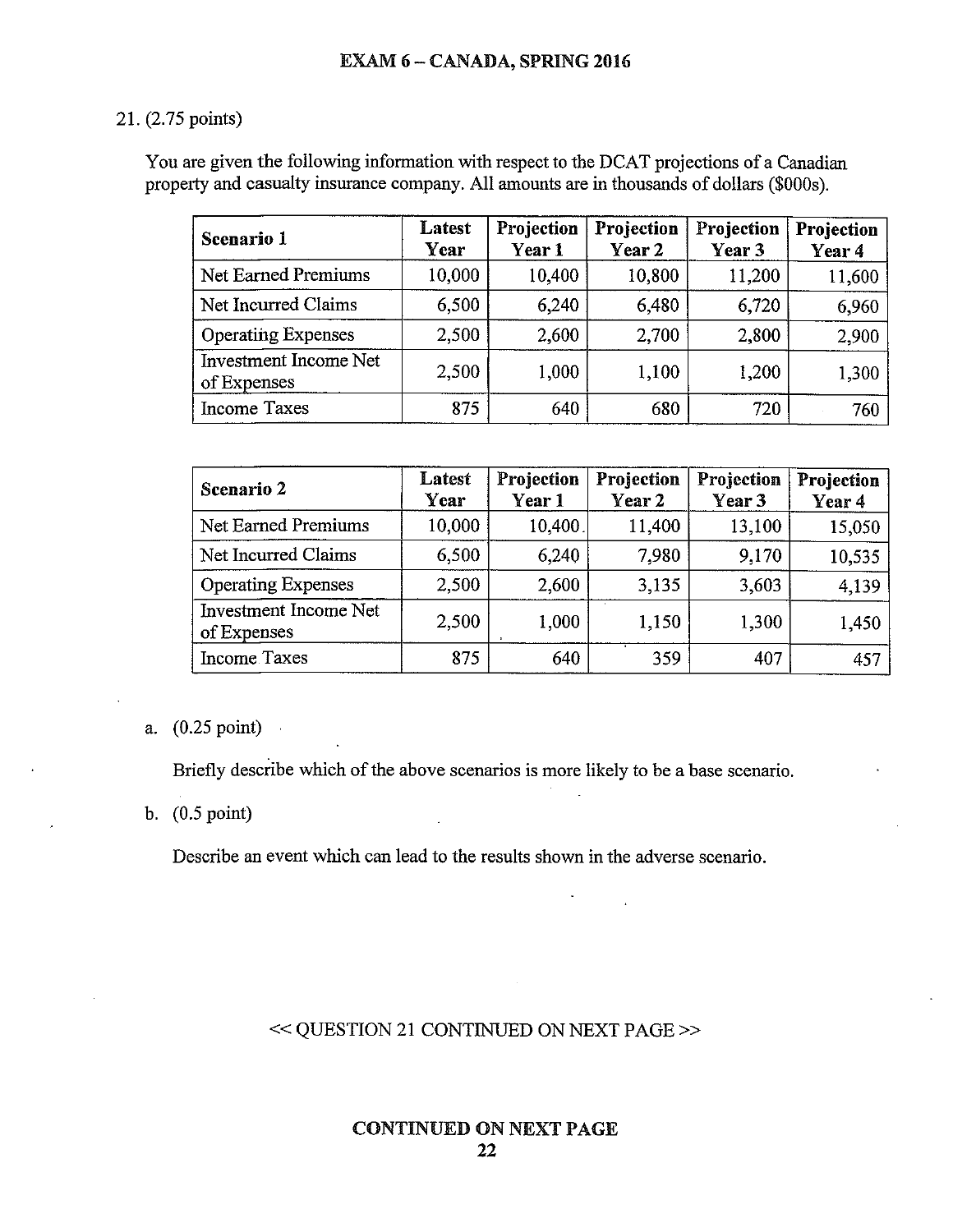21. (2.75 points)

You are given the following information with respect to the DCAT projections of a Canadian property and casualty insurance company. All amounts are in thousands of dollars ($000s).

| Scenario 1 | Latest Year | Projection Year 1 | Projection Year 2 | Projection Year 3 | Projection Year 4 |
|---|---|---|---|---|---|
| Net Earned Premiums | 10,000 | 10,400 | 10,800 | 11,200 | 11,600 |
| Net Incurred Claims | 6,500 | 6,240 | 6,480 | 6,720 | 6,960 |
| Operating Expenses | 2,500 | 2,600 | 2,700 | 2,800 | 2,900 |
| Investment Income Net of Expenses | 2,500 | 1,000 | 1,100 | 1,200 | 1,300 |
| Income Taxes | 875 | 640 | 680 | 720 | 760 |

| Scenario 2 | Latest Year | Projection Year 1 | Projection Year 2 | Projection Year 3 | Projection Year 4 |
|---|---|---|---|---|---|
| Net Earned Premiums | 10,000 | 10,400 | 11,400 | 13,100 | 15,050 |
| Net Incurred Claims | 6,500 | 6,240 | 7,980 | 9,170 | 10,535 |
| Operating Expenses | 2,500 | 2,600 | 3,135 | 3,603 | 4,139 |
| Investment Income Net of Expenses | 2,500 | 1,000 | 1,150 | 1,300 | 1,450 |
| Income Taxes | 875 | 640 | 359 | 407 | 457 |

a. (0.25 point)

Briefly describe which of the above scenarios is more likely to be a base scenario.

b. (0.5 point)

Describe an event which can lead to the results shown in the adverse scenario.

<< QUESTION 21 CONTINUED ON NEXT PAGE >>

**CONTINUED ON NEXT PAGE**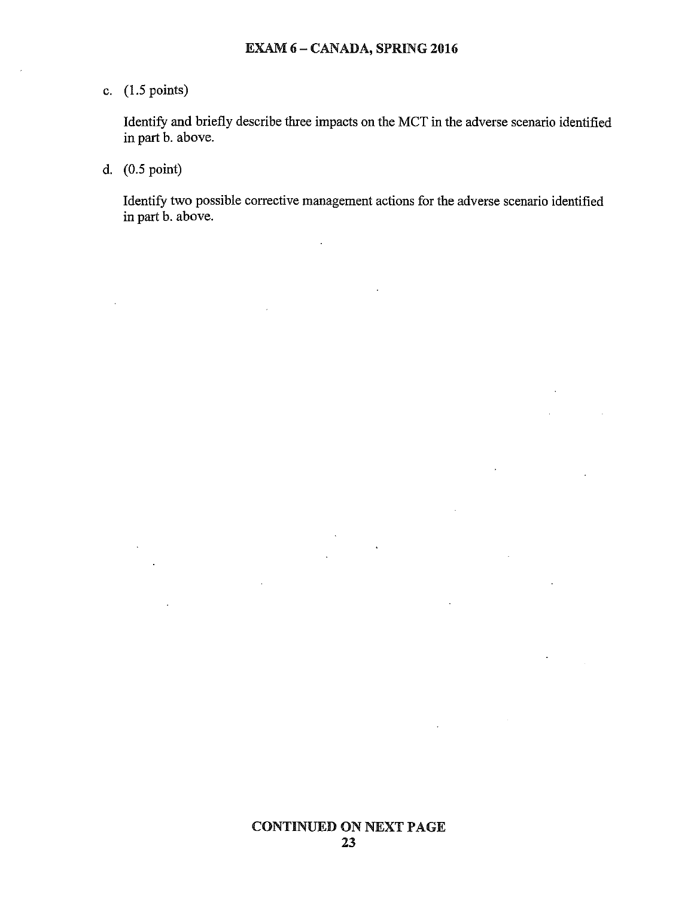c. (1.5 points)

Identify and briefly describe three impacts on the MCT in the adverse scenario identified in part b. above.

d. (0.5 point)

Identify two possible corrective management actions for the adverse scenario identified in part b. above.

**CONTINUED ON NEXT PAGE**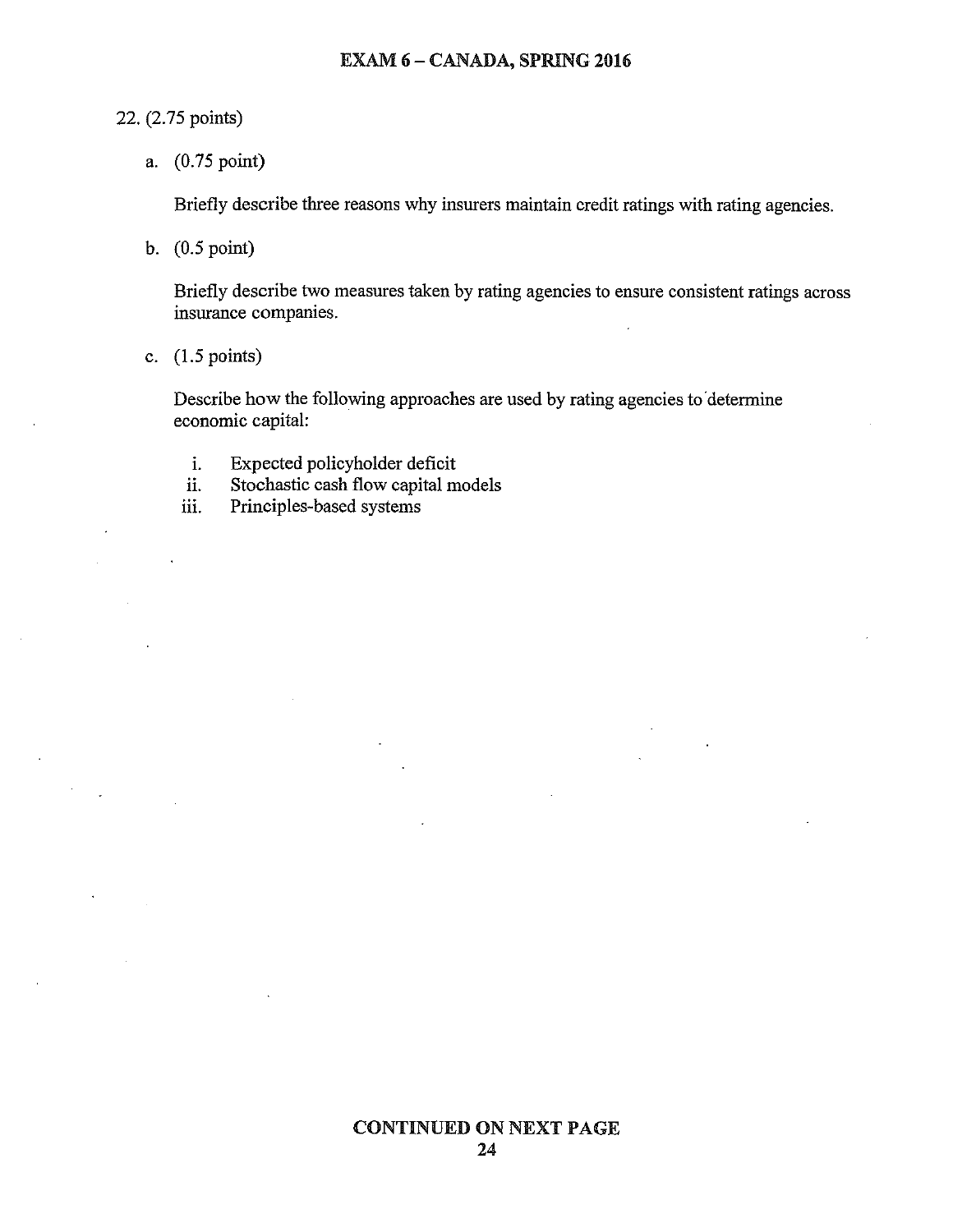22. (2.75 points)

   a. (0.75 point)

      Briefly describe three reasons why insurers maintain credit ratings with rating agencies.

   b. (0.5 point)

      Briefly describe two measures taken by rating agencies to ensure consistent ratings across insurance companies.

   c. (1.5 points)

      Describe how the following approaches are used by rating agencies to determine economic capital:

      i. Expected policyholder deficit
      ii. Stochastic cash flow capital models
      iii. Principles-based systems

**CONTINUED ON NEXT PAGE**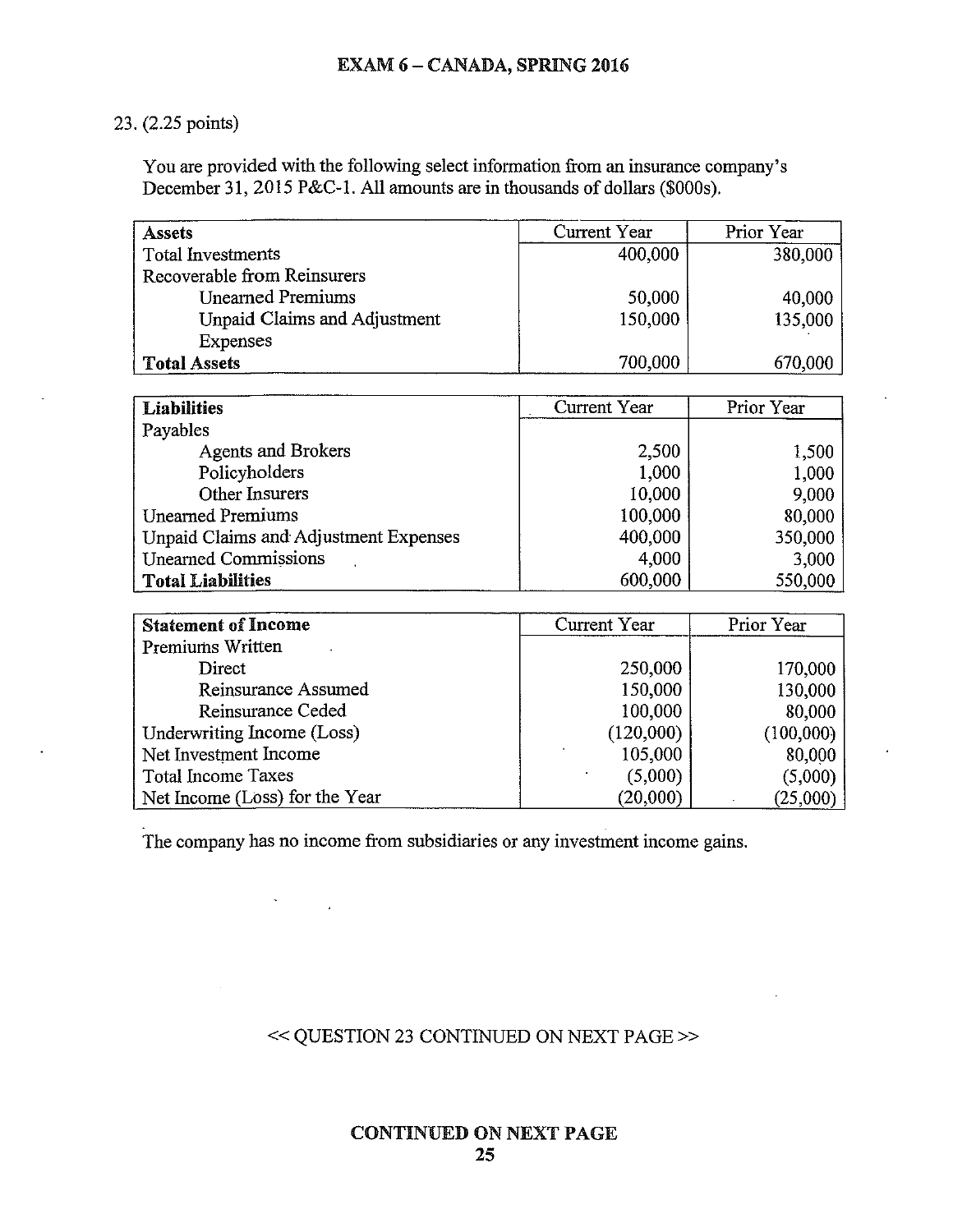23. (2.25 points)

You are provided with the following select information from an insurance company's December 31, 2015 P&C-1. All amounts are in thousands of dollars ($000s).

| Assets | Current Year | Prior Year |
|---|---|---|
| Total Investments | 400,000 | 380,000 |
| Recoverable from Reinsurers | | |
| Unearned Premiums | 50,000 | 40,000 |
| Unpaid Claims and Adjustment Expenses | 150,000 | 135,000 |
| **Total Assets** | 700,000 | 670,000 |

| Liabilities | Current Year | Prior Year |
|---|---|---|
| Payables | | |
| Agents and Brokers | 2,500 | 1,500 |
| Policyholders | 1,000 | 1,000 |
| Other Insurers | 10,000 | 9,000 |
| Unearned Premiums | 100,000 | 80,000 |
| Unpaid Claims and Adjustment Expenses | 400,000 | 350,000 |
| Unearned Commissions | 4,000 | 3,000 |
| **Total Liabilities** | 600,000 | 550,000 |

| Statement of Income | Current Year | Prior Year |
|---|---|---|
| Premiums Written | | |
| Direct | 250,000 | 170,000 |
| Reinsurance Assumed | 150,000 | 130,000 |
| Reinsurance Ceded | 100,000 | 80,000 |
| Underwriting Income (Loss) | (120,000) | (100,000) |
| Net Investment Income | 105,000 | 80,000 |
| Total Income Taxes | (5,000) | (5,000) |
| Net Income (Loss) for the Year | (20,000) | (25,000) |

The company has no income from subsidiaries or any investment income gains.

<< QUESTION 23 CONTINUED ON NEXT PAGE >>

**CONTINUED ON NEXT PAGE**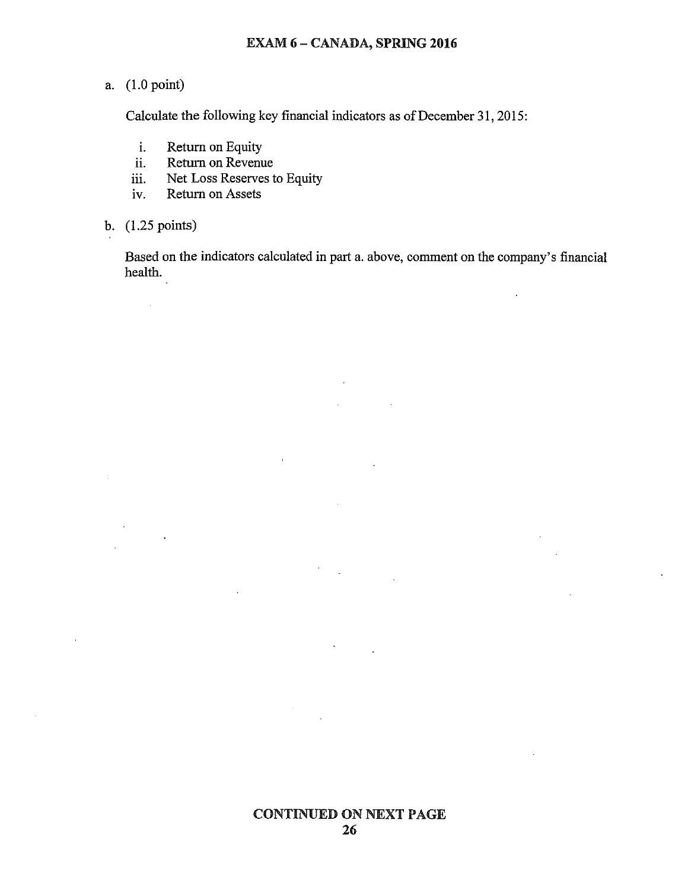a. (1.0 point)

Calculate the following key financial indicators as of December 31, 2015:

i. Return on Equity
ii. Return on Revenue
iii. Net Loss Reserves to Equity
iv. Return on Assets

b. (1.25 points)

Based on the indicators calculated in part a. above, comment on the company's financial health.

**CONTINUED ON NEXT PAGE**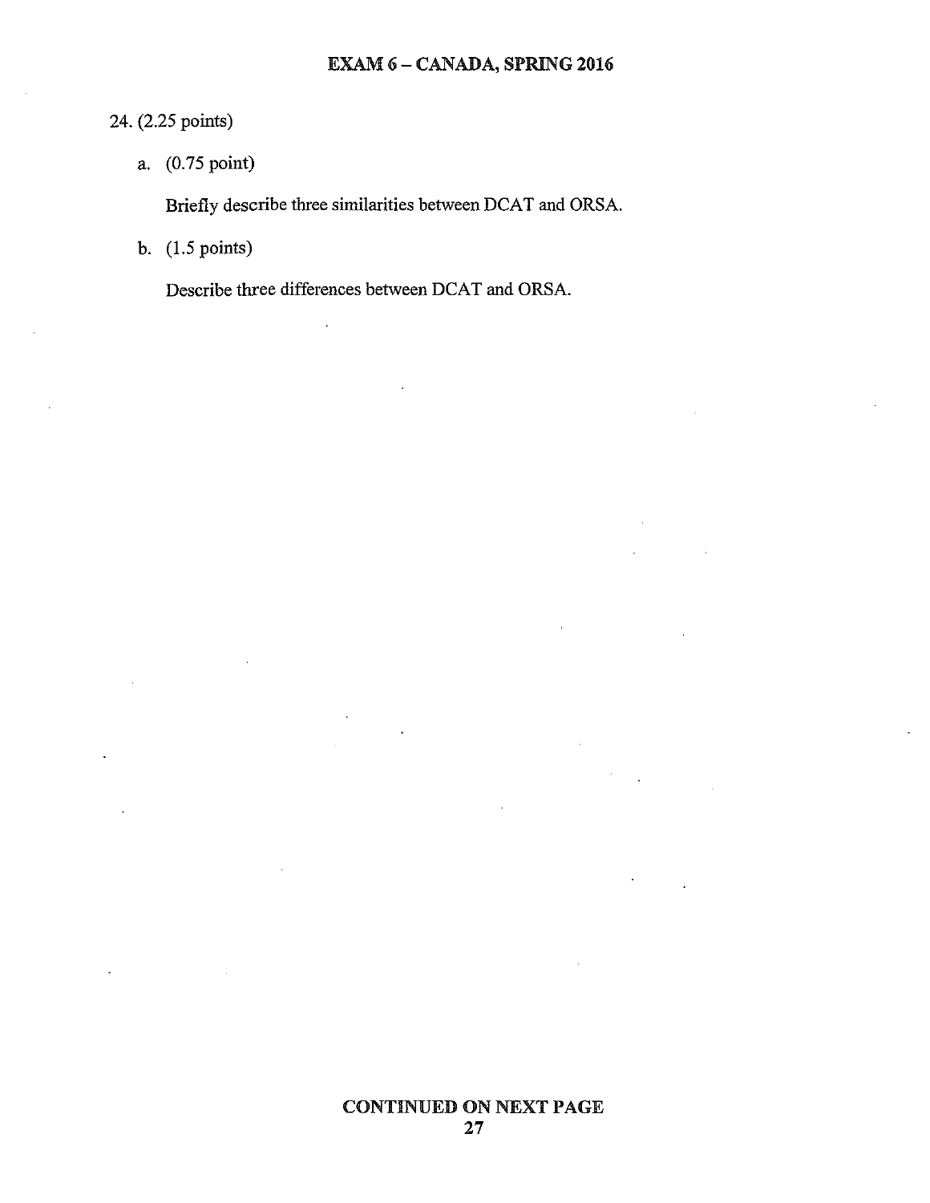24. (2.25 points)

   a. (0.75 point)

      Briefly describe three similarities between DCAT and ORSA.

   b. (1.5 points)

      Describe three differences between DCAT and ORSA.

**CONTINUED ON NEXT PAGE**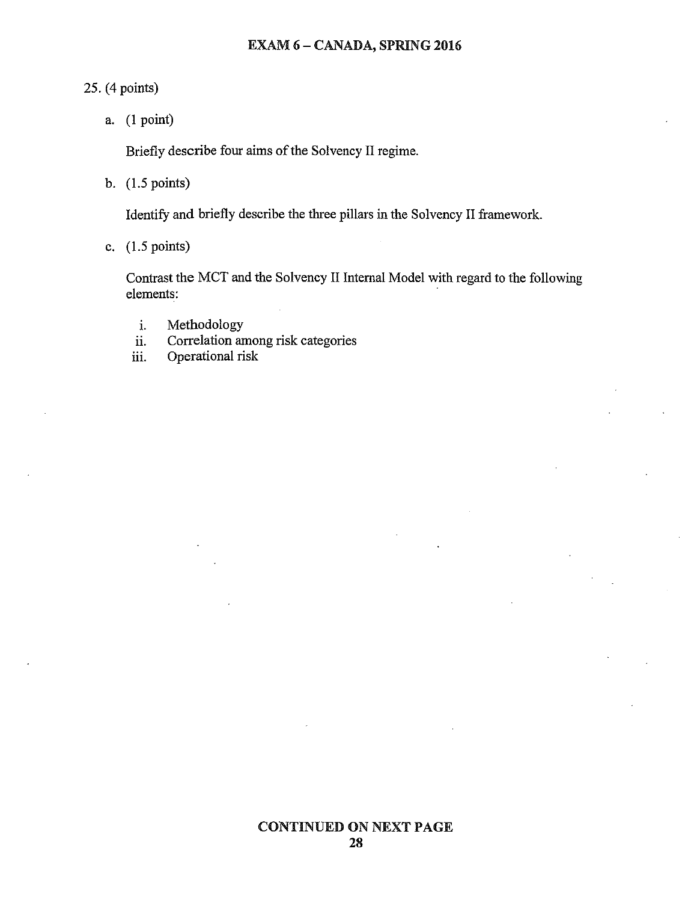25. (4 points)

   a. (1 point)

      Briefly describe four aims of the Solvency II regime.

   b. (1.5 points)

      Identify and briefly describe the three pillars in the Solvency II framework.

   c. (1.5 points)

      Contrast the MCT and the Solvency II Internal Model with regard to the following elements:

      i. Methodology
      ii. Correlation among risk categories
      iii. Operational risk

**CONTINUED ON NEXT PAGE**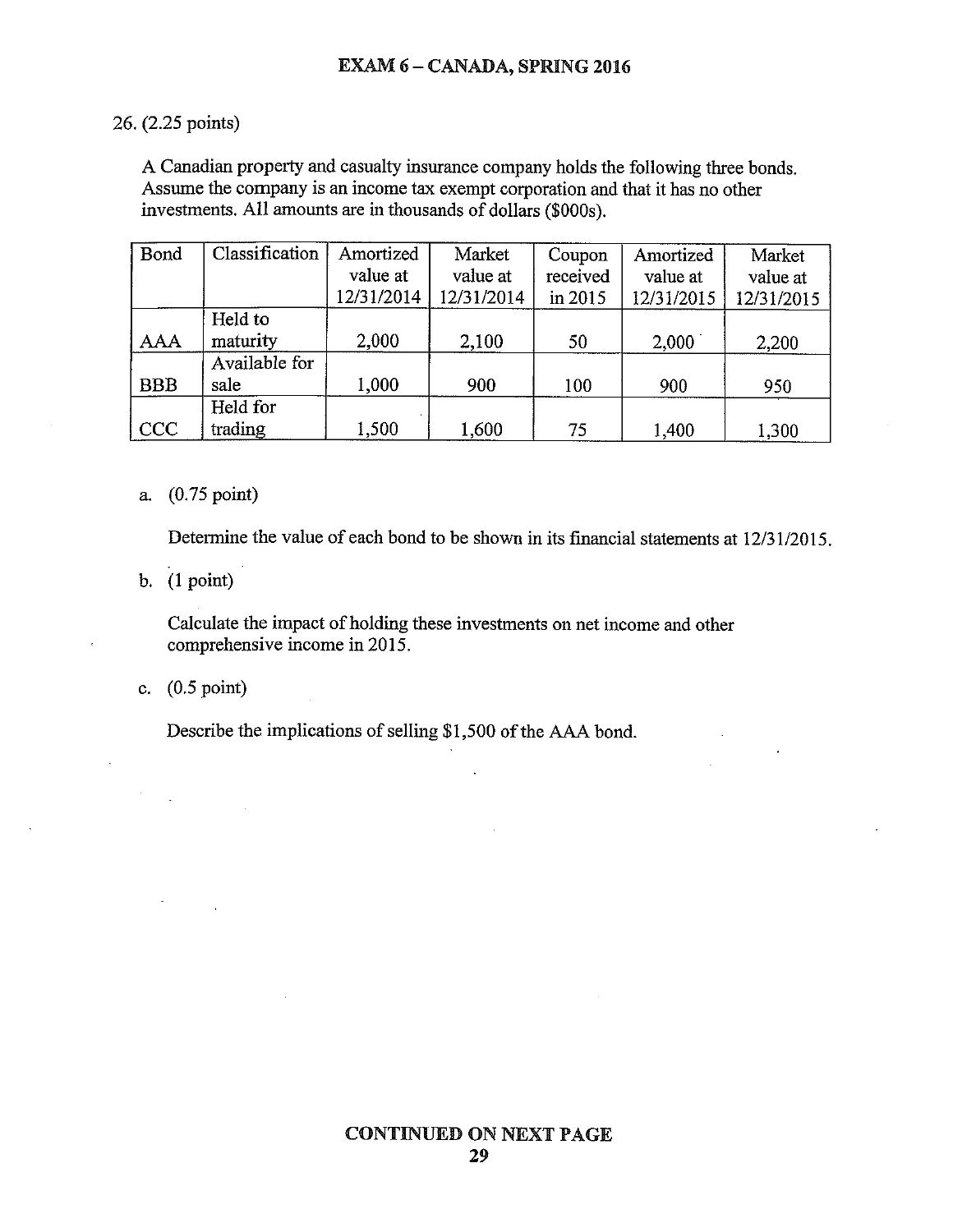26. (2.25 points)

A Canadian property and casualty insurance company holds the following three bonds. Assume the company is an income tax exempt corporation and that it has no other investments. All amounts are in thousands of dollars ($000s).

| Bond | Classification | Amortized value at 12/31/2014 | Market value at 12/31/2014 | Coupon received in 2015 | Amortized value at 12/31/2015 | Market value at 12/31/2015 |
|---|---|---|---|---|---|---|
| AAA | Held to maturity | 2,000 | 2,100 | 50 | 2,000 | 2,200 |
| BBB | Available for sale | 1,000 | 900 | 100 | 900 | 950 |
| CCC | Held for trading | 1,500 | 1,600 | 75 | 1,400 | 1,300 |

a. (0.75 point)

Determine the value of each bond to be shown in its financial statements at 12/31/2015.

b. (1 point)

Calculate the impact of holding these investments on net income and other comprehensive income in 2015.

c. (0.5 point)

Describe the implications of selling $1,500 of the AAA bond.

**CONTINUED ON NEXT PAGE**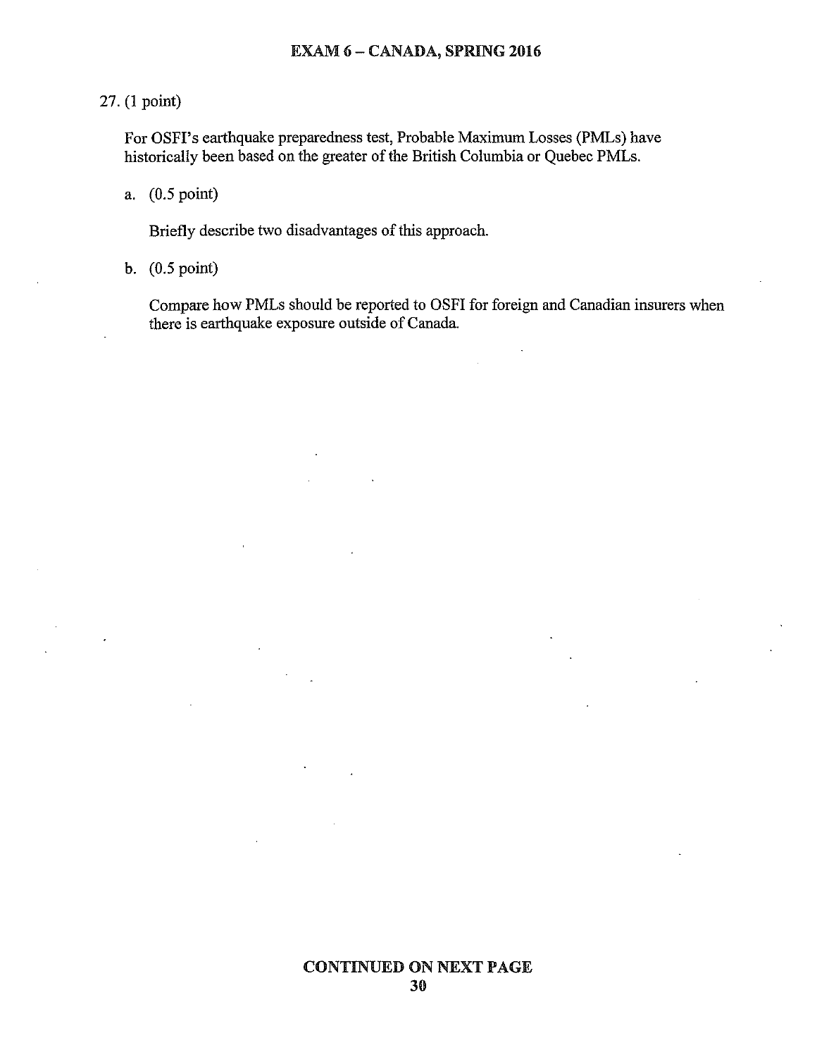27. (1 point)

For OSFI's earthquake preparedness test, Probable Maximum Losses (PMLs) have historically been based on the greater of the British Columbia or Quebec PMLs.

a. (0.5 point)

Briefly describe two disadvantages of this approach.

b. (0.5 point)

Compare how PMLs should be reported to OSFI for foreign and Canadian insurers when there is earthquake exposure outside of Canada.

**CONTINUED ON NEXT PAGE**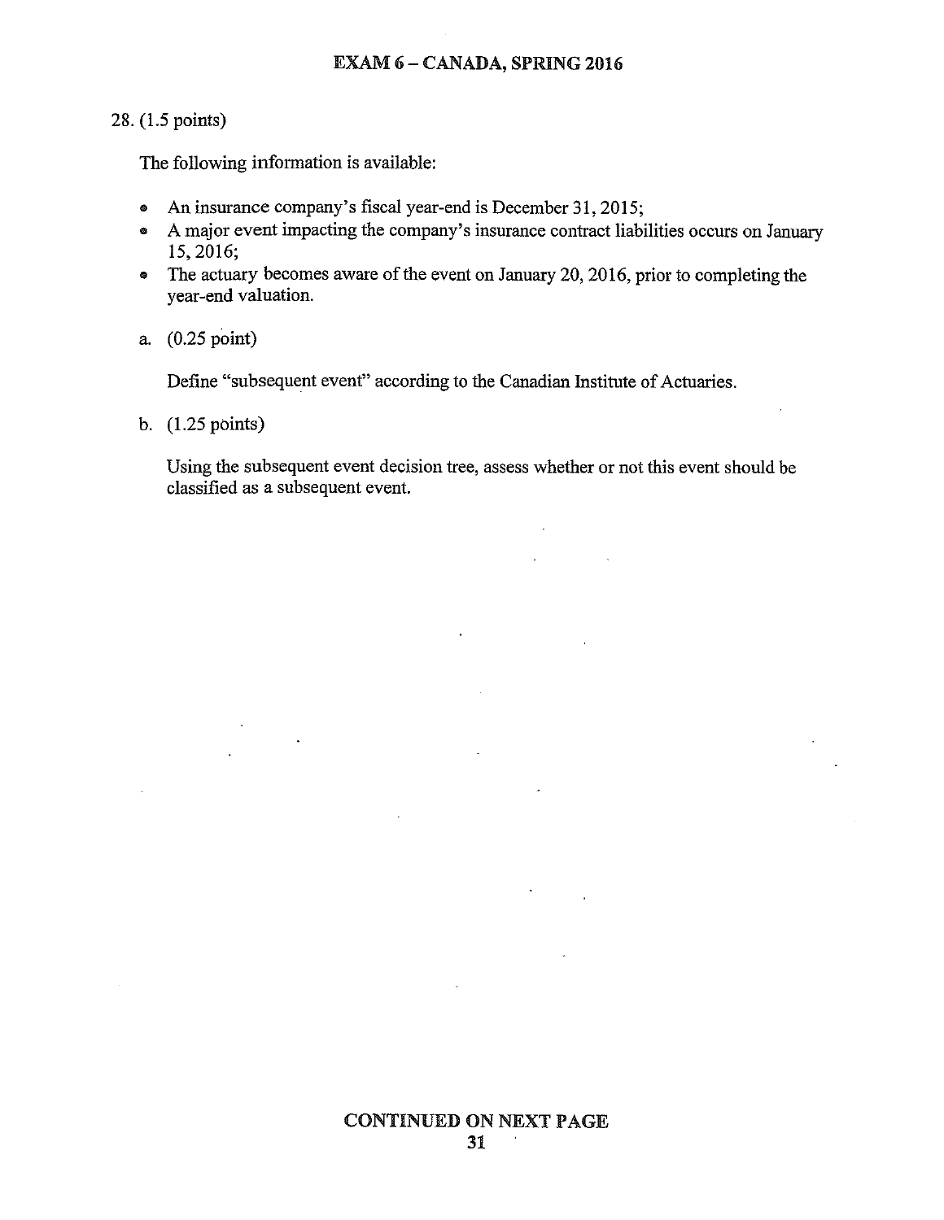28. (1.5 points)

The following information is available:

- An insurance company's fiscal year-end is December 31, 2015;
- A major event impacting the company's insurance contract liabilities occurs on January 15, 2016;
- The actuary becomes aware of the event on January 20, 2016, prior to completing the year-end valuation.

a. (0.25 point)

   Define "subsequent event" according to the Canadian Institute of Actuaries.

b. (1.25 points)

   Using the subsequent event decision tree, assess whether or not this event should be classified as a subsequent event.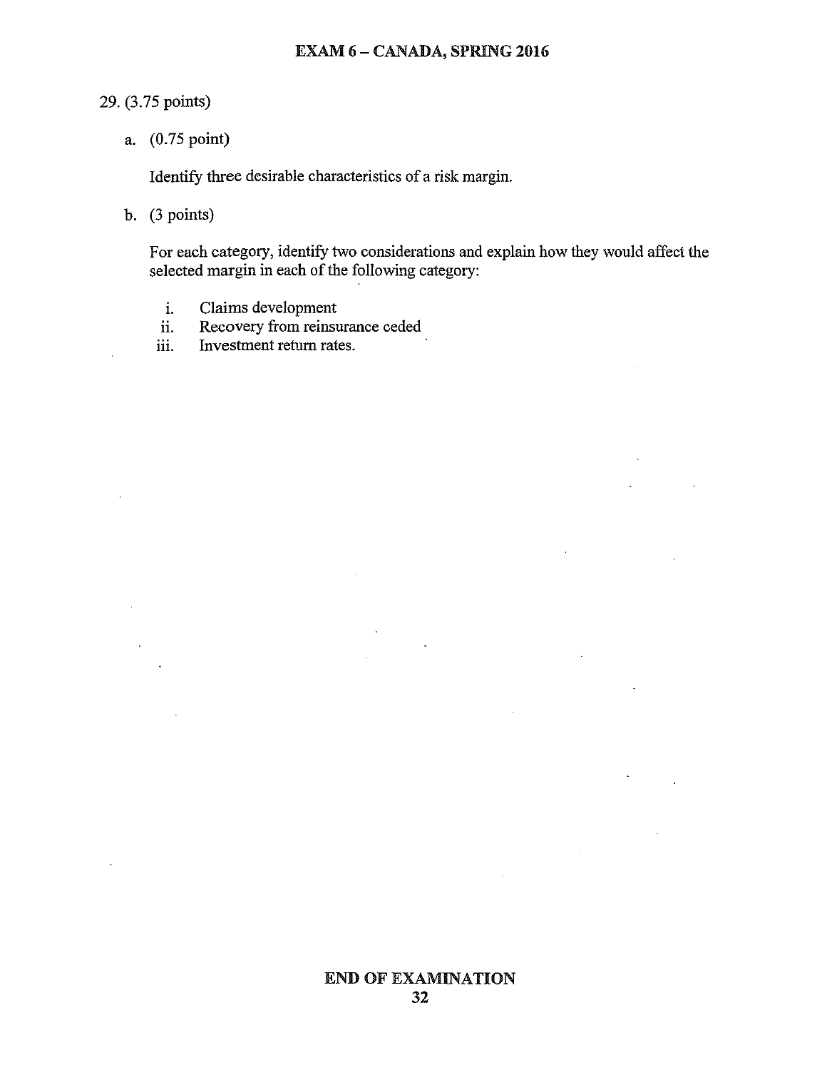29. (3.75 points)

a. (0.75 point)

Identify three desirable characteristics of a risk margin.

b. (3 points)

For each category, identify two considerations and explain how they would affect the selected margin in each of the following category:

i. Claims development
ii. Recovery from reinsurance ceded
iii. Investment return rates.

**END OF EXAMINATION**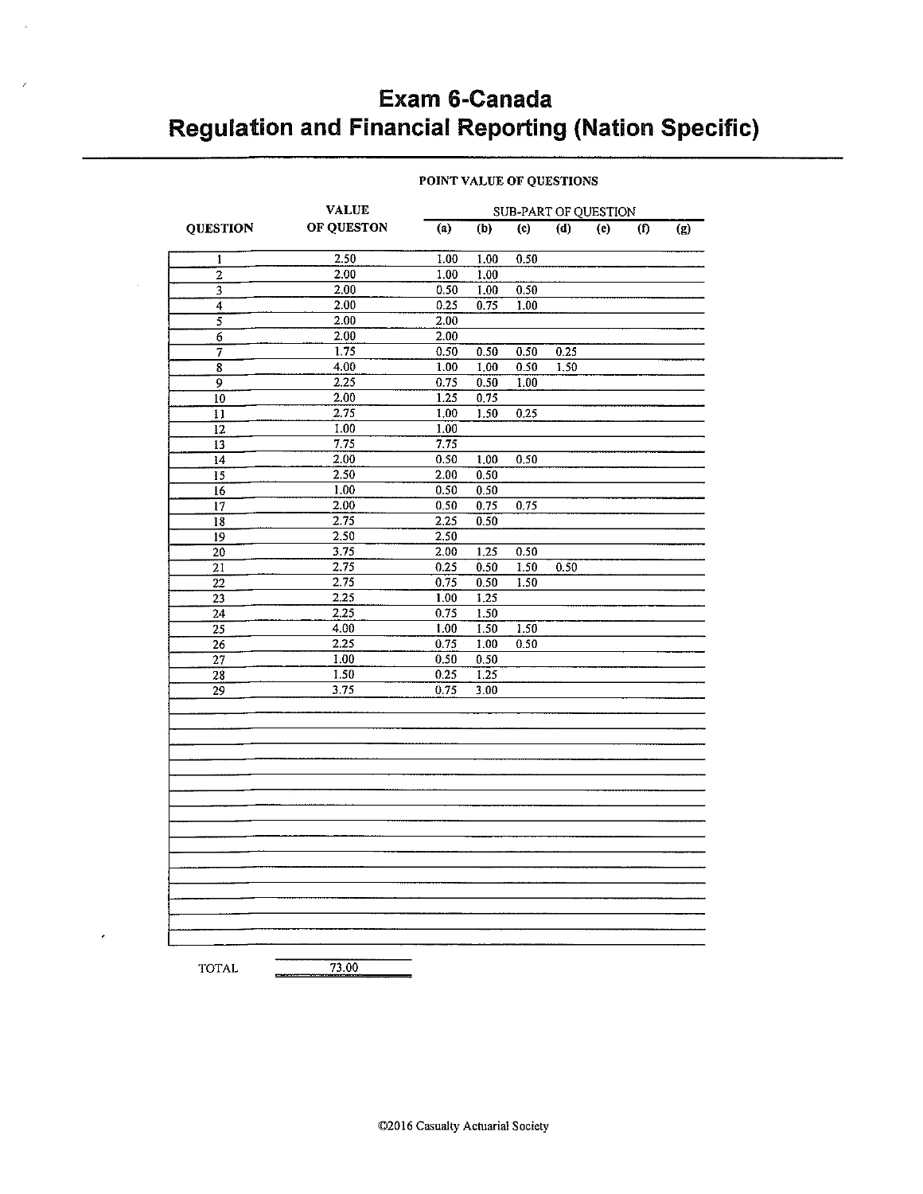# Exam 6-Canada
# Regulation and Financial Reporting (Nation Specific)

**POINT VALUE OF QUESTIONS**

| QUESTION | VALUE OF QUESTON | SUB-PART OF QUESTION (a) | (b) | (c) | (d) | (e) | (f) | (g) |
|---|---|---|---|---|---|---|---|---|
| 1 | 2.50 | 1.00 | 1.00 | 0.50 | | | | |
| 2 | 2.00 | 1.00 | 1.00 | | | | | |
| 3 | 2.00 | 0.50 | 1.00 | 0.50 | | | | |
| 4 | 2.00 | 0.25 | 0.75 | 1.00 | | | | |
| 5 | 2.00 | 2.00 | | | | | | |
| 6 | 2.00 | 2.00 | | | | | | |
| 7 | 1.75 | 0.50 | 0.50 | 0.50 | 0.25 | | | |
| 8 | 4.00 | 1.00 | 1.00 | 0.50 | 1.50 | | | |
| 9 | 2.25 | 0.75 | 0.50 | 1.00 | | | | |
| 10 | 2.00 | 1.25 | 0.75 | | | | | |
| 11 | 2.75 | 1.00 | 1.50 | 0.25 | | | | |
| 12 | 1.00 | 1.00 | | | | | | |
| 13 | 7.75 | 7.75 | | | | | | |
| 14 | 2.00 | 0.50 | 1.00 | 0.50 | | | | |
| 15 | 2.50 | 2.00 | 0.50 | | | | | |
| 16 | 1.00 | 0.50 | 0.50 | | | | | |
| 17 | 2.00 | 0.50 | 0.75 | 0.75 | | | | |
| 18 | 2.75 | 2.25 | 0.50 | | | | | |
| 19 | 2.50 | 2.50 | | | | | | |
| 20 | 3.75 | 2.00 | 1.25 | 0.50 | | | | |
| 21 | 2.75 | 0.25 | 0.50 | 1.50 | 0.50 | | | |
| 22 | 2.75 | 0.75 | 0.50 | 1.50 | | | | |
| 23 | 2.25 | 1.00 | 1.25 | | | | | |
| 24 | 2.25 | 0.75 | 1.50 | | | | | |
| 25 | 4.00 | 1.00 | 1.50 | 1.50 | | | | |
| 26 | 2.25 | 0.75 | 1.00 | 0.50 | | | | |
| 27 | 1.00 | 0.50 | 0.50 | | | | | |
| 28 | 1.50 | 0.25 | 1.25 | | | | | |
| 29 | 3.75 | 0.75 | 3.00 | | | | | |

TOTAL 73.00

©2016 Casualty Actuarial Society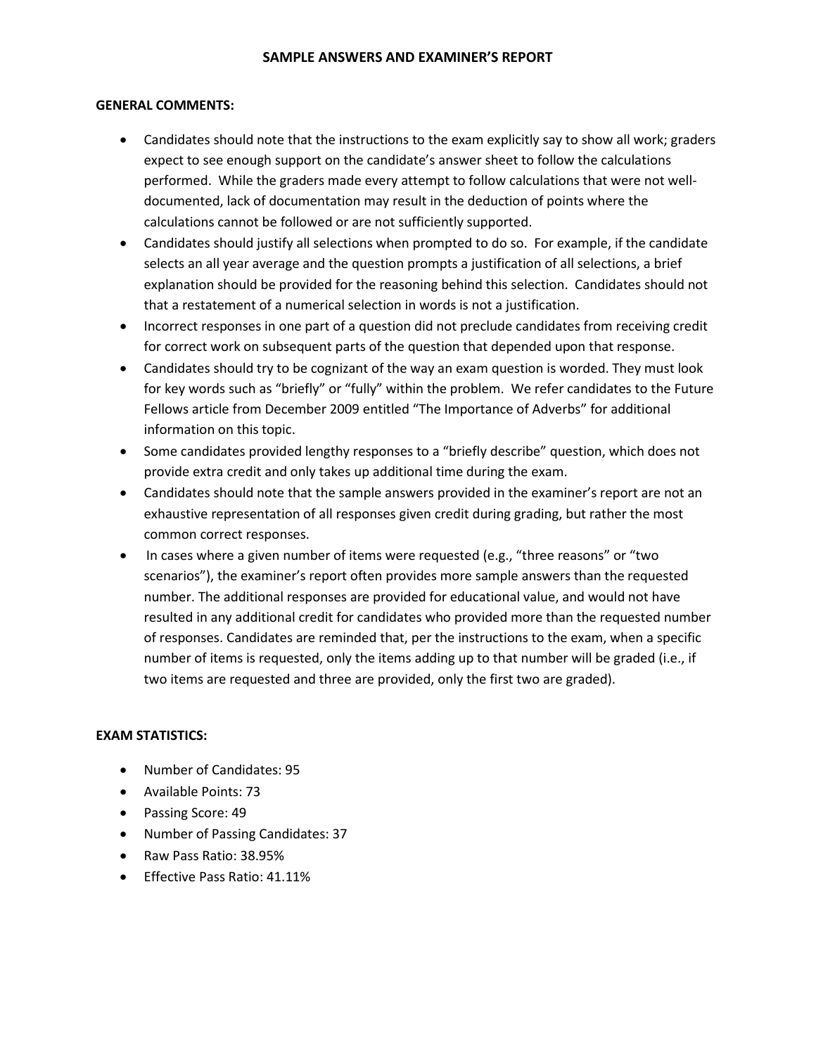# SAMPLE ANSWERS AND EXAMINER'S REPORT

**GENERAL COMMENTS:**

- Candidates should note that the instructions to the exam explicitly say to show all work; graders expect to see enough support on the candidate's answer sheet to follow the calculations performed. While the graders made every attempt to follow calculations that were not well-documented, lack of documentation may result in the deduction of points where the calculations cannot be followed or are not sufficiently supported.
- Candidates should justify all selections when prompted to do so. For example, if the candidate selects an all year average and the question prompts a justification of all selections, a brief explanation should be provided for the reasoning behind this selection. Candidates should not that a restatement of a numerical selection in words is not a justification.
- Incorrect responses in one part of a question did not preclude candidates from receiving credit for correct work on subsequent parts of the question that depended upon that response.
- Candidates should try to be cognizant of the way an exam question is worded. They must look for key words such as "briefly" or "fully" within the problem. We refer candidates to the Future Fellows article from December 2009 entitled "The Importance of Adverbs" for additional information on this topic.
- Some candidates provided lengthy responses to a "briefly describe" question, which does not provide extra credit and only takes up additional time during the exam.
- Candidates should note that the sample answers provided in the examiner's report are not an exhaustive representation of all responses given credit during grading, but rather the most common correct responses.
- In cases where a given number of items were requested (e.g., "three reasons" or "two scenarios"), the examiner's report often provides more sample answers than the requested number. The additional responses are provided for educational value, and would not have resulted in any additional credit for candidates who provided more than the requested number of responses. Candidates are reminded that, per the instructions to the exam, when a specific number of items is requested, only the items adding up to that number will be graded (i.e., if two items are requested and three are provided, only the first two are graded).

**EXAM STATISTICS:**

- Number of Candidates: 95
- Available Points: 73
- Passing Score: 49
- Number of Passing Candidates: 37
- Raw Pass Ratio: 38.95%
- Effective Pass Ratio: 41.11%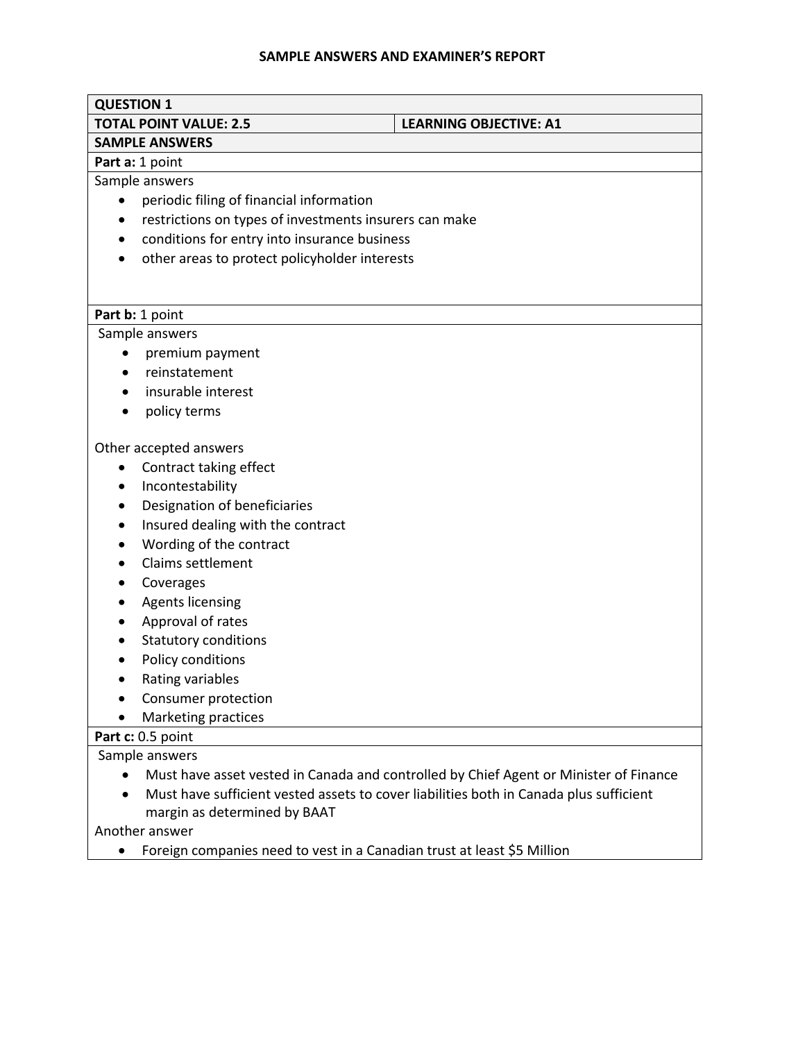## SAMPLE ANSWERS AND EXAMINER'S REPORT

| **QUESTION 1** | |
|---|---|
| **TOTAL POINT VALUE: 2.5** | **LEARNING OBJECTIVE: A1** |
| **SAMPLE ANSWERS** | |

**Part a:** 1 point

Sample answers

- periodic filing of financial information
- restrictions on types of investments insurers can make
- conditions for entry into insurance business
- other areas to protect policyholder interests

**Part b:** 1 point

Sample answers

- premium payment
- reinstatement
- insurable interest
- policy terms

Other accepted answers

- Contract taking effect
- Incontestability
- Designation of beneficiaries
- Insured dealing with the contract
- Wording of the contract
- Claims settlement
- Coverages
- Agents licensing
- Approval of rates
- Statutory conditions
- Policy conditions
- Rating variables
- Consumer protection
- Marketing practices

**Part c:** 0.5 point

Sample answers

- Must have asset vested in Canada and controlled by Chief Agent or Minister of Finance
- Must have sufficient vested assets to cover liabilities both in Canada plus sufficient margin as determined by BAAT

Another answer

- Foreign companies need to vest in a Canadian trust at least $5 Million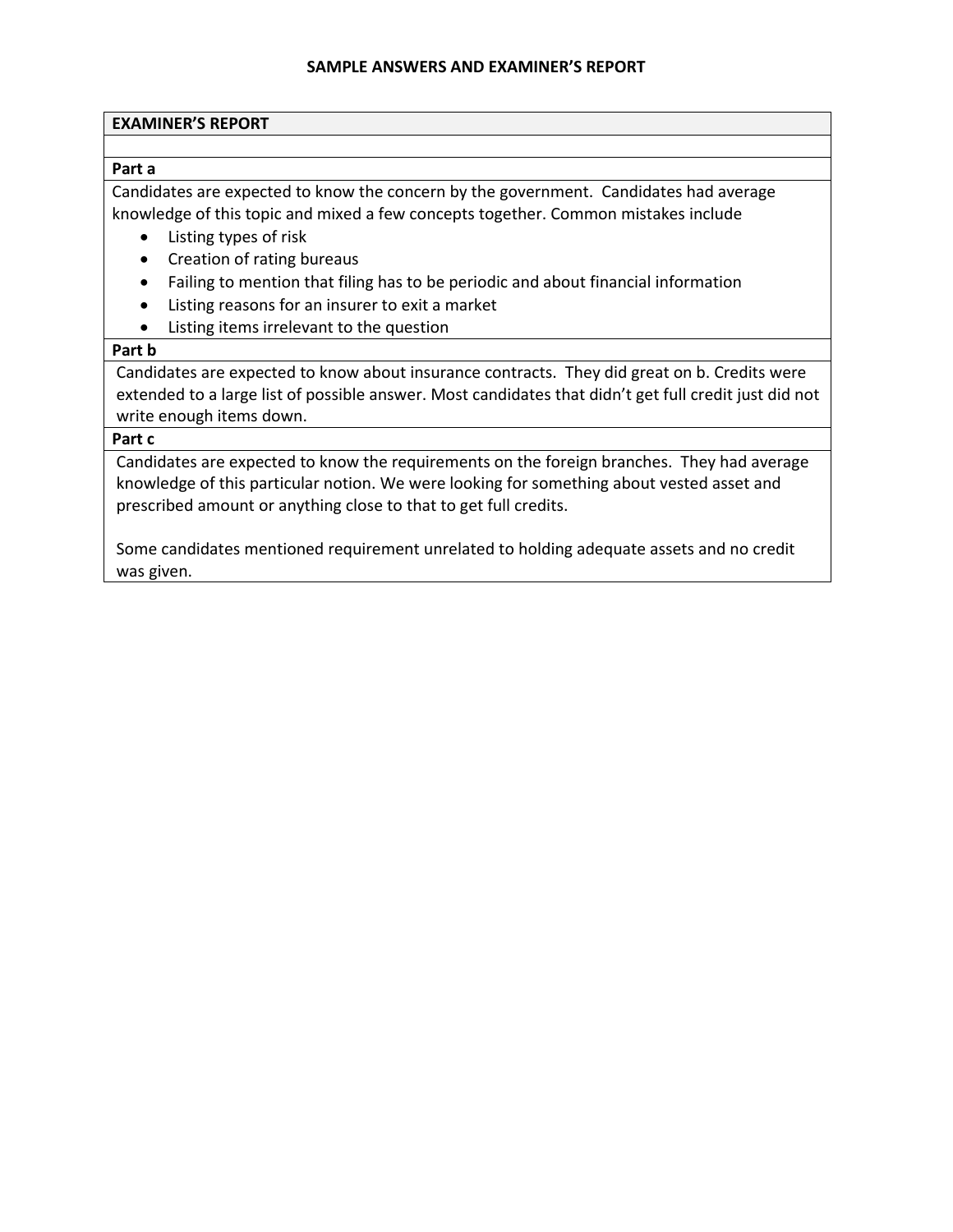**SAMPLE ANSWERS AND EXAMINER'S REPORT**

**EXAMINER'S REPORT**

**Part a**

Candidates are expected to know the concern by the government. Candidates had average knowledge of this topic and mixed a few concepts together. Common mistakes include

- Listing types of risk
- Creation of rating bureaus
- Failing to mention that filing has to be periodic and about financial information
- Listing reasons for an insurer to exit a market
- Listing items irrelevant to the question

**Part b**

Candidates are expected to know about insurance contracts. They did great on b. Credits were extended to a large list of possible answer. Most candidates that didn't get full credit just did not write enough items down.

**Part c**

Candidates are expected to know the requirements on the foreign branches. They had average knowledge of this particular notion. We were looking for something about vested asset and prescribed amount or anything close to that to get full credits.

Some candidates mentioned requirement unrelated to holding adequate assets and no credit was given.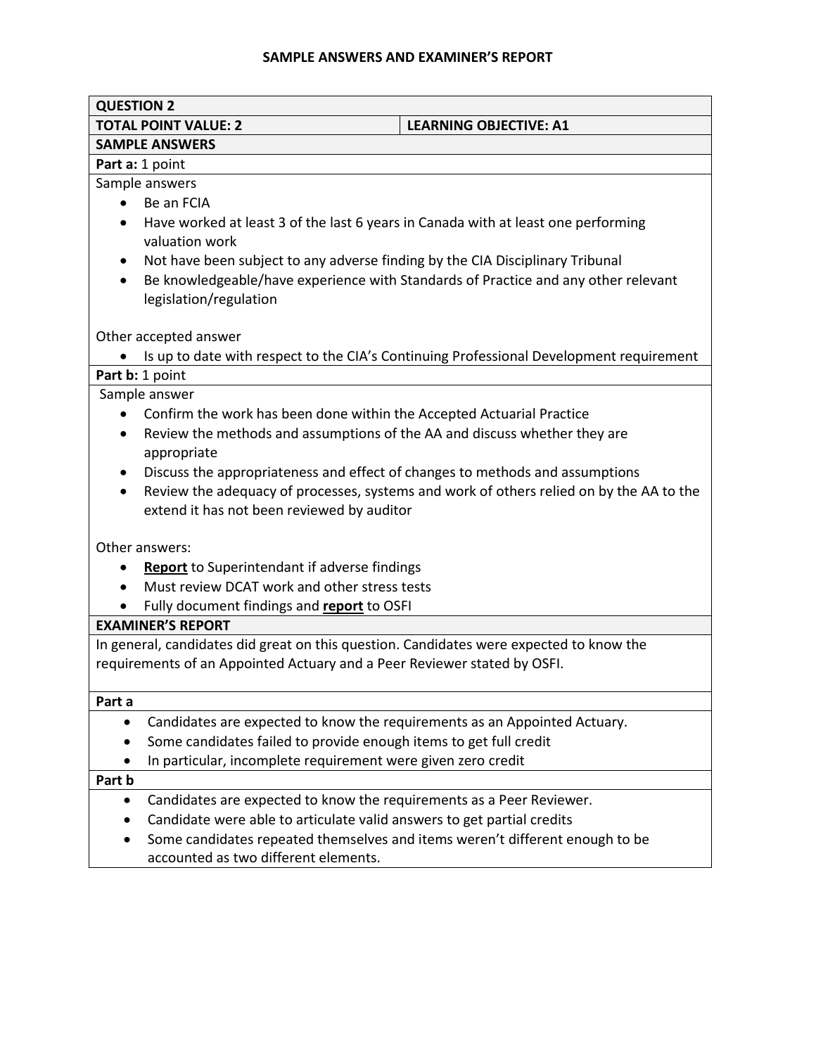## SAMPLE ANSWERS AND EXAMINER'S REPORT

**QUESTION 2**

**TOTAL POINT VALUE: 2** | **LEARNING OBJECTIVE: A1**

**SAMPLE ANSWERS**

**Part a:** 1 point

Sample answers

- Be an FCIA
- Have worked at least 3 of the last 6 years in Canada with at least one performing valuation work
- Not have been subject to any adverse finding by the CIA Disciplinary Tribunal
- Be knowledgeable/have experience with Standards of Practice and any other relevant legislation/regulation

Other accepted answer

- Is up to date with respect to the CIA's Continuing Professional Development requirement

**Part b:** 1 point

Sample answer

- Confirm the work has been done within the Accepted Actuarial Practice
- Review the methods and assumptions of the AA and discuss whether they are appropriate
- Discuss the appropriateness and effect of changes to methods and assumptions
- Review the adequacy of processes, systems and work of others relied on by the AA to the extend it has not been reviewed by auditor

Other answers:

- **<u>Report</u>** to Superintendant if adverse findings
- Must review DCAT work and other stress tests
- Fully document findings and **<u>report</u>** to OSFI

**EXAMINER'S REPORT**

In general, candidates did great on this question. Candidates were expected to know the requirements of an Appointed Actuary and a Peer Reviewer stated by OSFI.

**Part a**

- Candidates are expected to know the requirements as an Appointed Actuary.
- Some candidates failed to provide enough items to get full credit
- In particular, incomplete requirement were given zero credit

**Part b**

- Candidates are expected to know the requirements as a Peer Reviewer.
- Candidate were able to articulate valid answers to get partial credits
- Some candidates repeated themselves and items weren't different enough to be accounted as two different elements.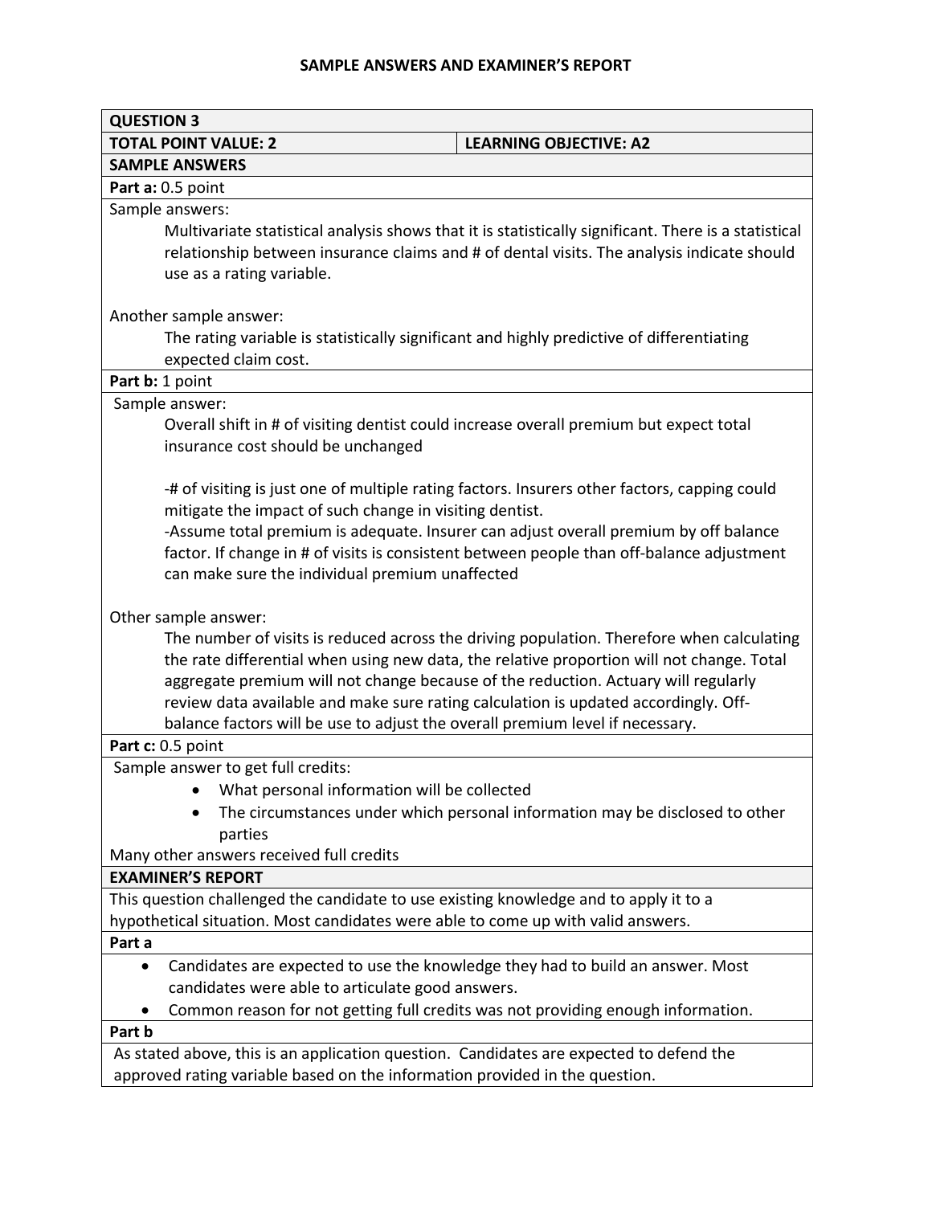## SAMPLE ANSWERS AND EXAMINER'S REPORT

**QUESTION 3**

| **TOTAL POINT VALUE: 2** | **LEARNING OBJECTIVE: A2** |
|---|---|

**SAMPLE ANSWERS**

**Part a:** 0.5 point

Sample answers:

> Multivariate statistical analysis shows that it is statistically significant. There is a statistical relationship between insurance claims and # of dental visits. The analysis indicate should use as a rating variable.

Another sample answer:

> The rating variable is statistically significant and highly predictive of differentiating expected claim cost.

**Part b:** 1 point

Sample answer:

> Overall shift in # of visiting dentist could increase overall premium but expect total insurance cost should be unchanged
>
> -# of visiting is just one of multiple rating factors. Insurers other factors, capping could mitigate the impact of such change in visiting dentist.
> -Assume total premium is adequate. Insurer can adjust overall premium by off balance factor. If change in # of visits is consistent between people than off-balance adjustment can make sure the individual premium unaffected

Other sample answer:

> The number of visits is reduced across the driving population. Therefore when calculating the rate differential when using new data, the relative proportion will not change. Total aggregate premium will not change because of the reduction. Actuary will regularly review data available and make sure rating calculation is updated accordingly. Off-balance factors will be use to adjust the overall premium level if necessary.

**Part c:** 0.5 point

Sample answer to get full credits:

- What personal information will be collected
- The circumstances under which personal information may be disclosed to other parties

Many other answers received full credits

**EXAMINER'S REPORT**

This question challenged the candidate to use existing knowledge and to apply it to a hypothetical situation. Most candidates were able to come up with valid answers.

**Part a**

- Candidates are expected to use the knowledge they had to build an answer. Most candidates were able to articulate good answers.
- Common reason for not getting full credits was not providing enough information.

**Part b**

As stated above, this is an application question. Candidates are expected to defend the approved rating variable based on the information provided in the question.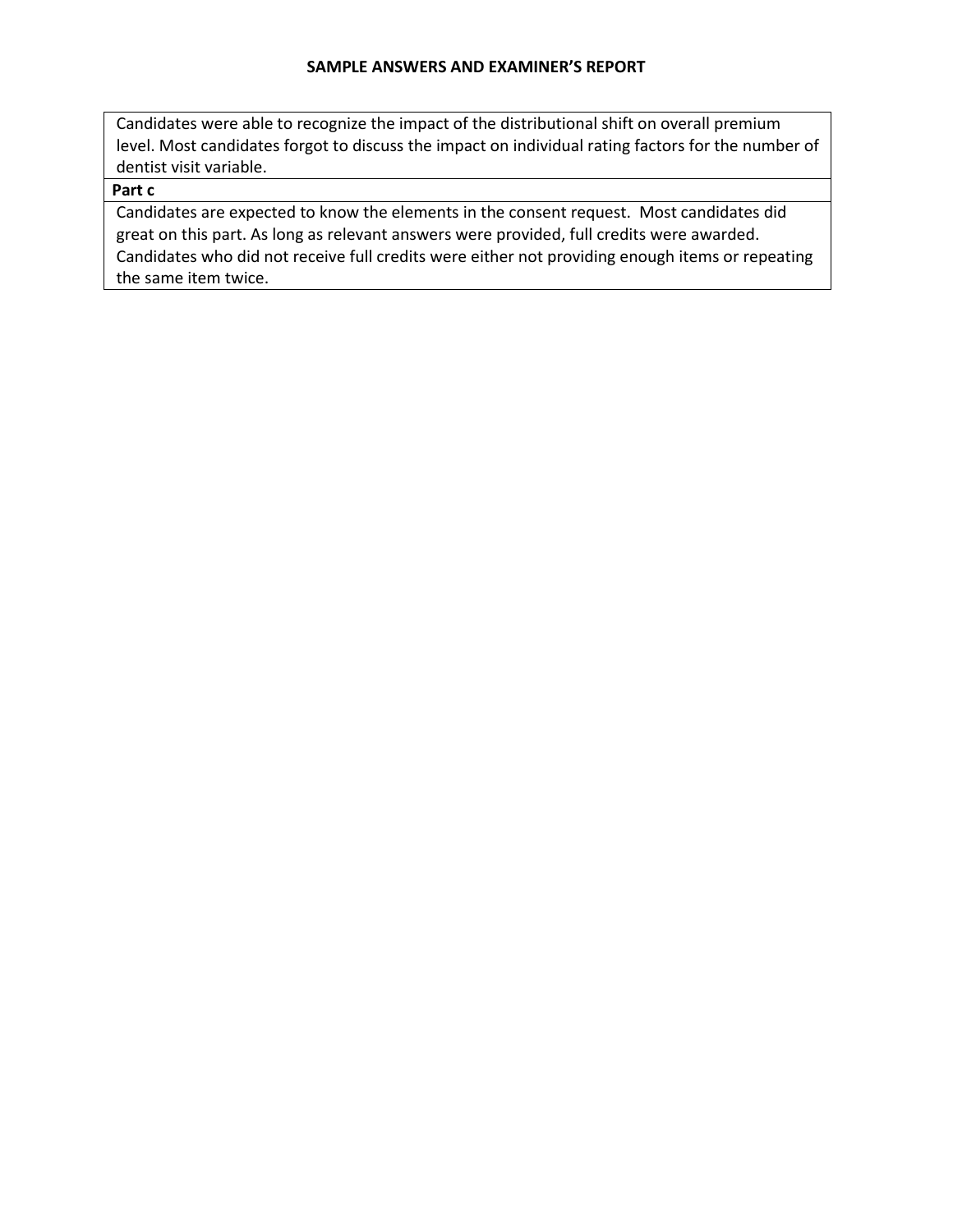Candidates were able to recognize the impact of the distributional shift on overall premium level. Most candidates forgot to discuss the impact on individual rating factors for the number of dentist visit variable.

**Part c**

Candidates are expected to know the elements in the consent request. Most candidates did great on this part. As long as relevant answers were provided, full credits were awarded. Candidates who did not receive full credits were either not providing enough items or repeating the same item twice.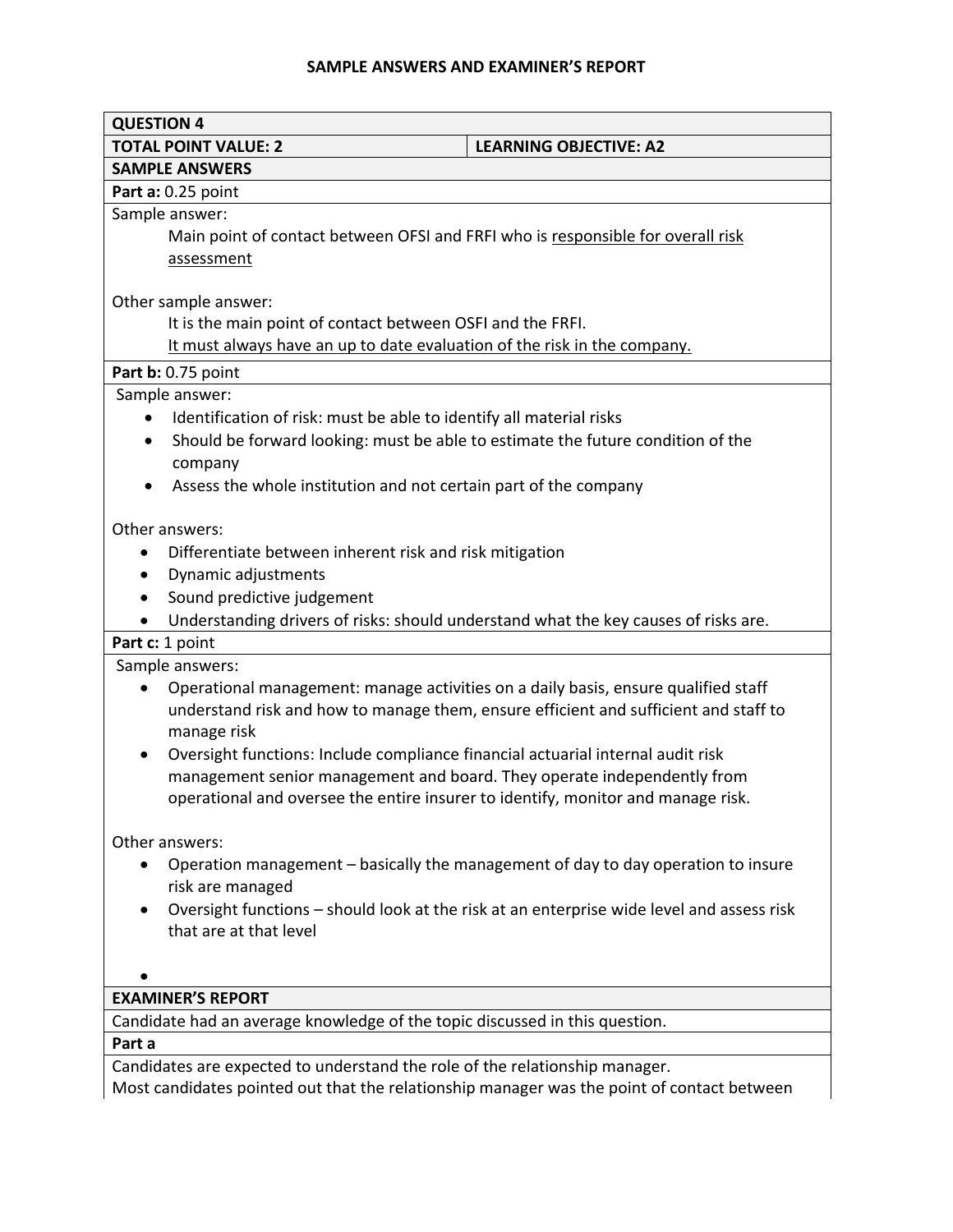## SAMPLE ANSWERS AND EXAMINER'S REPORT

**QUESTION 4**

**TOTAL POINT VALUE: 2** | **LEARNING OBJECTIVE: A2**

**SAMPLE ANSWERS**

**Part a:** 0.25 point

Sample answer:

Main point of contact between OFSI and FRFI who is <u>responsible for overall risk assessment</u>

Other sample answer:

It is the main point of contact between OSFI and the FRFI.
<u>It must always have an up to date evaluation of the risk in the company.</u>

**Part b:** 0.75 point

Sample answer:

- Identification of risk: must be able to identify all material risks
- Should be forward looking: must be able to estimate the future condition of the company
- Assess the whole institution and not certain part of the company

Other answers:

- Differentiate between inherent risk and risk mitigation
- Dynamic adjustments
- Sound predictive judgement
- Understanding drivers of risks: should understand what the key causes of risks are.

**Part c:** 1 point

Sample answers:

- Operational management: manage activities on a daily basis, ensure qualified staff understand risk and how to manage them, ensure efficient and sufficient and staff to manage risk
- Oversight functions: Include compliance financial actuarial internal audit risk management senior management and board. They operate independently from operational and oversee the entire insurer to identify, monitor and manage risk.

Other answers:

- Operation management – basically the management of day to day operation to insure risk are managed
- Oversight functions – should look at the risk at an enterprise wide level and assess risk that are at that level
-

**EXAMINER'S REPORT**

Candidate had an average knowledge of the topic discussed in this question.

**Part a**

Candidates are expected to understand the role of the relationship manager.
Most candidates pointed out that the relationship manager was the point of contact between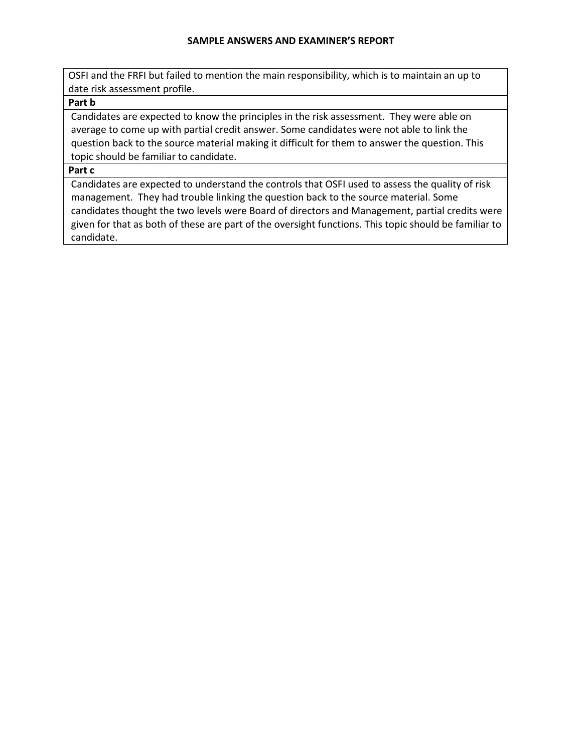OSFI and the FRFI but failed to mention the main responsibility, which is to maintain an up to date risk assessment profile.

**Part b**

Candidates are expected to know the principles in the risk assessment. They were able on average to come up with partial credit answer. Some candidates were not able to link the question back to the source material making it difficult for them to answer the question. This topic should be familiar to candidate.

**Part c**

Candidates are expected to understand the controls that OSFI used to assess the quality of risk management. They had trouble linking the question back to the source material. Some candidates thought the two levels were Board of directors and Management, partial credits were given for that as both of these are part of the oversight functions. This topic should be familiar to candidate.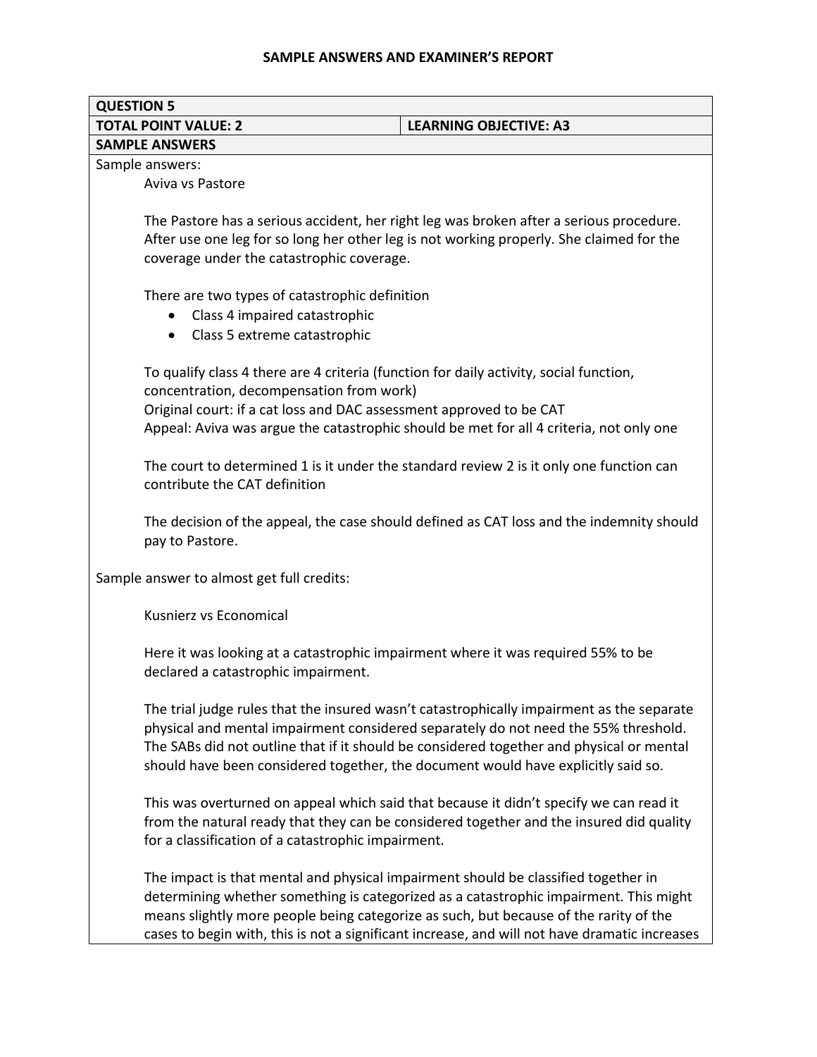## SAMPLE ANSWERS AND EXAMINER'S REPORT

| QUESTION 5 | |
|---|---|
| **TOTAL POINT VALUE: 2** | **LEARNING OBJECTIVE: A3** |
| **SAMPLE ANSWERS** | |

Sample answers:

Aviva vs Pastore

The Pastore has a serious accident, her right leg was broken after a serious procedure. After use one leg for so long her other leg is not working properly. She claimed for the coverage under the catastrophic coverage.

There are two types of catastrophic definition

- Class 4 impaired catastrophic
- Class 5 extreme catastrophic

To qualify class 4 there are 4 criteria (function for daily activity, social function, concentration, decompensation from work)
Original court: if a cat loss and DAC assessment approved to be CAT
Appeal: Aviva was argue the catastrophic should be met for all 4 criteria, not only one

The court to determined 1 is it under the standard review 2 is it only one function can contribute the CAT definition

The decision of the appeal, the case should defined as CAT loss and the indemnity should pay to Pastore.

Sample answer to almost get full credits:

Kusnierz vs Economical

Here it was looking at a catastrophic impairment where it was required 55% to be declared a catastrophic impairment.

The trial judge rules that the insured wasn't catastrophically impairment as the separate physical and mental impairment considered separately do not need the 55% threshold. The SABs did not outline that if it should be considered together and physical or mental should have been considered together, the document would have explicitly said so.

This was overturned on appeal which said that because it didn't specify we can read it from the natural ready that they can be considered together and the insured did quality for a classification of a catastrophic impairment.

The impact is that mental and physical impairment should be classified together in determining whether something is categorized as a catastrophic impairment. This might means slightly more people being categorize as such, but because of the rarity of the cases to begin with, this is not a significant increase, and will not have dramatic increases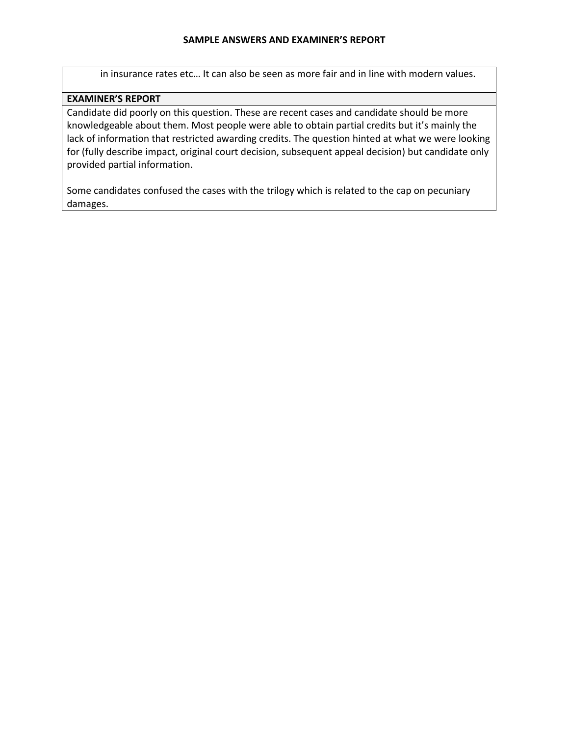in insurance rates etc… It can also be seen as more fair and in line with modern values.

**EXAMINER'S REPORT**

Candidate did poorly on this question. These are recent cases and candidate should be more knowledgeable about them. Most people were able to obtain partial credits but it's mainly the lack of information that restricted awarding credits. The question hinted at what we were looking for (fully describe impact, original court decision, subsequent appeal decision) but candidate only provided partial information.

Some candidates confused the cases with the trilogy which is related to the cap on pecuniary damages.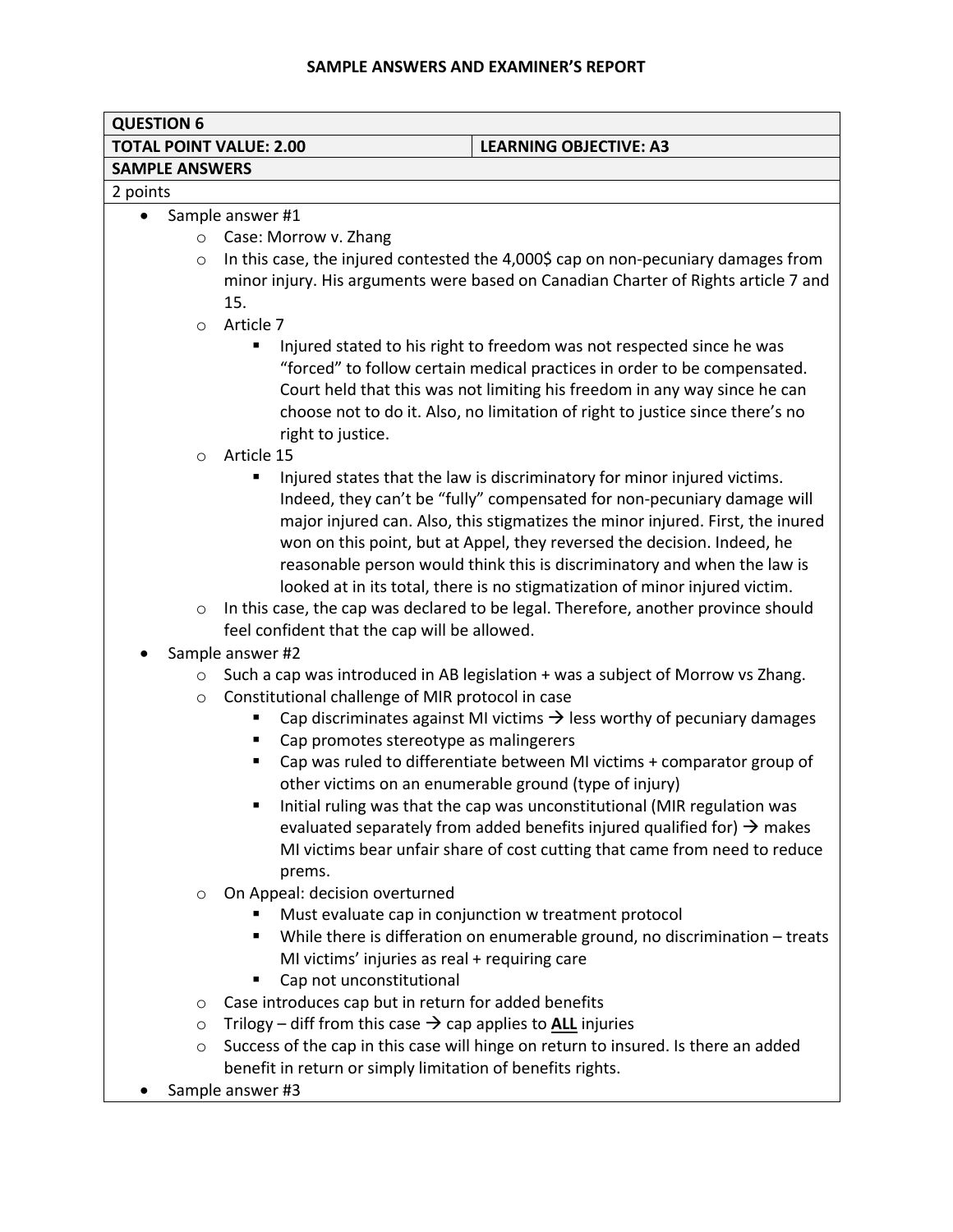## SAMPLE ANSWERS AND EXAMINER'S REPORT

| QUESTION 6 | |
|---|---|
| **TOTAL POINT VALUE: 2.00** | **LEARNING OBJECTIVE: A3** |

**SAMPLE ANSWERS**

2 points

- Sample answer #1
  - Case: Morrow v. Zhang
  - In this case, the injured contested the 4,000$ cap on non-pecuniary damages from minor injury. His arguments were based on Canadian Charter of Rights article 7 and 15.
  - Article 7
    - Injured stated to his right to freedom was not respected since he was "forced" to follow certain medical practices in order to be compensated. Court held that this was not limiting his freedom in any way since he can choose not to do it. Also, no limitation of right to justice since there's no right to justice.
  - Article 15
    - Injured states that the law is discriminatory for minor injured victims. Indeed, they can't be "fully" compensated for non-pecuniary damage will major injured can. Also, this stigmatizes the minor injured. First, the inured won on this point, but at Appel, they reversed the decision. Indeed, he reasonable person would think this is discriminatory and when the law is looked at in its total, there is no stigmatization of minor injured victim.
  - In this case, the cap was declared to be legal. Therefore, another province should feel confident that the cap will be allowed.
- Sample answer #2
  - Such a cap was introduced in AB legislation + was a subject of Morrow vs Zhang.
  - Constitutional challenge of MIR protocol in case
    - Cap discriminates against MI victims → less worthy of pecuniary damages
    - Cap promotes stereotype as malingerers
    - Cap was ruled to differentiate between MI victims + comparator group of other victims on an enumerable ground (type of injury)
    - Initial ruling was that the cap was unconstitutional (MIR regulation was evaluated separately from added benefits injured qualified for) → makes MI victims bear unfair share of cost cutting that came from need to reduce prems.
  - On Appeal: decision overturned
    - Must evaluate cap in conjunction w treatment protocol
    - While there is differation on enumerable ground, no discrimination – treats MI victims' injuries as real + requiring care
    - Cap not unconstitutional
  - Case introduces cap but in return for added benefits
  - Trilogy – diff from this case → cap applies to **ALL** injuries
  - Success of the cap in this case will hinge on return to insured. Is there an added benefit in return or simply limitation of benefits rights.
- Sample answer #3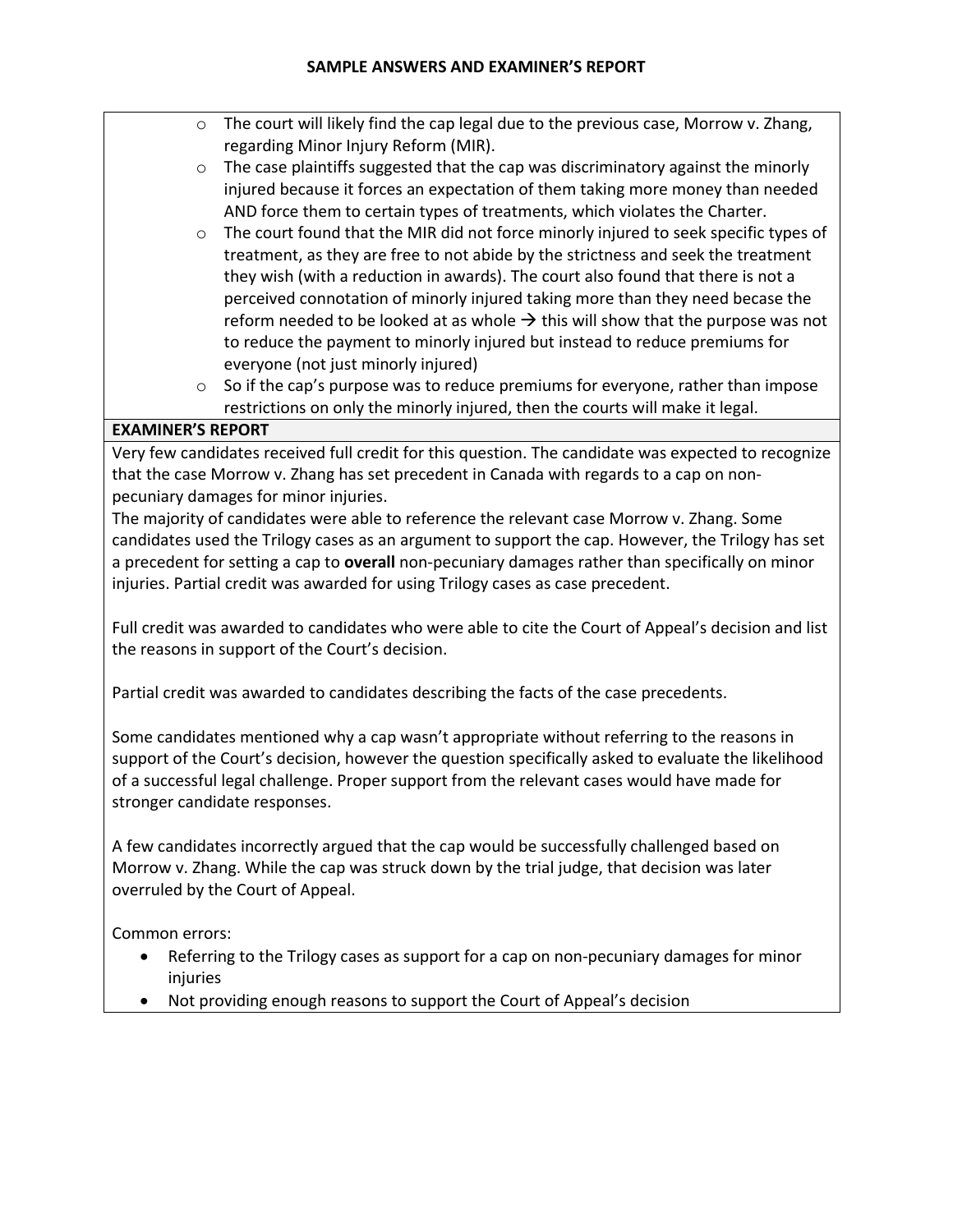- The court will likely find the cap legal due to the previous case, Morrow v. Zhang, regarding Minor Injury Reform (MIR).
- The case plaintiffs suggested that the cap was discriminatory against the minorly injured because it forces an expectation of them taking more money than needed AND force them to certain types of treatments, which violates the Charter.
- The court found that the MIR did not force minorly injured to seek specific types of treatment, as they are free to not abide by the strictness and seek the treatment they wish (with a reduction in awards). The court also found that there is not a perceived connotation of minorly injured taking more than they need becase the reform needed to be looked at as whole → this will show that the purpose was not to reduce the payment to minorly injured but instead to reduce premiums for everyone (not just minorly injured)
- So if the cap's purpose was to reduce premiums for everyone, rather than impose restrictions on only the minorly injured, then the courts will make it legal.

**EXAMINER'S REPORT**

Very few candidates received full credit for this question. The candidate was expected to recognize that the case Morrow v. Zhang has set precedent in Canada with regards to a cap on non-pecuniary damages for minor injuries.

The majority of candidates were able to reference the relevant case Morrow v. Zhang. Some candidates used the Trilogy cases as an argument to support the cap. However, the Trilogy has set a precedent for setting a cap to **overall** non-pecuniary damages rather than specifically on minor injuries. Partial credit was awarded for using Trilogy cases as case precedent.

Full credit was awarded to candidates who were able to cite the Court of Appeal's decision and list the reasons in support of the Court's decision.

Partial credit was awarded to candidates describing the facts of the case precedents.

Some candidates mentioned why a cap wasn't appropriate without referring to the reasons in support of the Court's decision, however the question specifically asked to evaluate the likelihood of a successful legal challenge. Proper support from the relevant cases would have made for stronger candidate responses.

A few candidates incorrectly argued that the cap would be successfully challenged based on Morrow v. Zhang. While the cap was struck down by the trial judge, that decision was later overruled by the Court of Appeal.

Common errors:

- Referring to the Trilogy cases as support for a cap on non-pecuniary damages for minor injuries
- Not providing enough reasons to support the Court of Appeal's decision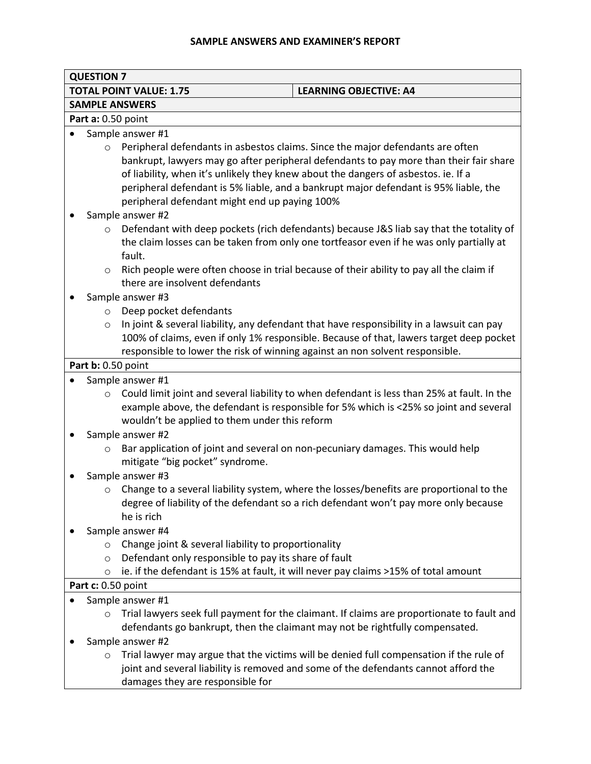## SAMPLE ANSWERS AND EXAMINER'S REPORT

| QUESTION 7 | |
|---|---|
| **TOTAL POINT VALUE: 1.75** | **LEARNING OBJECTIVE: A4** |

**SAMPLE ANSWERS**

**Part a:** 0.50 point

- Sample answer #1
  - Peripheral defendants in asbestos claims. Since the major defendants are often bankrupt, lawyers may go after peripheral defendants to pay more than their fair share of liability, when it's unlikely they knew about the dangers of asbestos. ie. If a peripheral defendant is 5% liable, and a bankrupt major defendant is 95% liable, the peripheral defendant might end up paying 100%
- Sample answer #2
  - Defendant with deep pockets (rich defendants) because J&S liab say that the totality of the claim losses can be taken from only one tortfeasor even if he was only partially at fault.
  - Rich people were often choose in trial because of their ability to pay all the claim if there are insolvent defendants
- Sample answer #3
  - Deep pocket defendants
  - In joint & several liability, any defendant that have responsibility in a lawsuit can pay 100% of claims, even if only 1% responsible. Because of that, lawers target deep pocket responsible to lower the risk of winning against an non solvent responsible.

**Part b:** 0.50 point

- Sample answer #1
  - Could limit joint and several liability to when defendant is less than 25% at fault. In the example above, the defendant is responsible for 5% which is <25% so joint and several wouldn't be applied to them under this reform
- Sample answer #2
  - Bar application of joint and several on non-pecuniary damages. This would help mitigate "big pocket" syndrome.
- Sample answer #3
  - Change to a several liability system, where the losses/benefits are proportional to the degree of liability of the defendant so a rich defendant won't pay more only because he is rich
- Sample answer #4
  - Change joint & several liability to proportionality
  - Defendant only responsible to pay its share of fault
  - ie. if the defendant is 15% at fault, it will never pay claims >15% of total amount

**Part c:** 0.50 point

- Sample answer #1
  - Trial lawyers seek full payment for the claimant. If claims are proportionate to fault and defendants go bankrupt, then the claimant may not be rightfully compensated.
- Sample answer #2
  - Trial lawyer may argue that the victims will be denied full compensation if the rule of joint and several liability is removed and some of the defendants cannot afford the damages they are responsible for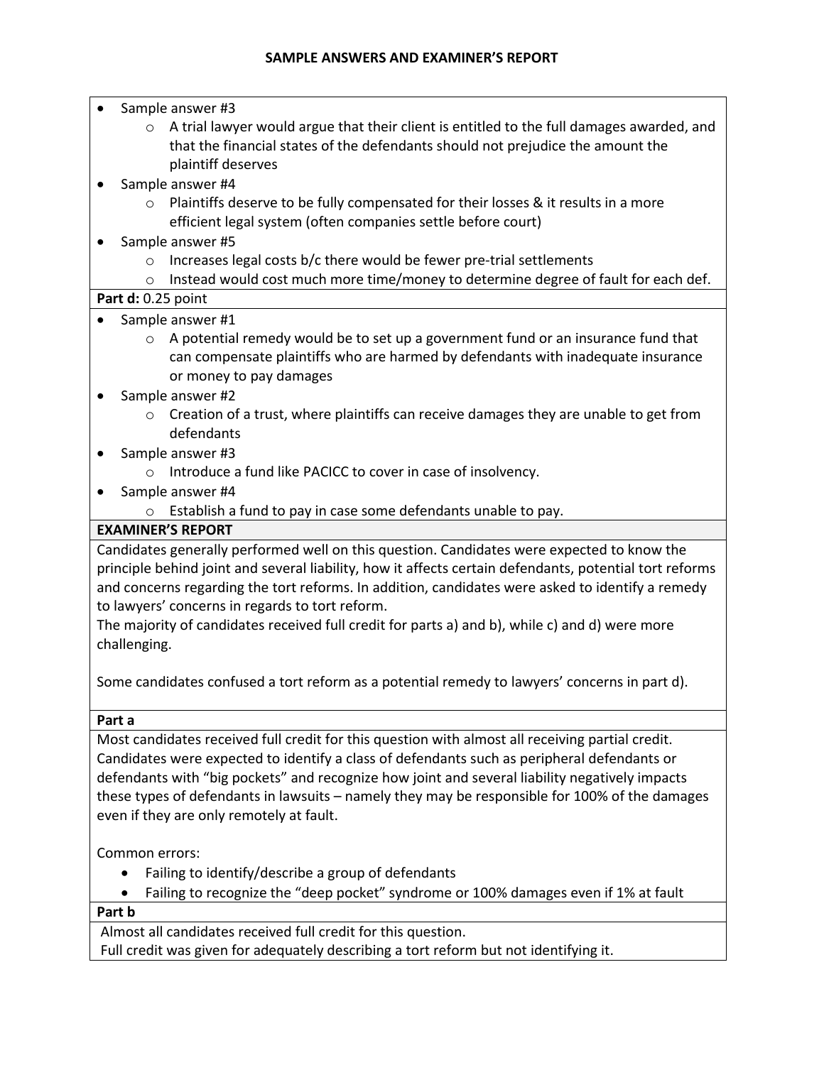- Sample answer #3
  - A trial lawyer would argue that their client is entitled to the full damages awarded, and that the financial states of the defendants should not prejudice the amount the plaintiff deserves
- Sample answer #4
  - Plaintiffs deserve to be fully compensated for their losses & it results in a more efficient legal system (often companies settle before court)
- Sample answer #5
  - Increases legal costs b/c there would be fewer pre-trial settlements
  - Instead would cost much more time/money to determine degree of fault for each def.

**Part d:** 0.25 point

- Sample answer #1
  - A potential remedy would be to set up a government fund or an insurance fund that can compensate plaintiffs who are harmed by defendants with inadequate insurance or money to pay damages
- Sample answer #2
  - Creation of a trust, where plaintiffs can receive damages they are unable to get from defendants
- Sample answer #3
  - Introduce a fund like PACICC to cover in case of insolvency.
- Sample answer #4
  - Establish a fund to pay in case some defendants unable to pay.

**EXAMINER'S REPORT**

Candidates generally performed well on this question. Candidates were expected to know the principle behind joint and several liability, how it affects certain defendants, potential tort reforms and concerns regarding the tort reforms. In addition, candidates were asked to identify a remedy to lawyers' concerns in regards to tort reform.

The majority of candidates received full credit for parts a) and b), while c) and d) were more challenging.

Some candidates confused a tort reform as a potential remedy to lawyers' concerns in part d).

**Part a**

Most candidates received full credit for this question with almost all receiving partial credit. Candidates were expected to identify a class of defendants such as peripheral defendants or defendants with "big pockets" and recognize how joint and several liability negatively impacts these types of defendants in lawsuits – namely they may be responsible for 100% of the damages even if they are only remotely at fault.

Common errors:

- Failing to identify/describe a group of defendants
- Failing to recognize the "deep pocket" syndrome or 100% damages even if 1% at fault

**Part b**

Almost all candidates received full credit for this question.
Full credit was given for adequately describing a tort reform but not identifying it.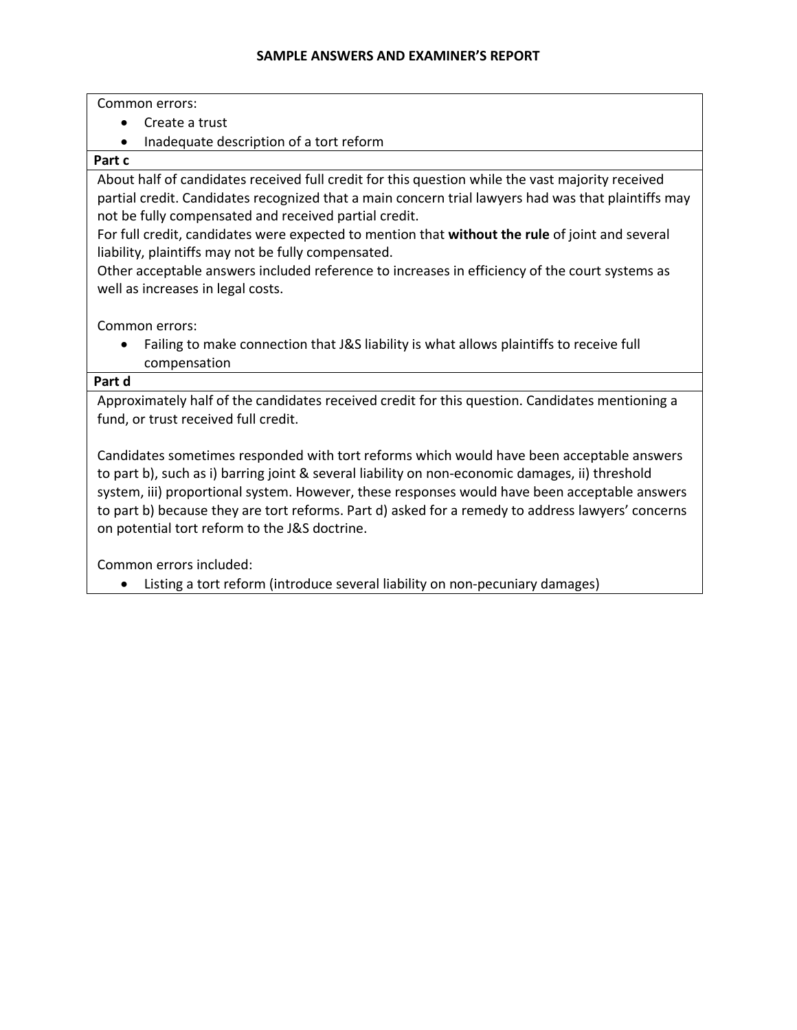Common errors:

- Create a trust
- Inadequate description of a tort reform

**Part c**

About half of candidates received full credit for this question while the vast majority received partial credit. Candidates recognized that a main concern trial lawyers had was that plaintiffs may not be fully compensated and received partial credit.

For full credit, candidates were expected to mention that **without the rule** of joint and several liability, plaintiffs may not be fully compensated.

Other acceptable answers included reference to increases in efficiency of the court systems as well as increases in legal costs.

Common errors:

- Failing to make connection that J&S liability is what allows plaintiffs to receive full compensation

**Part d**

Approximately half of the candidates received credit for this question. Candidates mentioning a fund, or trust received full credit.

Candidates sometimes responded with tort reforms which would have been acceptable answers to part b), such as i) barring joint & several liability on non-economic damages, ii) threshold system, iii) proportional system. However, these responses would have been acceptable answers to part b) because they are tort reforms. Part d) asked for a remedy to address lawyers' concerns on potential tort reform to the J&S doctrine.

Common errors included:

- Listing a tort reform (introduce several liability on non-pecuniary damages)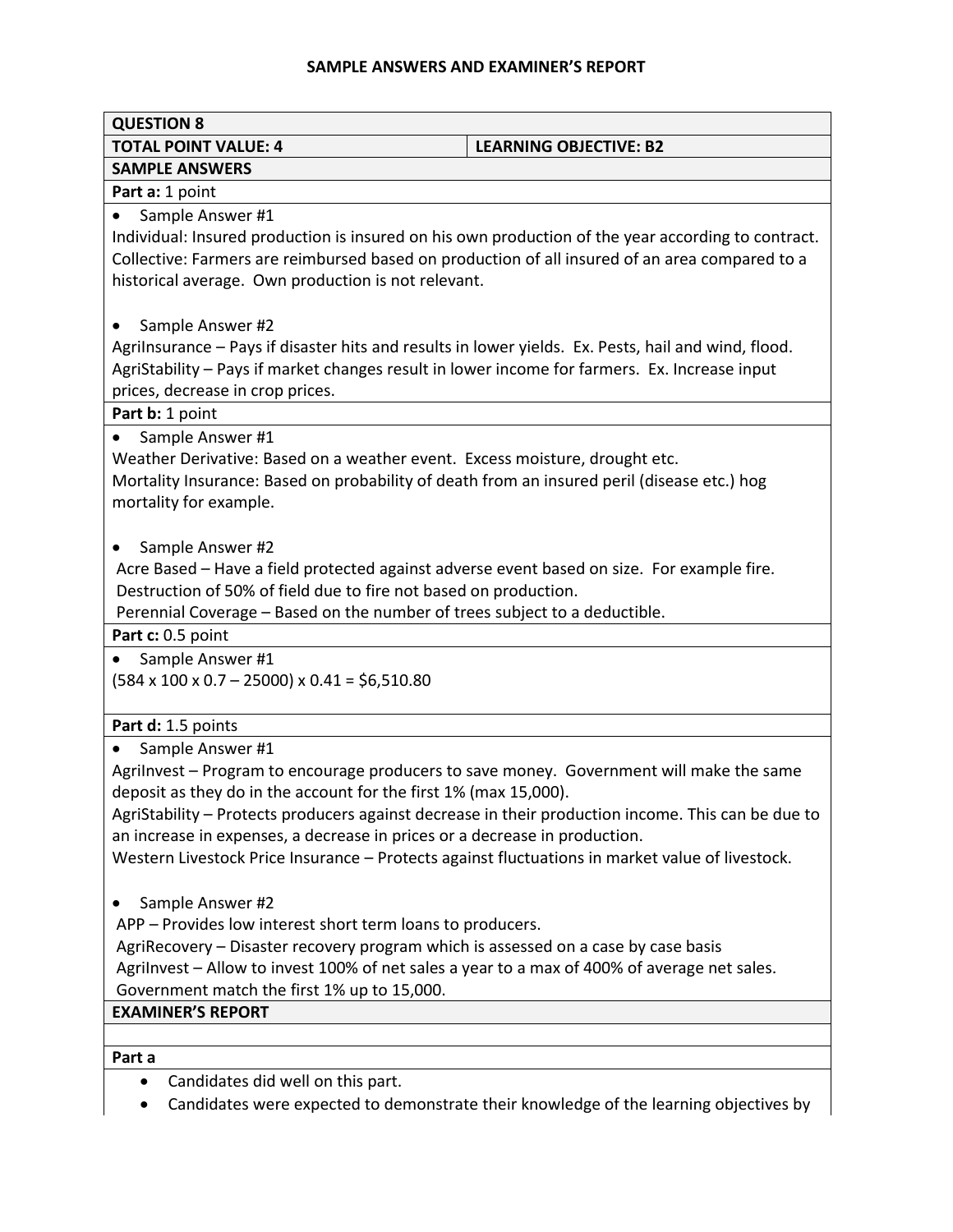## SAMPLE ANSWERS AND EXAMINER'S REPORT

| QUESTION 8 | |
|---|---|
| **TOTAL POINT VALUE: 4** | **LEARNING OBJECTIVE: B2** |

### SAMPLE ANSWERS

**Part a:** 1 point

- Sample Answer #1

Individual: Insured production is insured on his own production of the year according to contract.
Collective: Farmers are reimbursed based on production of all insured of an area compared to a historical average. Own production is not relevant.

- Sample Answer #2

AgriInsurance – Pays if disaster hits and results in lower yields. Ex. Pests, hail and wind, flood.
AgriStability – Pays if market changes result in lower income for farmers. Ex. Increase input prices, decrease in crop prices.

**Part b:** 1 point

- Sample Answer #1

Weather Derivative: Based on a weather event. Excess moisture, drought etc.
Mortality Insurance: Based on probability of death from an insured peril (disease etc.) hog mortality for example.

- Sample Answer #2

Acre Based – Have a field protected against adverse event based on size. For example fire. Destruction of 50% of field due to fire not based on production.
Perennial Coverage – Based on the number of trees subject to a deductible.

**Part c:** 0.5 point

- Sample Answer #1

(584 x 100 x 0.7 – 25000) x 0.41 = $6,510.80

**Part d:** 1.5 points

- Sample Answer #1

AgriInvest – Program to encourage producers to save money. Government will make the same deposit as they do in the account for the first 1% (max 15,000).
AgriStability – Protects producers against decrease in their production income. This can be due to an increase in expenses, a decrease in prices or a decrease in production.
Western Livestock Price Insurance – Protects against fluctuations in market value of livestock.

- Sample Answer #2

APP – Provides low interest short term loans to producers.
AgriRecovery – Disaster recovery program which is assessed on a case by case basis
AgriInvest – Allow to invest 100% of net sales a year to a max of 400% of average net sales. Government match the first 1% up to 15,000.

### EXAMINER'S REPORT

**Part a**

- Candidates did well on this part.
- Candidates were expected to demonstrate their knowledge of the learning objectives by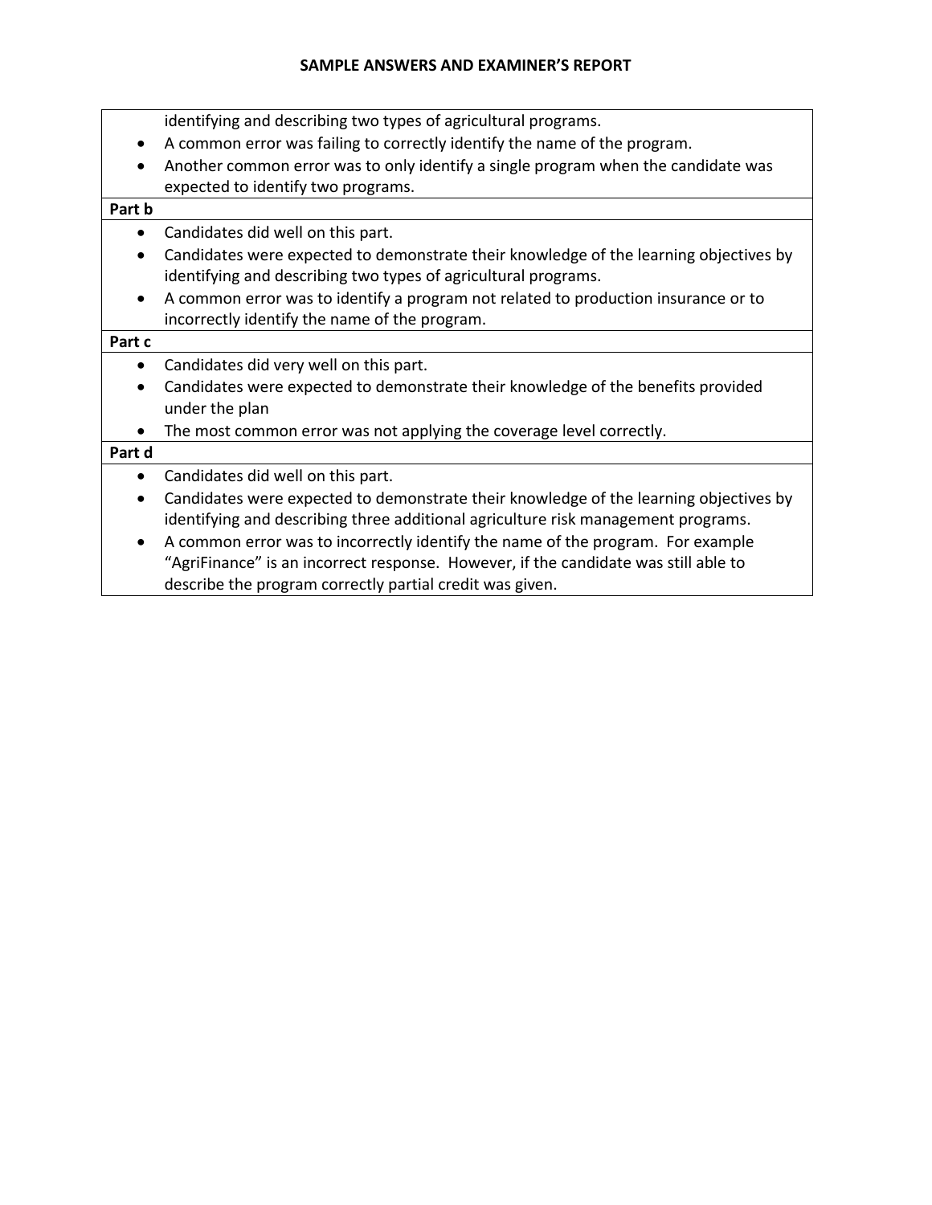| |
|---|
| identifying and describing two types of agricultural programs.<br>• A common error was failing to correctly identify the name of the program.<br>• Another common error was to only identify a single program when the candidate was expected to identify two programs. |
| **Part b** |
| • Candidates did well on this part.<br>• Candidates were expected to demonstrate their knowledge of the learning objectives by identifying and describing two types of agricultural programs.<br>• A common error was to identify a program not related to production insurance or to incorrectly identify the name of the program. |
| **Part c** |
| • Candidates did very well on this part.<br>• Candidates were expected to demonstrate their knowledge of the benefits provided under the plan<br>• The most common error was not applying the coverage level correctly. |
| **Part d** |
| • Candidates did well on this part.<br>• Candidates were expected to demonstrate their knowledge of the learning objectives by identifying and describing three additional agriculture risk management programs.<br>• A common error was to incorrectly identify the name of the program. For example "AgriFinance" is an incorrect response. However, if the candidate was still able to describe the program correctly partial credit was given. |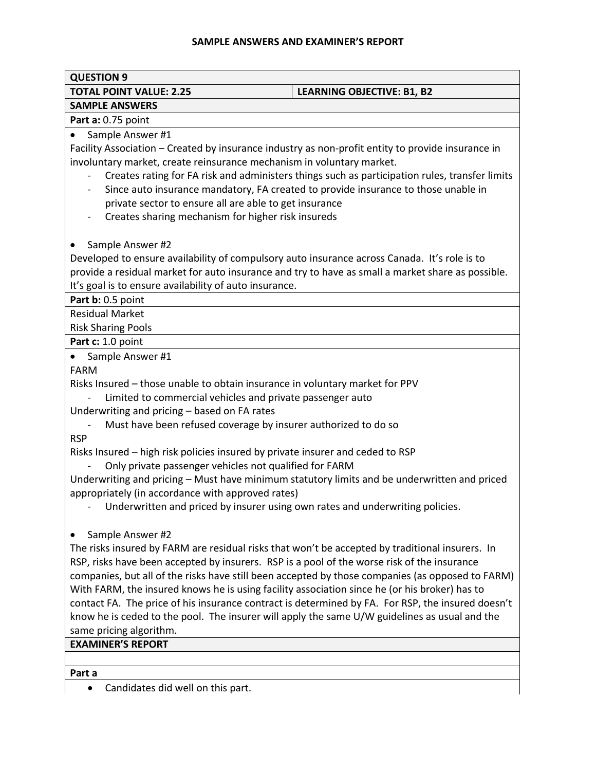## SAMPLE ANSWERS AND EXAMINER'S REPORT

| QUESTION 9 | |
|---|---|
| **TOTAL POINT VALUE: 2.25** | **LEARNING OBJECTIVE: B1, B2** |

**SAMPLE ANSWERS**

**Part a:** 0.75 point

- Sample Answer #1

Facility Association – Created by insurance industry as non-profit entity to provide insurance in involuntary market, create reinsurance mechanism in voluntary market.

- Creates rating for FA risk and administers things such as participation rules, transfer limits
- Since auto insurance mandatory, FA created to provide insurance to those unable in private sector to ensure all are able to get insurance
- Creates sharing mechanism for higher risk insureds

- Sample Answer #2

Developed to ensure availability of compulsory auto insurance across Canada. It's role is to provide a residual market for auto insurance and try to have as small a market share as possible. It's goal is to ensure availability of auto insurance.

**Part b:** 0.5 point

Residual Market

Risk Sharing Pools

**Part c:** 1.0 point

- Sample Answer #1

FARM

Risks Insured – those unable to obtain insurance in voluntary market for PPV

- Limited to commercial vehicles and private passenger auto

Underwriting and pricing – based on FA rates

- Must have been refused coverage by insurer authorized to do so

RSP

Risks Insured – high risk policies insured by private insurer and ceded to RSP

- Only private passenger vehicles not qualified for FARM

Underwriting and pricing – Must have minimum statutory limits and be underwritten and priced appropriately (in accordance with approved rates)

- Underwritten and priced by insurer using own rates and underwriting policies.

- Sample Answer #2

The risks insured by FARM are residual risks that won't be accepted by traditional insurers. In RSP, risks have been accepted by insurers. RSP is a pool of the worse risk of the insurance companies, but all of the risks have still been accepted by those companies (as opposed to FARM) With FARM, the insured knows he is using facility association since he (or his broker) has to contact FA. The price of his insurance contract is determined by FA. For RSP, the insured doesn't know he is ceded to the pool. The insurer will apply the same U/W guidelines as usual and the same pricing algorithm.

**EXAMINER'S REPORT**

**Part a**

- Candidates did well on this part.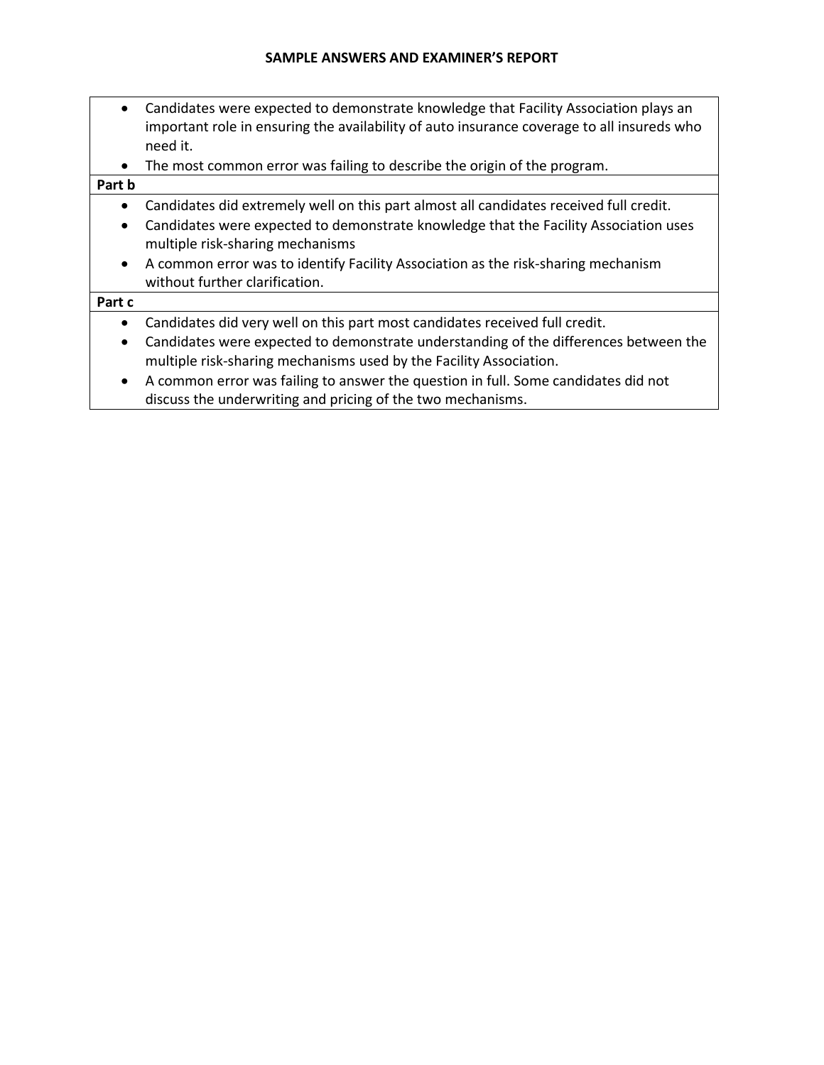## SAMPLE ANSWERS AND EXAMINER'S REPORT

| |
|---|
| • Candidates were expected to demonstrate knowledge that Facility Association plays an important role in ensuring the availability of auto insurance coverage to all insureds who need it. • The most common error was failing to describe the origin of the program. |
| **Part b** |
| • Candidates did extremely well on this part almost all candidates received full credit. • Candidates were expected to demonstrate knowledge that the Facility Association uses multiple risk-sharing mechanisms • A common error was to identify Facility Association as the risk-sharing mechanism without further clarification. |
| **Part c** |
| • Candidates did very well on this part most candidates received full credit. • Candidates were expected to demonstrate understanding of the differences between the multiple risk-sharing mechanisms used by the Facility Association. • A common error was failing to answer the question in full. Some candidates did not discuss the underwriting and pricing of the two mechanisms. |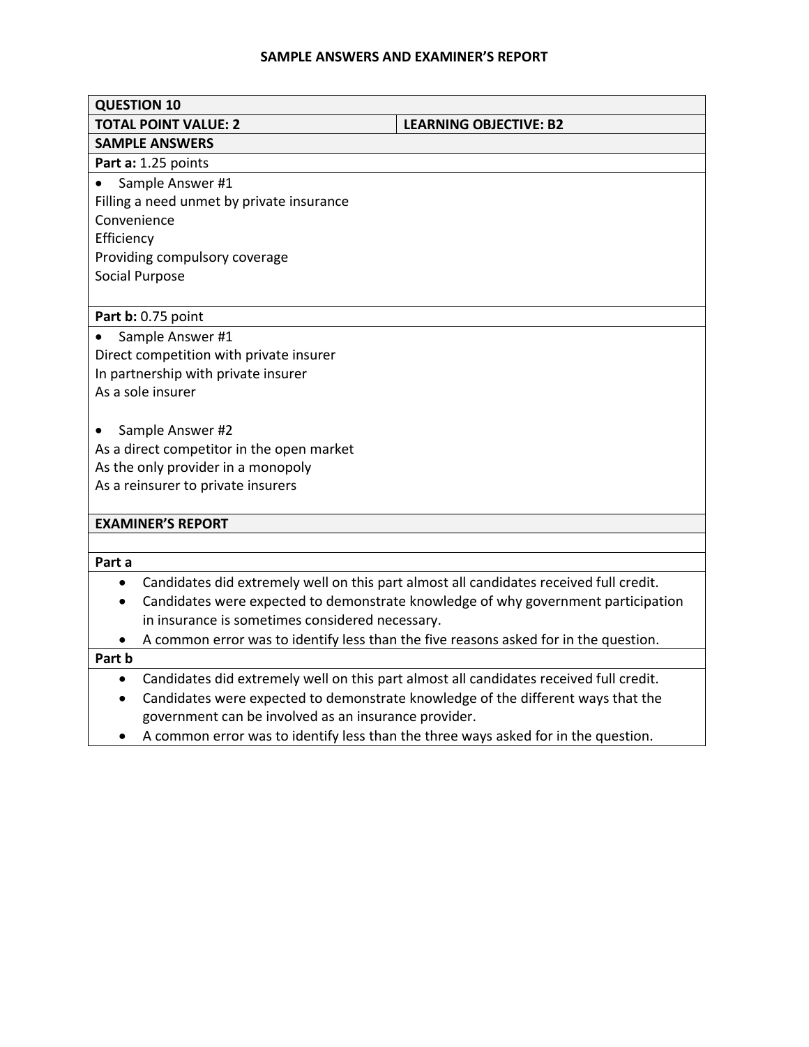## SAMPLE ANSWERS AND EXAMINER'S REPORT

| QUESTION 10 | |
|---|---|
| **TOTAL POINT VALUE: 2** | **LEARNING OBJECTIVE: B2** |

### SAMPLE ANSWERS

**Part a:** 1.25 points

- Sample Answer #1

Filling a need unmet by private insurance
Convenience
Efficiency
Providing compulsory coverage
Social Purpose

**Part b:** 0.75 point

- Sample Answer #1

Direct competition with private insurer
In partnership with private insurer
As a sole insurer

- Sample Answer #2

As a direct competitor in the open market
As the only provider in a monopoly
As a reinsurer to private insurers

### EXAMINER'S REPORT

**Part a**

- Candidates did extremely well on this part almost all candidates received full credit.
- Candidates were expected to demonstrate knowledge of why government participation in insurance is sometimes considered necessary.
- A common error was to identify less than the five reasons asked for in the question.

**Part b**

- Candidates did extremely well on this part almost all candidates received full credit.
- Candidates were expected to demonstrate knowledge of the different ways that the government can be involved as an insurance provider.
- A common error was to identify less than the three ways asked for in the question.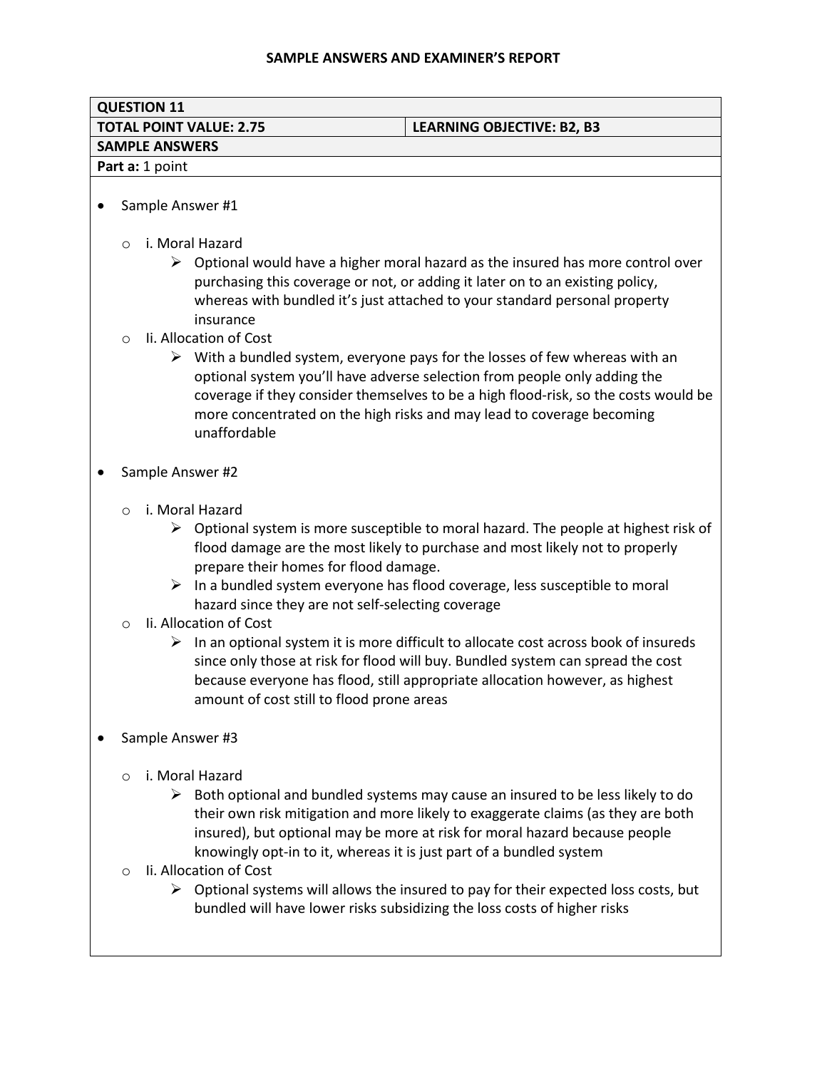## SAMPLE ANSWERS AND EXAMINER'S REPORT

| QUESTION 11 | |
|---|---|
| **TOTAL POINT VALUE: 2.75** | **LEARNING OBJECTIVE: B2, B3** |
| **SAMPLE ANSWERS** | |
| **Part a:** 1 point | |

- Sample Answer #1
  - i. Moral Hazard
    - Optional would have a higher moral hazard as the insured has more control over purchasing this coverage or not, or adding it later on to an existing policy, whereas with bundled it's just attached to your standard personal property insurance
  - Ii. Allocation of Cost
    - With a bundled system, everyone pays for the losses of few whereas with an optional system you'll have adverse selection from people only adding the coverage if they consider themselves to be a high flood-risk, so the costs would be more concentrated on the high risks and may lead to coverage becoming unaffordable

- Sample Answer #2
  - i. Moral Hazard
    - Optional system is more susceptible to moral hazard. The people at highest risk of flood damage are the most likely to purchase and most likely not to properly prepare their homes for flood damage.
    - In a bundled system everyone has flood coverage, less susceptible to moral hazard since they are not self-selecting coverage
  - Ii. Allocation of Cost
    - In an optional system it is more difficult to allocate cost across book of insureds since only those at risk for flood will buy. Bundled system can spread the cost because everyone has flood, still appropriate allocation however, as highest amount of cost still to flood prone areas

- Sample Answer #3
  - i. Moral Hazard
    - Both optional and bundled systems may cause an insured to be less likely to do their own risk mitigation and more likely to exaggerate claims (as they are both insured), but optional may be more at risk for moral hazard because people knowingly opt-in to it, whereas it is just part of a bundled system
  - Ii. Allocation of Cost
    - Optional systems will allows the insured to pay for their expected loss costs, but bundled will have lower risks subsidizing the loss costs of higher risks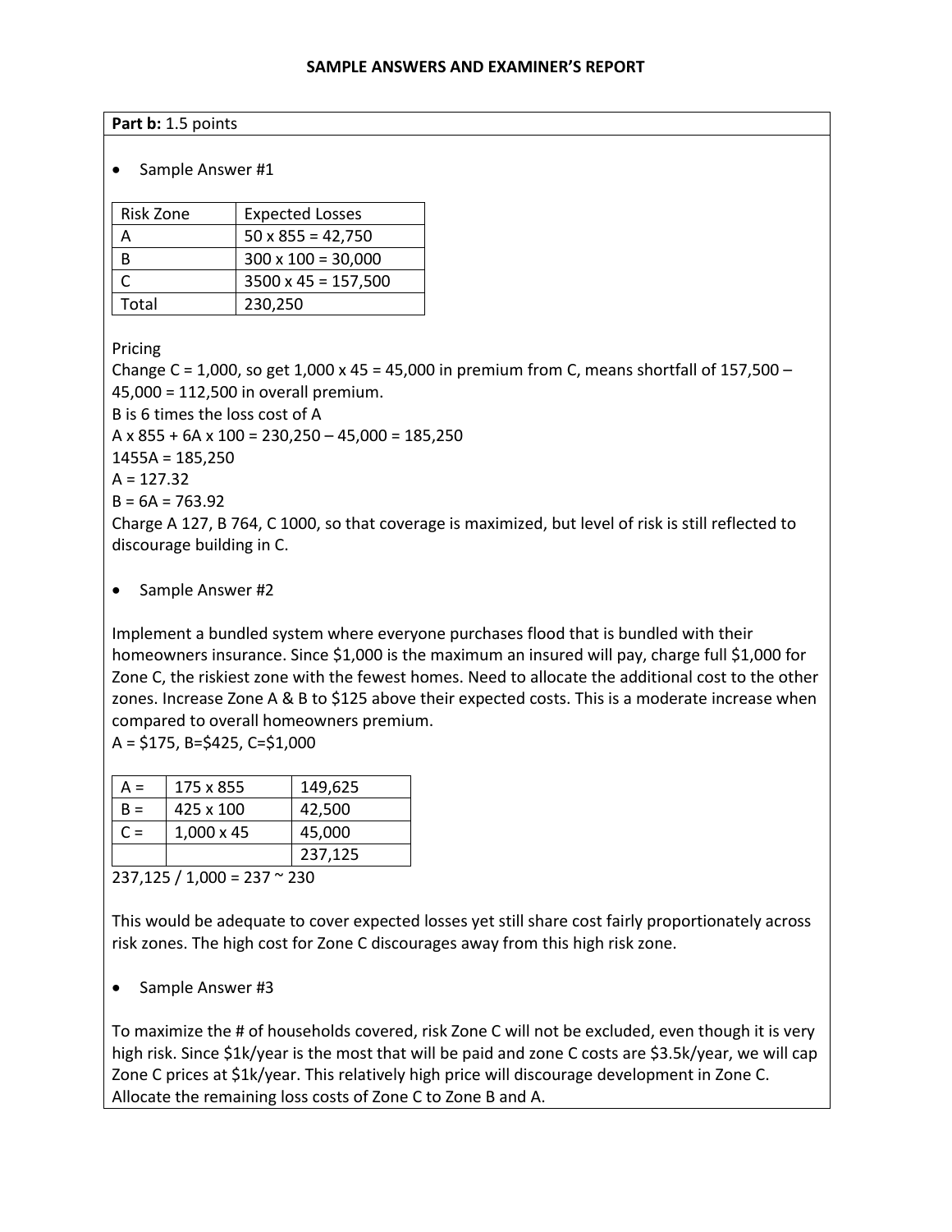## SAMPLE ANSWERS AND EXAMINER'S REPORT

**Part b:** 1.5 points

- Sample Answer #1

| Risk Zone | Expected Losses |
|---|---|
| A | 50 x 855 = 42,750 |
| B | 300 x 100 = 30,000 |
| C | 3500 x 45 = 157,500 |
| Total | 230,250 |

Pricing

Change C = 1,000, so get 1,000 x 45 = 45,000 in premium from C, means shortfall of 157,500 – 45,000 = 112,500 in overall premium.

B is 6 times the loss cost of A

A x 855 + 6A x 100 = 230,250 – 45,000 = 185,250

1455A = 185,250

A = 127.32

B = 6A = 763.92

Charge A 127, B 764, C 1000, so that coverage is maximized, but level of risk is still reflected to discourage building in C.

- Sample Answer #2

Implement a bundled system where everyone purchases flood that is bundled with their homeowners insurance. Since \$1,000 is the maximum an insured will pay, charge full \$1,000 for Zone C, the riskiest zone with the fewest homes. Need to allocate the additional cost to the other zones. Increase Zone A & B to \$125 above their expected costs. This is a moderate increase when compared to overall homeowners premium.

A = \$175, B=\$425, C=\$1,000

| | | |
|---|---|---|
| A = | 175 x 855 | 149,625 |
| B = | 425 x 100 | 42,500 |
| C = | 1,000 x 45 | 45,000 |
| | | 237,125 |

237,125 / 1,000 = 237 ~ 230

This would be adequate to cover expected losses yet still share cost fairly proportionately across risk zones. The high cost for Zone C discourages away from this high risk zone.

- Sample Answer #3

To maximize the # of households covered, risk Zone C will not be excluded, even though it is very high risk. Since \$1k/year is the most that will be paid and zone C costs are \$3.5k/year, we will cap Zone C prices at \$1k/year. This relatively high price will discourage development in Zone C. Allocate the remaining loss costs of Zone C to Zone B and A.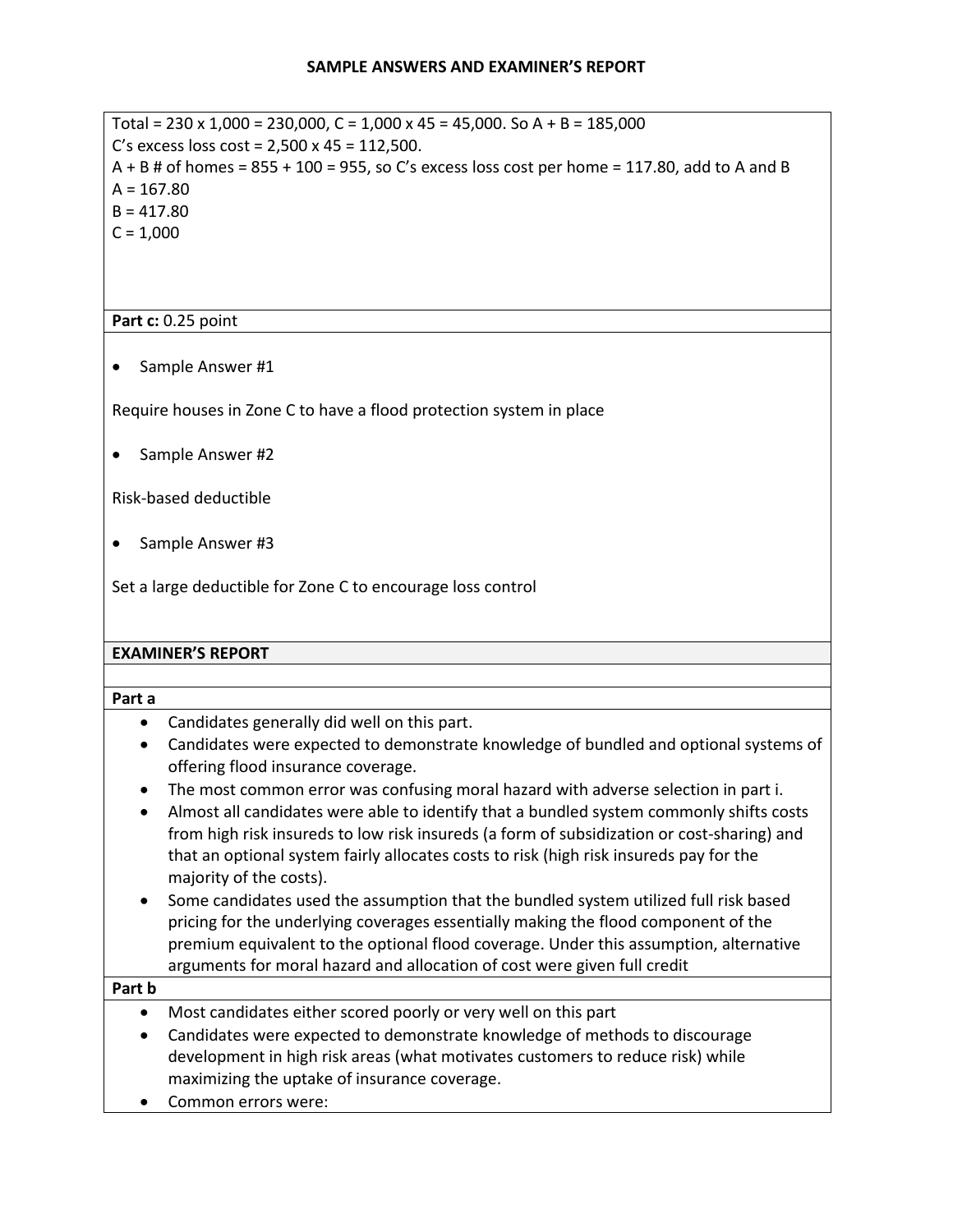## SAMPLE ANSWERS AND EXAMINER'S REPORT

Total = 230 x 1,000 = 230,000, C = 1,000 x 45 = 45,000. So A + B = 185,000

C's excess loss cost = 2,500 x 45 = 112,500.

A + B # of homes = 855 + 100 = 955, so C's excess loss cost per home = 117.80, add to A and B

A = 167.80

B = 417.80

C = 1,000

**Part c:** 0.25 point

- Sample Answer #1

Require houses in Zone C to have a flood protection system in place

- Sample Answer #2

Risk-based deductible

- Sample Answer #3

Set a large deductible for Zone C to encourage loss control

**EXAMINER'S REPORT**

**Part a**

- Candidates generally did well on this part.
- Candidates were expected to demonstrate knowledge of bundled and optional systems of offering flood insurance coverage.
- The most common error was confusing moral hazard with adverse selection in part i.
- Almost all candidates were able to identify that a bundled system commonly shifts costs from high risk insureds to low risk insureds (a form of subsidization or cost-sharing) and that an optional system fairly allocates costs to risk (high risk insureds pay for the majority of the costs).
- Some candidates used the assumption that the bundled system utilized full risk based pricing for the underlying coverages essentially making the flood component of the premium equivalent to the optional flood coverage. Under this assumption, alternative arguments for moral hazard and allocation of cost were given full credit

**Part b**

- Most candidates either scored poorly or very well on this part
- Candidates were expected to demonstrate knowledge of methods to discourage development in high risk areas (what motivates customers to reduce risk) while maximizing the uptake of insurance coverage.
- Common errors were: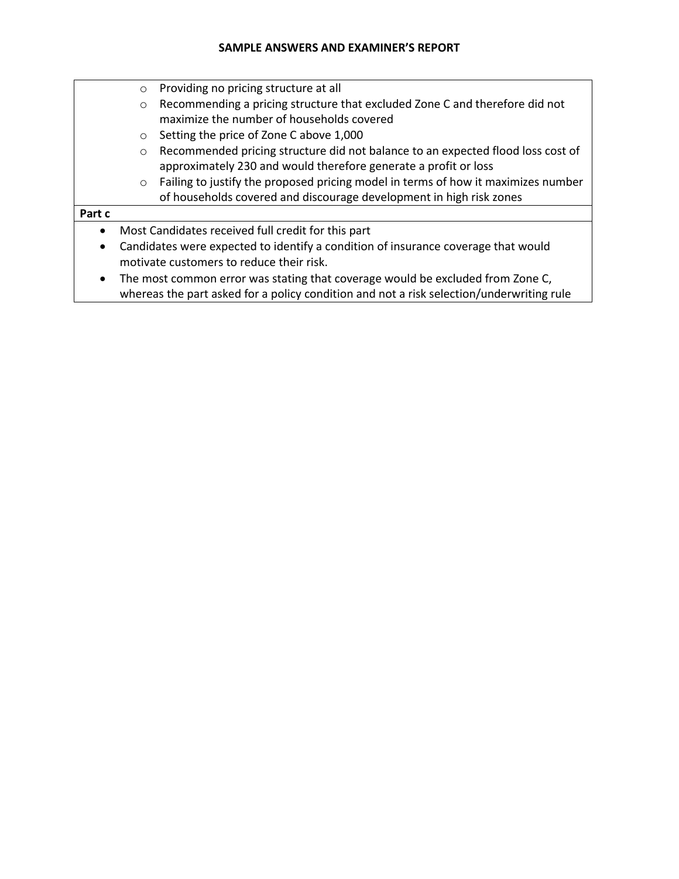- Providing no pricing structure at all
- Recommending a pricing structure that excluded Zone C and therefore did not maximize the number of households covered
- Setting the price of Zone C above 1,000
- Recommended pricing structure did not balance to an expected flood loss cost of approximately 230 and would therefore generate a profit or loss
- Failing to justify the proposed pricing model in terms of how it maximizes number of households covered and discourage development in high risk zones

**Part c**

- Most Candidates received full credit for this part
- Candidates were expected to identify a condition of insurance coverage that would motivate customers to reduce their risk.
- The most common error was stating that coverage would be excluded from Zone C, whereas the part asked for a policy condition and not a risk selection/underwriting rule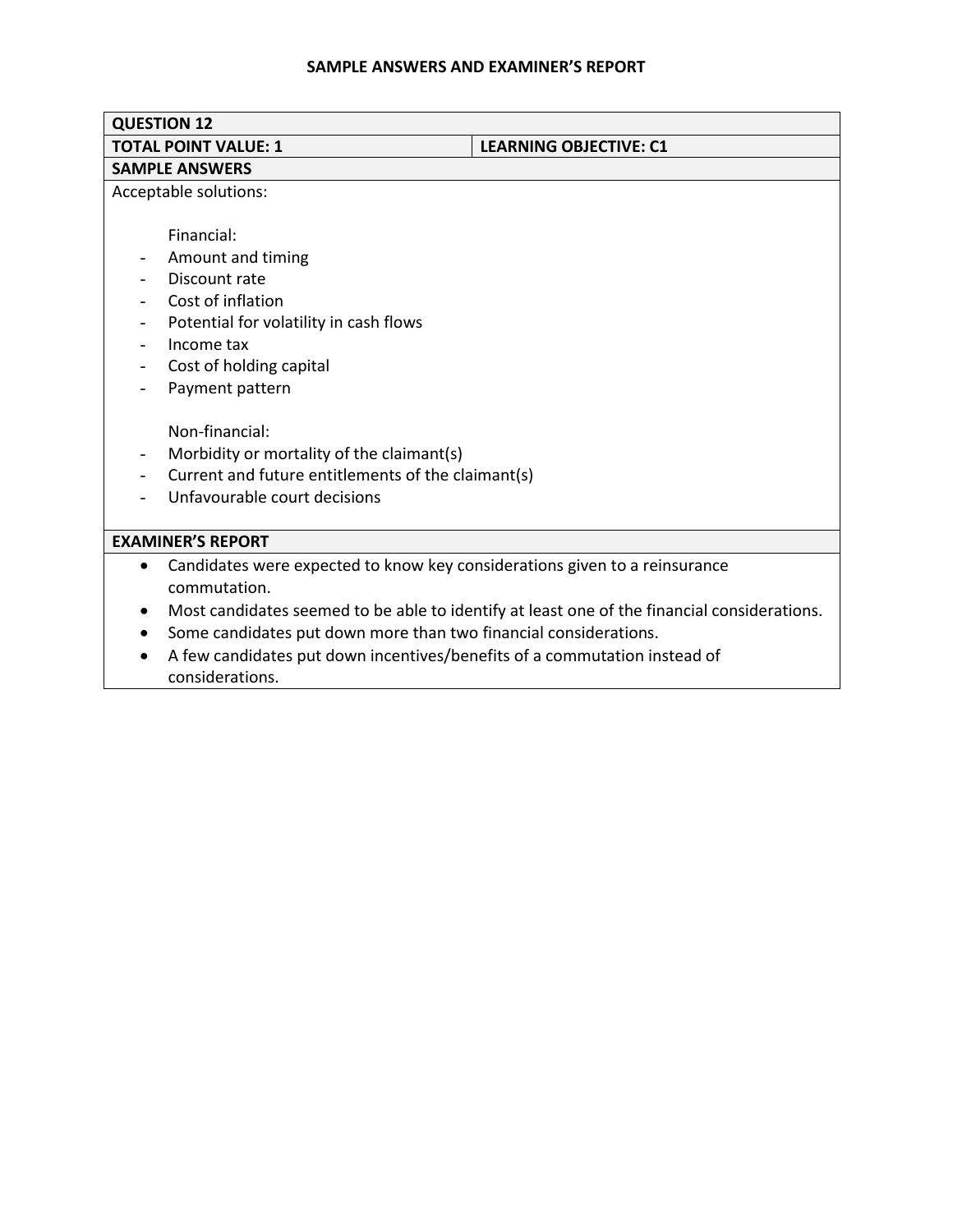## SAMPLE ANSWERS AND EXAMINER'S REPORT

| QUESTION 12 | |
|---|---|
| **TOTAL POINT VALUE: 1** | **LEARNING OBJECTIVE: C1** |

**SAMPLE ANSWERS**

Acceptable solutions:

Financial:

- Amount and timing
- Discount rate
- Cost of inflation
- Potential for volatility in cash flows
- Income tax
- Cost of holding capital
- Payment pattern

Non-financial:

- Morbidity or mortality of the claimant(s)
- Current and future entitlements of the claimant(s)
- Unfavourable court decisions

**EXAMINER'S REPORT**

- Candidates were expected to know key considerations given to a reinsurance commutation.
- Most candidates seemed to be able to identify at least one of the financial considerations.
- Some candidates put down more than two financial considerations.
- A few candidates put down incentives/benefits of a commutation instead of considerations.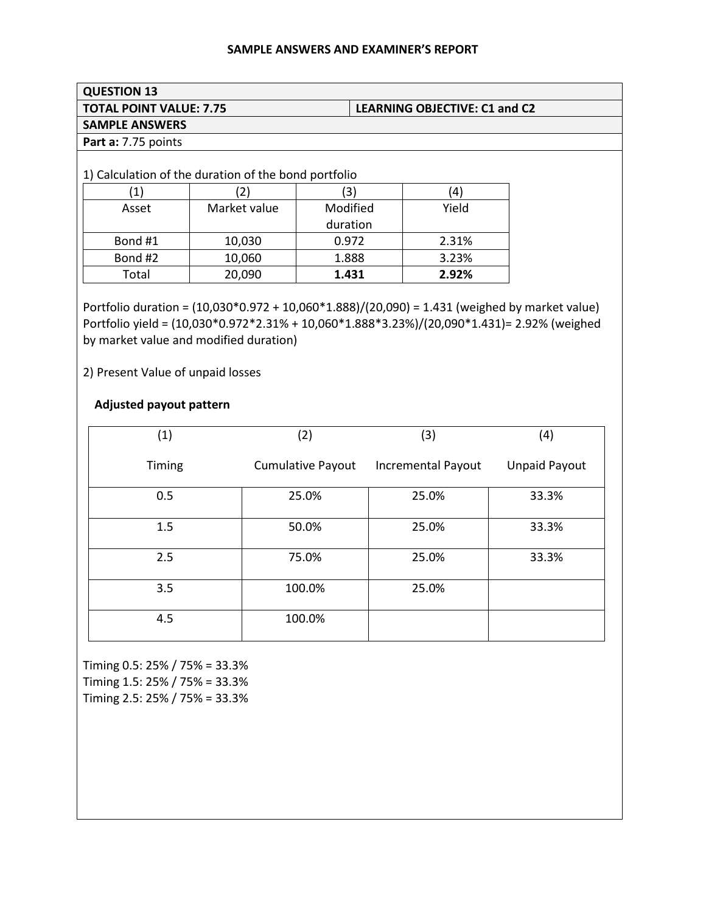**SAMPLE ANSWERS AND EXAMINER'S REPORT**

| **QUESTION 13** | |
|---|---|
| **TOTAL POINT VALUE: 7.75** | **LEARNING OBJECTIVE: C1 and C2** |
| **SAMPLE ANSWERS** | |
| **Part a:** 7.75 points | |

1) Calculation of the duration of the bond portfolio

| (1) | (2) | (3) | (4) |
|---|---|---|---|
| Asset | Market value | Modified duration | Yield |
| Bond #1 | 10,030 | 0.972 | 2.31% |
| Bond #2 | 10,060 | 1.888 | 3.23% |
| Total | 20,090 | **1.431** | **2.92%** |

Portfolio duration = (10,030*0.972 + 10,060*1.888)/(20,090) = 1.431 (weighed by market value)
Portfolio yield = (10,030*0.972*2.31% + 10,060*1.888*3.23%)/(20,090*1.431)= 2.92% (weighed by market value and modified duration)

2) Present Value of unpaid losses

**Adjusted payout pattern**

| (1) | (2) | (3) | (4) |
|---|---|---|---|
| Timing | Cumulative Payout | Incremental Payout | Unpaid Payout |
| 0.5 | 25.0% | 25.0% | 33.3% |
| 1.5 | 50.0% | 25.0% | 33.3% |
| 2.5 | 75.0% | 25.0% | 33.3% |
| 3.5 | 100.0% | 25.0% | |
| 4.5 | 100.0% | | |

Timing 0.5: 25% / 75% = 33.3%
Timing 1.5: 25% / 75% = 33.3%
Timing 2.5: 25% / 75% = 33.3%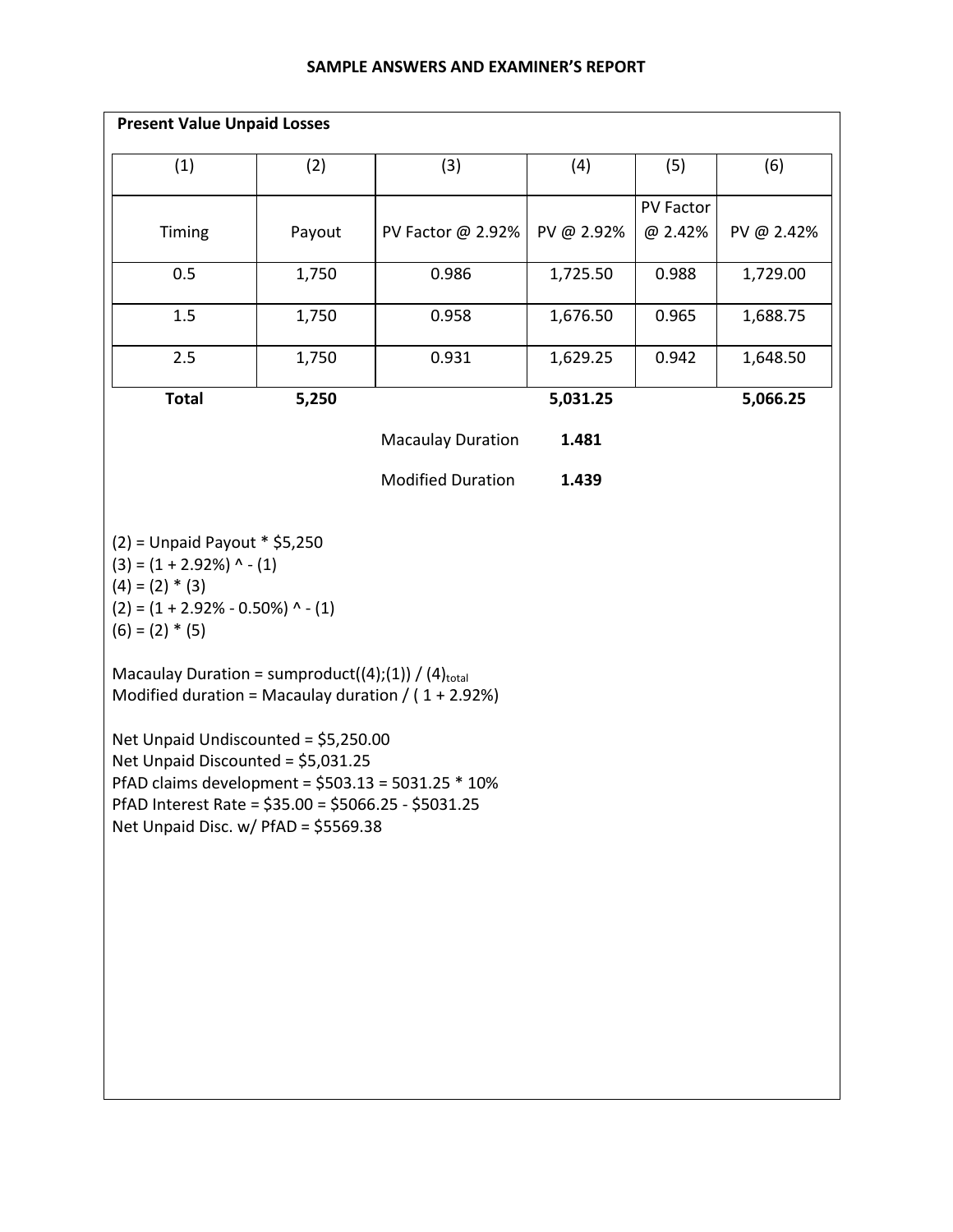**SAMPLE ANSWERS AND EXAMINER'S REPORT**

**Present Value Unpaid Losses**

| (1) | (2) | (3) | (4) | (5) | (6) |
|---|---|---|---|---|---|
| Timing | Payout | PV Factor @ 2.92% | PV @ 2.92% | PV Factor @ 2.42% | PV @ 2.42% |
| 0.5 | 1,750 | 0.986 | 1,725.50 | 0.988 | 1,729.00 |
| 1.5 | 1,750 | 0.958 | 1,676.50 | 0.965 | 1,688.75 |
| 2.5 | 1,750 | 0.931 | 1,629.25 | 0.942 | 1,648.50 |
| **Total** | **5,250** | | **5,031.25** | | **5,066.25** |
| | | Macaulay Duration | **1.481** | | |
| | | Modified Duration | **1.439** | | |

(2) = Unpaid Payout * $5,250
(3) = (1 + 2.92%) ^ - (1)
(4) = (2) * (3)
(2) = (1 + 2.92% - 0.50%) ^ - (1)
(6) = (2) * (5)

Macaulay Duration = sumproduct((4);(1)) / $(4)_{total}$
Modified duration = Macaulay duration / ( 1 + 2.92%)

Net Unpaid Undiscounted = $5,250.00
Net Unpaid Discounted = $5,031.25
PfAD claims development = $503.13 = 5031.25 * 10%
PfAD Interest Rate = $35.00 = $5066.25 - $5031.25
Net Unpaid Disc. w/ PfAD = $5569.38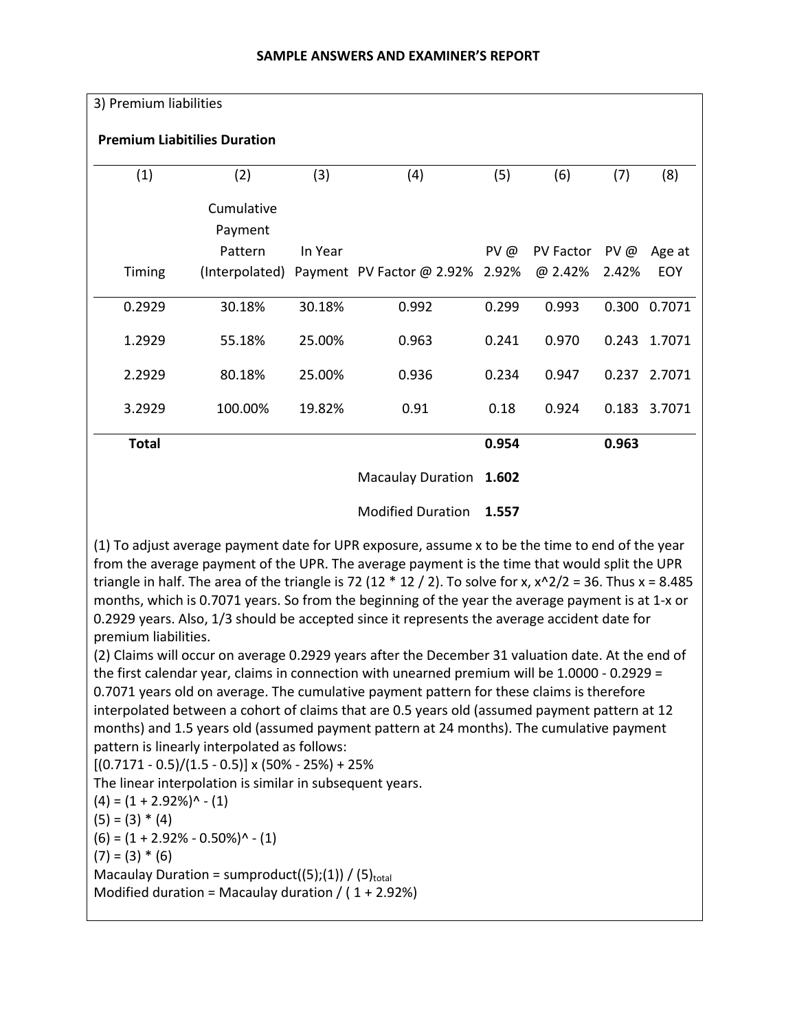## SAMPLE ANSWERS AND EXAMINER'S REPORT

3) Premium liabilities

**Premium Liabitilies Duration**

| (1) Timing | (2) Cumulative Payment Pattern (Interpolated) | (3) In Year Payment | (4) PV Factor @ 2.92% | (5) PV @ 2.92% | (6) PV Factor @ 2.42% | (7) PV @ 2.42% | (8) Age at EOY |
|---|---|---|---|---|---|---|---|
| 0.2929 | 30.18% | 30.18% | 0.992 | 0.299 | 0.993 | 0.300 | 0.7071 |
| 1.2929 | 55.18% | 25.00% | 0.963 | 0.241 | 0.970 | 0.243 | 1.7071 |
| 2.2929 | 80.18% | 25.00% | 0.936 | 0.234 | 0.947 | 0.237 | 2.7071 |
| 3.2929 | 100.00% | 19.82% | 0.91 | 0.18 | 0.924 | 0.183 | 3.7071 |
| **Total** | | | | **0.954** | | **0.963** | |
| | | | Macaulay Duration | **1.602** | | | |
| | | | Modified Duration | **1.557** | | | |

(1) To adjust average payment date for UPR exposure, assume x to be the time to end of the year from the average payment of the UPR. The average payment is the time that would split the UPR triangle in half. The area of the triangle is 72 (12 * 12 / 2). To solve for x, $x^2/2 = 36$. Thus x = 8.485 months, which is 0.7071 years. So from the beginning of the year the average payment is at 1-x or 0.2929 years. Also, 1/3 should be accepted since it represents the average accident date for premium liabilities.

(2) Claims will occur on average 0.2929 years after the December 31 valuation date. At the end of the first calendar year, claims in connection with unearned premium will be 1.0000 - 0.2929 = 0.7071 years old on average. The cumulative payment pattern for these claims is therefore interpolated between a cohort of claims that are 0.5 years old (assumed payment pattern at 12 months) and 1.5 years old (assumed payment pattern at 24 months). The cumulative payment pattern is linearly interpolated as follows:

[(0.7171 - 0.5)/(1.5 - 0.5)] x (50% - 25%) + 25%

The linear interpolation is similar in subsequent years.

(4) = (1 + 2.92%)^ - (1)

(5) = (3) * (4)

(6) = (1 + 2.92% - 0.50%)^ - (1)

(7) = (3) * (6)

Macaulay Duration = sumproduct((5);(1)) / $(5)_{total}$

Modified duration = Macaulay duration / ( 1 + 2.92%)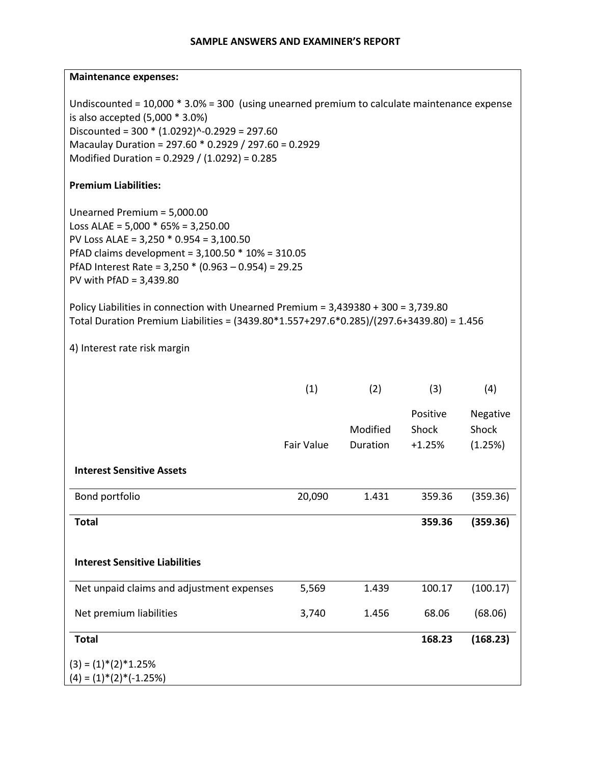**Maintenance expenses:**

Undiscounted = 10,000 * 3.0% = 300 (using unearned premium to calculate maintenance expense is also accepted (5,000 * 3.0%)
Discounted = 300 * (1.0292)^-0.2929 = 297.60
Macaulay Duration = 297.60 * 0.2929 / 297.60 = 0.2929
Modified Duration = 0.2929 / (1.0292) = 0.285

**Premium Liabilities:**

Unearned Premium = 5,000.00
Loss ALAE = 5,000 * 65% = 3,250.00
PV Loss ALAE = 3,250 * 0.954 = 3,100.50
PfAD claims development = 3,100.50 * 10% = 310.05
PfAD Interest Rate = 3,250 * (0.963 – 0.954) = 29.25
PV with PfAD = 3,439.80

Policy Liabilities in connection with Unearned Premium = 3,439380 + 300 = 3,739.80
Total Duration Premium Liabilities = (3439.80*1.557+297.6*0.285)/(297.6+3439.80) = 1.456

4) Interest rate risk margin

| | (1) | (2) | (3) | (4) |
|---|---|---|---|---|
| | Fair Value | Modified Duration | Positive Shock +1.25% | Negative Shock (1.25%) |
| **Interest Sensitive Assets** | | | | |
| Bond portfolio | 20,090 | 1.431 | 359.36 | (359.36) |
| **Total** | | | **359.36** | **(359.36)** |
| **Interest Sensitive Liabilities** | | | | |
| Net unpaid claims and adjustment expenses | 5,569 | 1.439 | 100.17 | (100.17) |
| Net premium liabilities | 3,740 | 1.456 | 68.06 | (68.06) |
| **Total** | | | **168.23** | **(168.23)** |

(3) = (1)*(2)*1.25%
(4) = (1)*(2)*(-1.25%)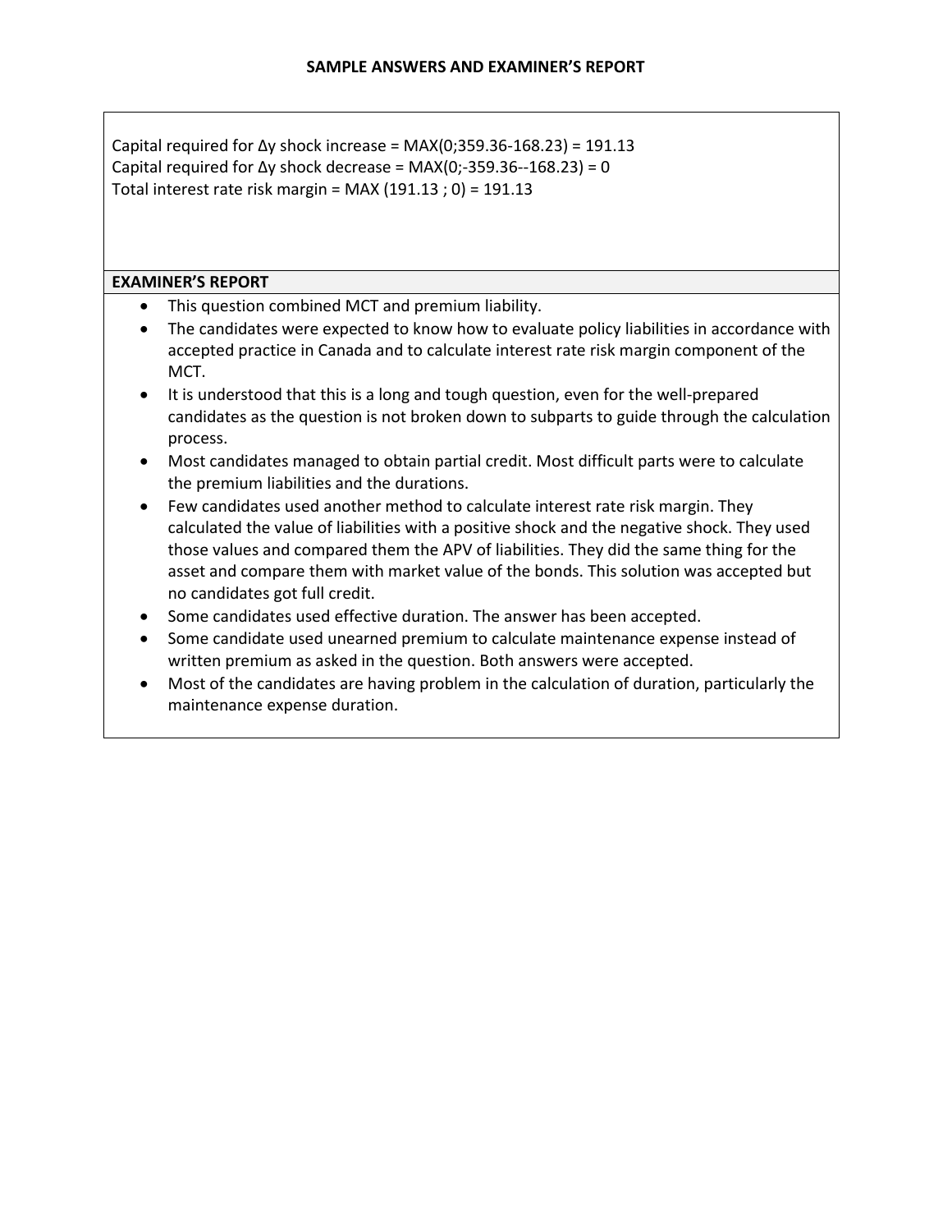## SAMPLE ANSWERS AND EXAMINER'S REPORT

Capital required for $\Delta y$ shock increase = MAX(0;359.36-168.23) = 191.13
Capital required for $\Delta y$ shock decrease = MAX(0;-359.36--168.23) = 0
Total interest rate risk margin = MAX (191.13 ; 0) = 191.13

**EXAMINER'S REPORT**

- This question combined MCT and premium liability.
- The candidates were expected to know how to evaluate policy liabilities in accordance with accepted practice in Canada and to calculate interest rate risk margin component of the MCT.
- It is understood that this is a long and tough question, even for the well-prepared candidates as the question is not broken down to subparts to guide through the calculation process.
- Most candidates managed to obtain partial credit. Most difficult parts were to calculate the premium liabilities and the durations.
- Few candidates used another method to calculate interest rate risk margin. They calculated the value of liabilities with a positive shock and the negative shock. They used those values and compared them the APV of liabilities. They did the same thing for the asset and compare them with market value of the bonds. This solution was accepted but no candidates got full credit.
- Some candidates used effective duration. The answer has been accepted.
- Some candidate used unearned premium to calculate maintenance expense instead of written premium as asked in the question. Both answers were accepted.
- Most of the candidates are having problem in the calculation of duration, particularly the maintenance expense duration.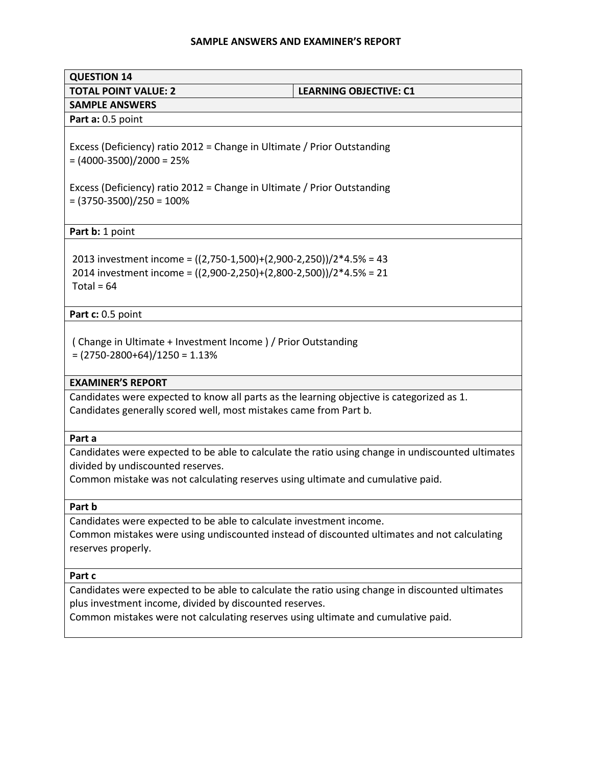## SAMPLE ANSWERS AND EXAMINER'S REPORT

| QUESTION 14 | |
|---|---|
| **TOTAL POINT VALUE: 2** | **LEARNING OBJECTIVE: C1** |

**SAMPLE ANSWERS**

**Part a:** 0.5 point

Excess (Deficiency) ratio 2012 = Change in Ultimate / Prior Outstanding
= (4000-3500)/2000 = 25%

Excess (Deficiency) ratio 2012 = Change in Ultimate / Prior Outstanding
= (3750-3500)/250 = 100%

**Part b:** 1 point

2013 investment income = ((2,750-1,500)+(2,900-2,250))/2*4.5% = 43
2014 investment income = ((2,900-2,250)+(2,800-2,500))/2*4.5% = 21
Total = 64

**Part c:** 0.5 point

( Change in Ultimate + Investment Income ) / Prior Outstanding
= (2750-2800+64)/1250 = 1.13%

**EXAMINER'S REPORT**

Candidates were expected to know all parts as the learning objective is categorized as 1.
Candidates generally scored well, most mistakes came from Part b.

**Part a**

Candidates were expected to be able to calculate the ratio using change in undiscounted ultimates divided by undiscounted reserves.
Common mistake was not calculating reserves using ultimate and cumulative paid.

**Part b**

Candidates were expected to be able to calculate investment income.
Common mistakes were using undiscounted instead of discounted ultimates and not calculating reserves properly.

**Part c**

Candidates were expected to be able to calculate the ratio using change in discounted ultimates plus investment income, divided by discounted reserves.
Common mistakes were not calculating reserves using ultimate and cumulative paid.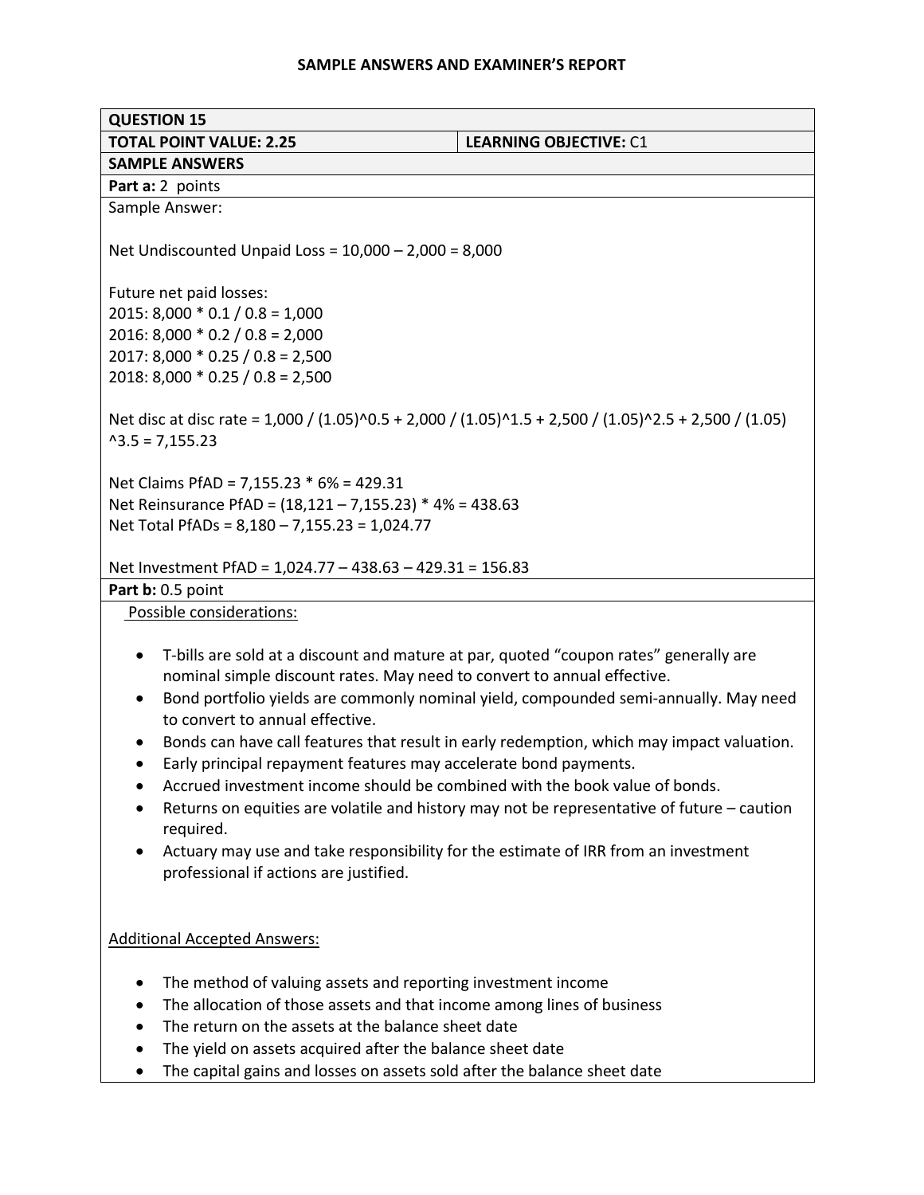**SAMPLE ANSWERS AND EXAMINER'S REPORT**

| **QUESTION 15** | |
|---|---|
| **TOTAL POINT VALUE: 2.25** | **LEARNING OBJECTIVE:** C1 |

**SAMPLE ANSWERS**

**Part a:** 2 points

Sample Answer:

Net Undiscounted Unpaid Loss = 10,000 – 2,000 = 8,000

Future net paid losses:
2015: 8,000 * 0.1 / 0.8 = 1,000
2016: 8,000 * 0.2 / 0.8 = 2,000
2017: 8,000 * 0.25 / 0.8 = 2,500
2018: 8,000 * 0.25 / 0.8 = 2,500

Net disc at disc rate = $1{,}000 / (1.05)^{0.5} + 2{,}000 / (1.05)^{1.5} + 2{,}500 / (1.05)^{2.5} + 2{,}500 / (1.05)^{3.5} = 7{,}155.23$

Net Claims PfAD = 7,155.23 * 6% = 429.31
Net Reinsurance PfAD = (18,121 – 7,155.23) * 4% = 438.63
Net Total PfADs = 8,180 – 7,155.23 = 1,024.77

Net Investment PfAD = 1,024.77 – 438.63 – 429.31 = 156.83

**Part b:** 0.5 point

Possible considerations:

- T-bills are sold at a discount and mature at par, quoted "coupon rates" generally are nominal simple discount rates. May need to convert to annual effective.
- Bond portfolio yields are commonly nominal yield, compounded semi-annually. May need to convert to annual effective.
- Bonds can have call features that result in early redemption, which may impact valuation.
- Early principal repayment features may accelerate bond payments.
- Accrued investment income should be combined with the book value of bonds.
- Returns on equities are volatile and history may not be representative of future – caution required.
- Actuary may use and take responsibility for the estimate of IRR from an investment professional if actions are justified.

Additional Accepted Answers:

- The method of valuing assets and reporting investment income
- The allocation of those assets and that income among lines of business
- The return on the assets at the balance sheet date
- The yield on assets acquired after the balance sheet date
- The capital gains and losses on assets sold after the balance sheet date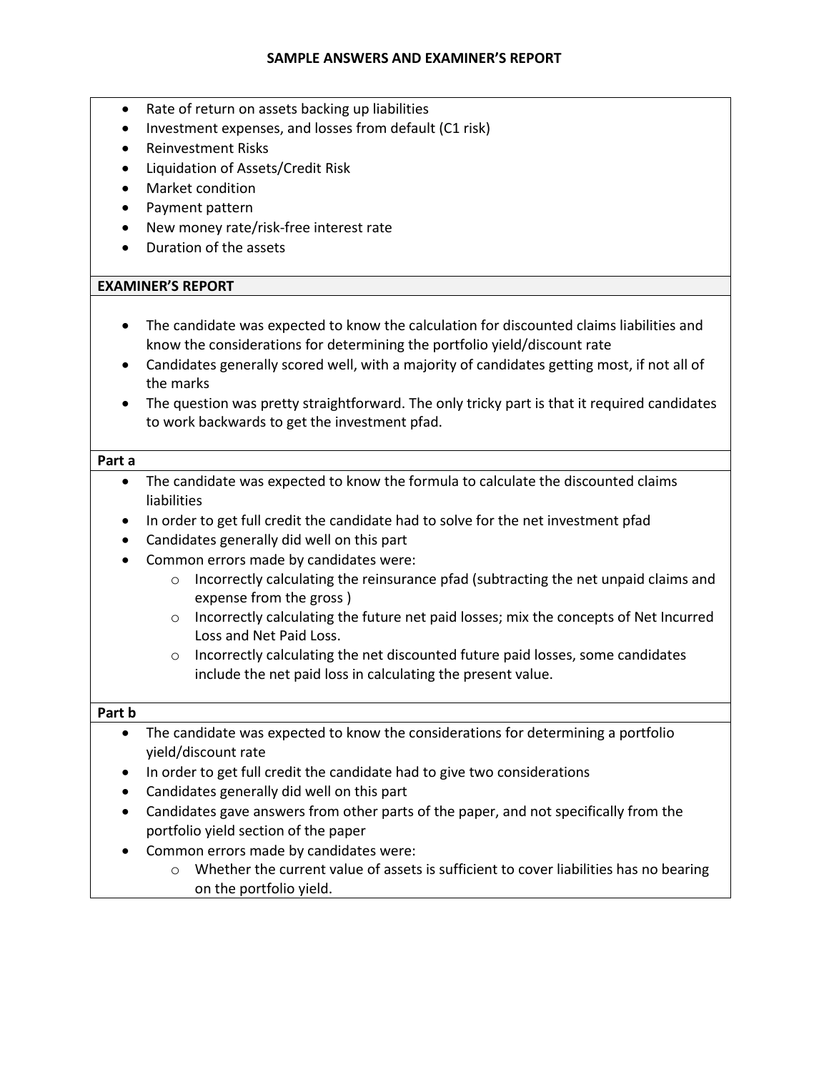## SAMPLE ANSWERS AND EXAMINER'S REPORT

- Rate of return on assets backing up liabilities
- Investment expenses, and losses from default (C1 risk)
- Reinvestment Risks
- Liquidation of Assets/Credit Risk
- Market condition
- Payment pattern
- New money rate/risk-free interest rate
- Duration of the assets

**EXAMINER'S REPORT**

- The candidate was expected to know the calculation for discounted claims liabilities and know the considerations for determining the portfolio yield/discount rate
- Candidates generally scored well, with a majority of candidates getting most, if not all of the marks
- The question was pretty straightforward. The only tricky part is that it required candidates to work backwards to get the investment pfad.

**Part a**

- The candidate was expected to know the formula to calculate the discounted claims liabilities
- In order to get full credit the candidate had to solve for the net investment pfad
- Candidates generally did well on this part
- Common errors made by candidates were:
  - Incorrectly calculating the reinsurance pfad (subtracting the net unpaid claims and expense from the gross )
  - Incorrectly calculating the future net paid losses; mix the concepts of Net Incurred Loss and Net Paid Loss.
  - Incorrectly calculating the net discounted future paid losses, some candidates include the net paid loss in calculating the present value.

**Part b**

- The candidate was expected to know the considerations for determining a portfolio yield/discount rate
- In order to get full credit the candidate had to give two considerations
- Candidates generally did well on this part
- Candidates gave answers from other parts of the paper, and not specifically from the portfolio yield section of the paper
- Common errors made by candidates were:
  - Whether the current value of assets is sufficient to cover liabilities has no bearing on the portfolio yield.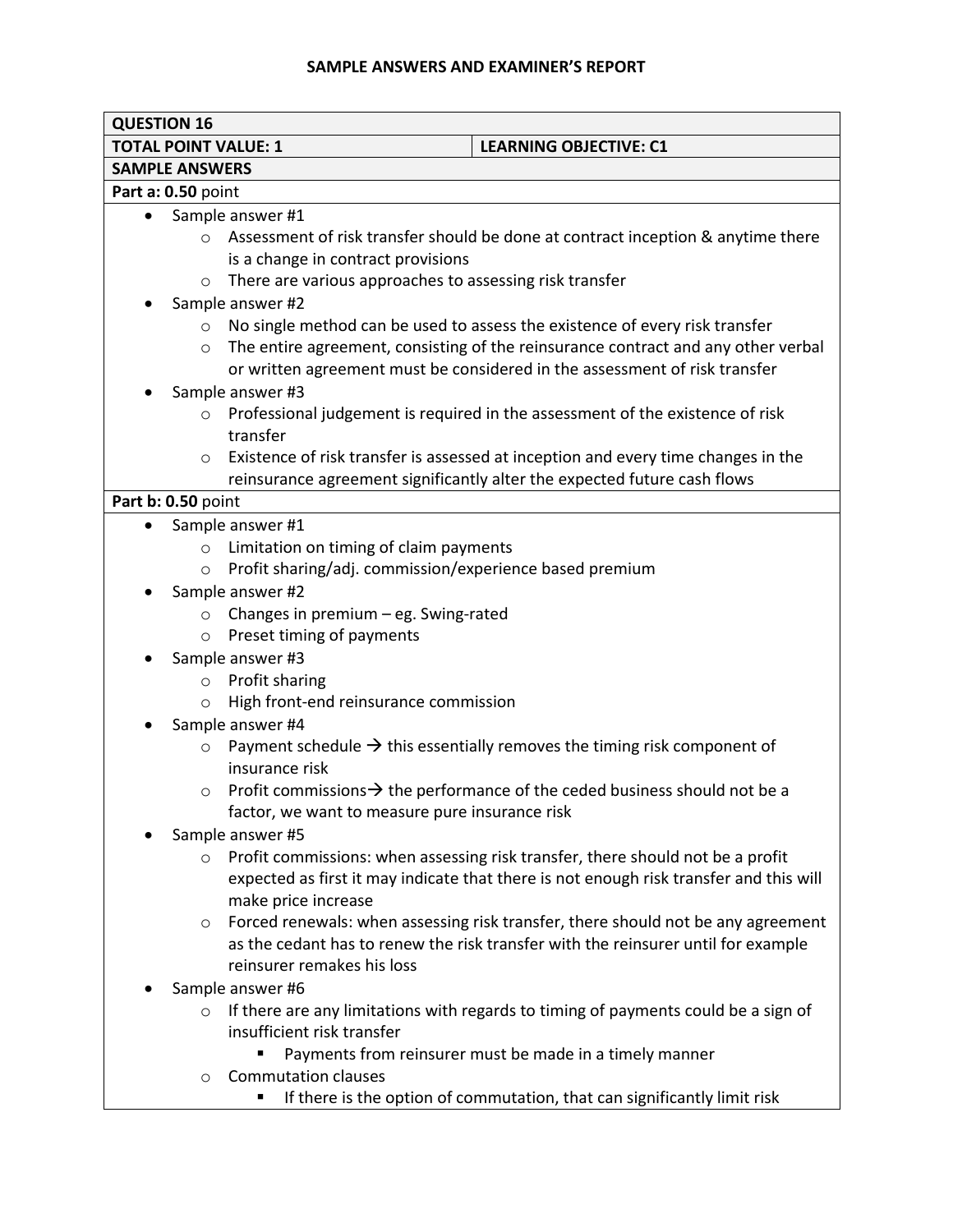## SAMPLE ANSWERS AND EXAMINER'S REPORT

| QUESTION 16 | |
|---|---|
| **TOTAL POINT VALUE: 1** | **LEARNING OBJECTIVE: C1** |

**SAMPLE ANSWERS**

**Part a: 0.50** point

- Sample answer #1
  - Assessment of risk transfer should be done at contract inception & anytime there is a change in contract provisions
  - There are various approaches to assessing risk transfer
- Sample answer #2
  - No single method can be used to assess the existence of every risk transfer
  - The entire agreement, consisting of the reinsurance contract and any other verbal or written agreement must be considered in the assessment of risk transfer
- Sample answer #3
  - Professional judgement is required in the assessment of the existence of risk transfer
  - Existence of risk transfer is assessed at inception and every time changes in the reinsurance agreement significantly alter the expected future cash flows

**Part b: 0.50** point

- Sample answer #1
  - Limitation on timing of claim payments
  - Profit sharing/adj. commission/experience based premium
- Sample answer #2
  - Changes in premium – eg. Swing-rated
  - Preset timing of payments
- Sample answer #3
  - Profit sharing
  - High front-end reinsurance commission
- Sample answer #4
  - Payment schedule → this essentially removes the timing risk component of insurance risk
  - Profit commissions→ the performance of the ceded business should not be a factor, we want to measure pure insurance risk
- Sample answer #5
  - Profit commissions: when assessing risk transfer, there should not be a profit expected as first it may indicate that there is not enough risk transfer and this will make price increase
  - Forced renewals: when assessing risk transfer, there should not be any agreement as the cedant has to renew the risk transfer with the reinsurer until for example reinsurer remakes his loss
- Sample answer #6
  - If there are any limitations with regards to timing of payments could be a sign of insufficient risk transfer
    - Payments from reinsurer must be made in a timely manner
  - Commutation clauses
    - If there is the option of commutation, that can significantly limit risk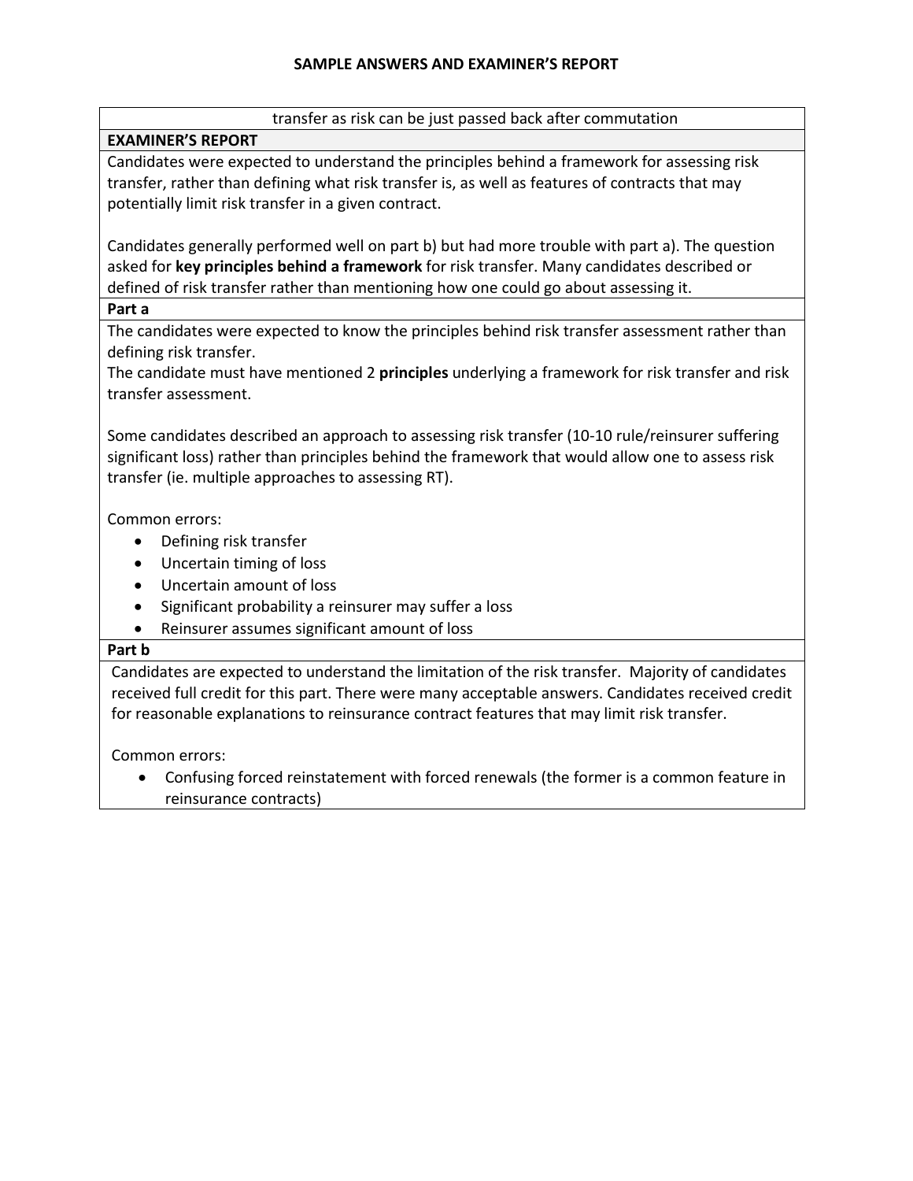transfer as risk can be just passed back after commutation

**EXAMINER'S REPORT**

Candidates were expected to understand the principles behind a framework for assessing risk transfer, rather than defining what risk transfer is, as well as features of contracts that may potentially limit risk transfer in a given contract.

Candidates generally performed well on part b) but had more trouble with part a). The question asked for **key principles behind a framework** for risk transfer. Many candidates described or defined of risk transfer rather than mentioning how one could go about assessing it.

**Part a**

The candidates were expected to know the principles behind risk transfer assessment rather than defining risk transfer.
The candidate must have mentioned 2 **principles** underlying a framework for risk transfer and risk transfer assessment.

Some candidates described an approach to assessing risk transfer (10-10 rule/reinsurer suffering significant loss) rather than principles behind the framework that would allow one to assess risk transfer (ie. multiple approaches to assessing RT).

Common errors:

- Defining risk transfer
- Uncertain timing of loss
- Uncertain amount of loss
- Significant probability a reinsurer may suffer a loss
- Reinsurer assumes significant amount of loss

**Part b**

Candidates are expected to understand the limitation of the risk transfer. Majority of candidates received full credit for this part. There were many acceptable answers. Candidates received credit for reasonable explanations to reinsurance contract features that may limit risk transfer.

Common errors:

- Confusing forced reinstatement with forced renewals (the former is a common feature in reinsurance contracts)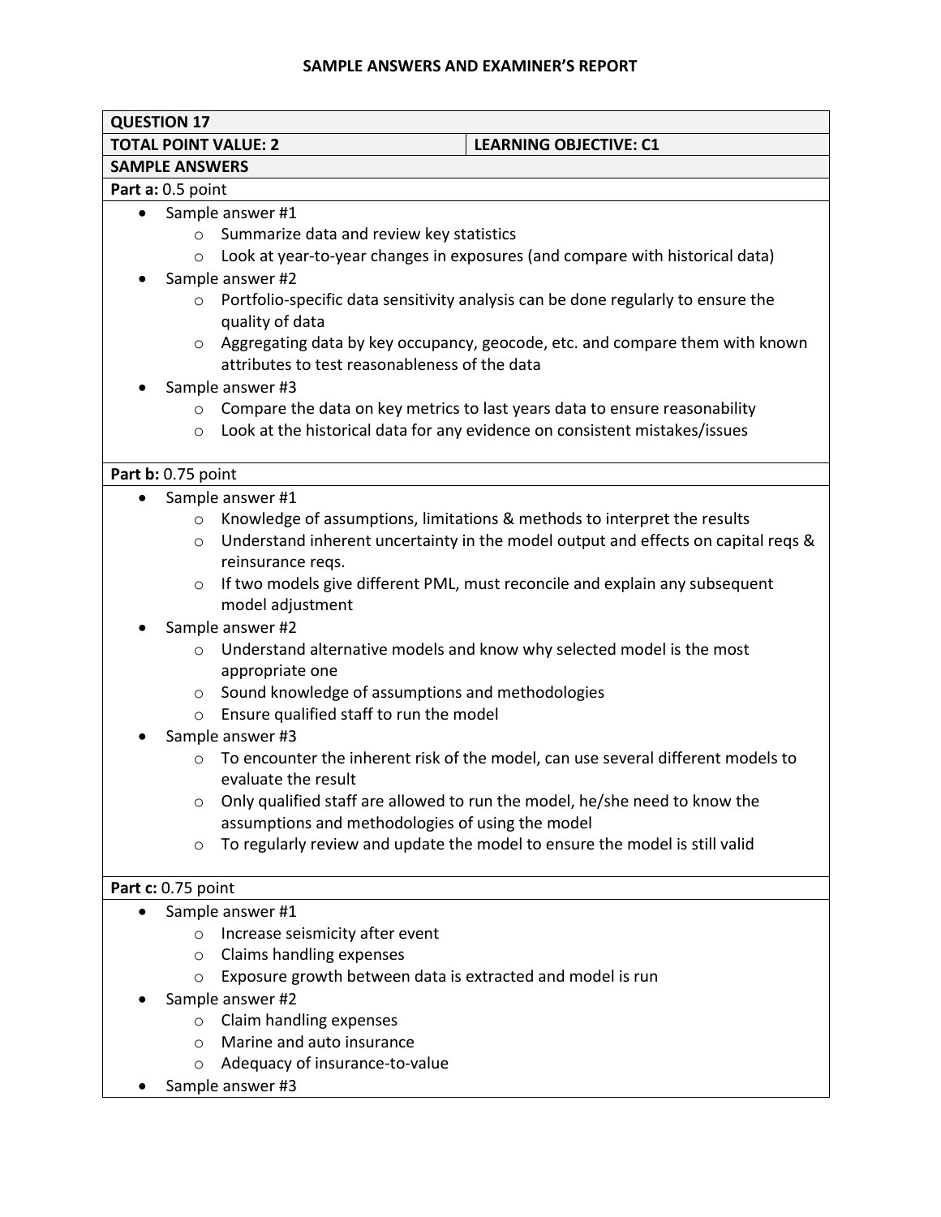## SAMPLE ANSWERS AND EXAMINER'S REPORT

| QUESTION 17 | |
|---|---|
| **TOTAL POINT VALUE: 2** | **LEARNING OBJECTIVE: C1** |

**SAMPLE ANSWERS**

**Part a:** 0.5 point

- Sample answer #1
  - Summarize data and review key statistics
  - Look at year-to-year changes in exposures (and compare with historical data)
- Sample answer #2
  - Portfolio-specific data sensitivity analysis can be done regularly to ensure the quality of data
  - Aggregating data by key occupancy, geocode, etc. and compare them with known attributes to test reasonableness of the data
- Sample answer #3
  - Compare the data on key metrics to last years data to ensure reasonability
  - Look at the historical data for any evidence on consistent mistakes/issues

**Part b:** 0.75 point

- Sample answer #1
  - Knowledge of assumptions, limitations & methods to interpret the results
  - Understand inherent uncertainty in the model output and effects on capital reqs & reinsurance reqs.
  - If two models give different PML, must reconcile and explain any subsequent model adjustment
- Sample answer #2
  - Understand alternative models and know why selected model is the most appropriate one
  - Sound knowledge of assumptions and methodologies
  - Ensure qualified staff to run the model
- Sample answer #3
  - To encounter the inherent risk of the model, can use several different models to evaluate the result
  - Only qualified staff are allowed to run the model, he/she need to know the assumptions and methodologies of using the model
  - To regularly review and update the model to ensure the model is still valid

**Part c:** 0.75 point

- Sample answer #1
  - Increase seismicity after event
  - Claims handling expenses
  - Exposure growth between data is extracted and model is run
- Sample answer #2
  - Claim handling expenses
  - Marine and auto insurance
  - Adequacy of insurance-to-value
- Sample answer #3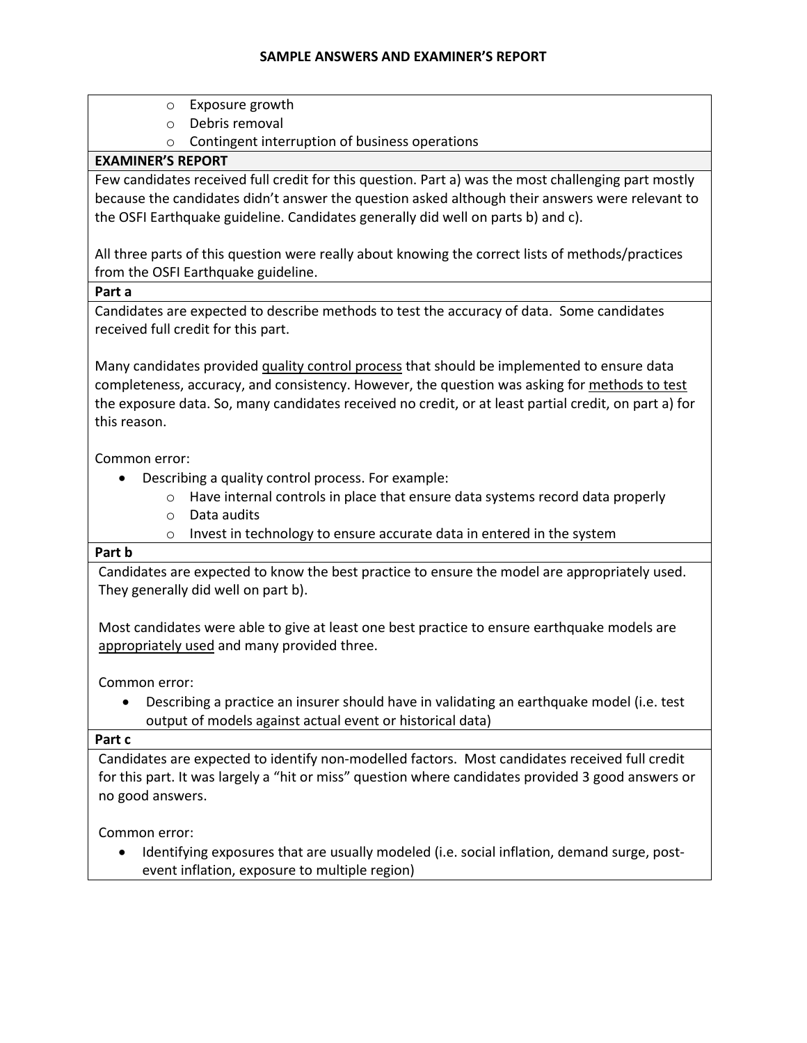- Exposure growth
- Debris removal
- Contingent interruption of business operations

**EXAMINER'S REPORT**

Few candidates received full credit for this question. Part a) was the most challenging part mostly because the candidates didn't answer the question asked although their answers were relevant to the OSFI Earthquake guideline. Candidates generally did well on parts b) and c).

All three parts of this question were really about knowing the correct lists of methods/practices from the OSFI Earthquake guideline.

**Part a**

Candidates are expected to describe methods to test the accuracy of data. Some candidates received full credit for this part.

Many candidates provided <u>quality control process</u> that should be implemented to ensure data completeness, accuracy, and consistency. However, the question was asking for <u>methods to test</u> the exposure data. So, many candidates received no credit, or at least partial credit, on part a) for this reason.

Common error:

- Describing a quality control process. For example:
  - Have internal controls in place that ensure data systems record data properly
  - Data audits
  - Invest in technology to ensure accurate data in entered in the system

**Part b**

Candidates are expected to know the best practice to ensure the model are appropriately used. They generally did well on part b).

Most candidates were able to give at least one best practice to ensure earthquake models are <u>appropriately used</u> and many provided three.

Common error:

- Describing a practice an insurer should have in validating an earthquake model (i.e. test output of models against actual event or historical data)

**Part c**

Candidates are expected to identify non-modelled factors. Most candidates received full credit for this part. It was largely a "hit or miss" question where candidates provided 3 good answers or no good answers.

Common error:

- Identifying exposures that are usually modeled (i.e. social inflation, demand surge, post-event inflation, exposure to multiple region)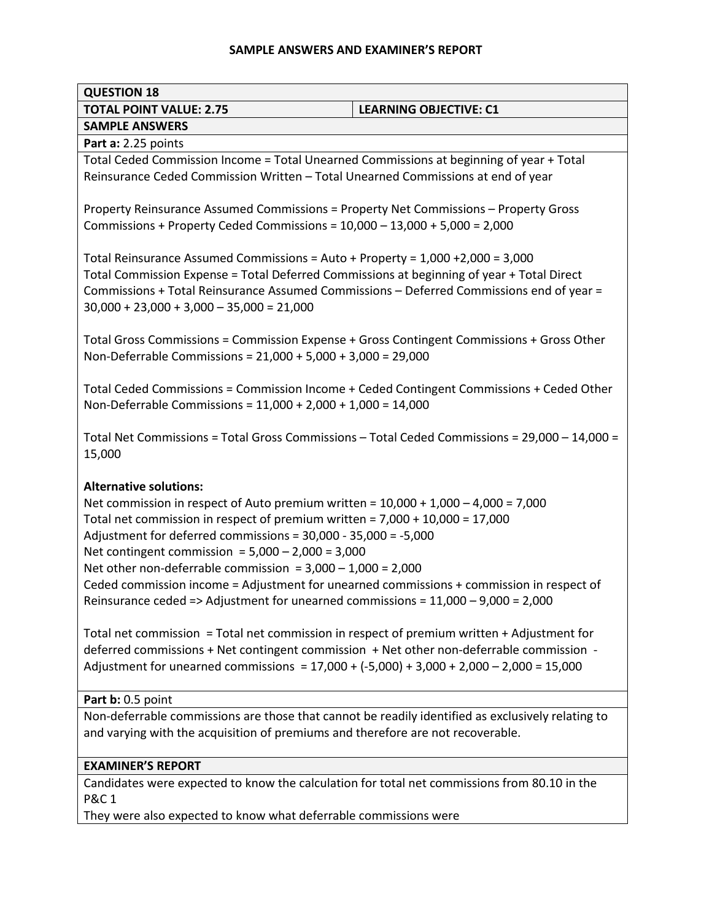## SAMPLE ANSWERS AND EXAMINER'S REPORT

| **QUESTION 18** | |
|---|---|
| **TOTAL POINT VALUE: 2.75** | **LEARNING OBJECTIVE: C1** |

**SAMPLE ANSWERS**

**Part a:** 2.25 points

Total Ceded Commission Income = Total Unearned Commissions at beginning of year + Total Reinsurance Ceded Commission Written – Total Unearned Commissions at end of year

Property Reinsurance Assumed Commissions = Property Net Commissions – Property Gross Commissions + Property Ceded Commissions = 10,000 – 13,000 + 5,000 = 2,000

Total Reinsurance Assumed Commissions = Auto + Property = 1,000 +2,000 = 3,000
Total Commission Expense = Total Deferred Commissions at beginning of year + Total Direct Commissions + Total Reinsurance Assumed Commissions – Deferred Commissions end of year = 30,000 + 23,000 + 3,000 – 35,000 = 21,000

Total Gross Commissions = Commission Expense + Gross Contingent Commissions + Gross Other Non-Deferrable Commissions = 21,000 + 5,000 + 3,000 = 29,000

Total Ceded Commissions = Commission Income + Ceded Contingent Commissions + Ceded Other Non-Deferrable Commissions = 11,000 + 2,000 + 1,000 = 14,000

Total Net Commissions = Total Gross Commissions – Total Ceded Commissions = 29,000 – 14,000 = 15,000

**Alternative solutions:**

Net commission in respect of Auto premium written = 10,000 + 1,000 – 4,000 = 7,000
Total net commission in respect of premium written = 7,000 + 10,000 = 17,000
Adjustment for deferred commissions = 30,000 - 35,000 = -5,000
Net contingent commission = 5,000 – 2,000 = 3,000
Net other non-deferrable commission = 3,000 – 1,000 = 2,000
Ceded commission income = Adjustment for unearned commissions + commission in respect of Reinsurance ceded => Adjustment for unearned commissions = 11,000 – 9,000 = 2,000

Total net commission = Total net commission in respect of premium written + Adjustment for deferred commissions + Net contingent commission + Net other non-deferrable commission - Adjustment for unearned commissions = 17,000 + (-5,000) + 3,000 + 2,000 – 2,000 = 15,000

**Part b:** 0.5 point

Non-deferrable commissions are those that cannot be readily identified as exclusively relating to and varying with the acquisition of premiums and therefore are not recoverable.

**EXAMINER'S REPORT**

Candidates were expected to know the calculation for total net commissions from 80.10 in the P&C 1
They were also expected to know what deferrable commissions were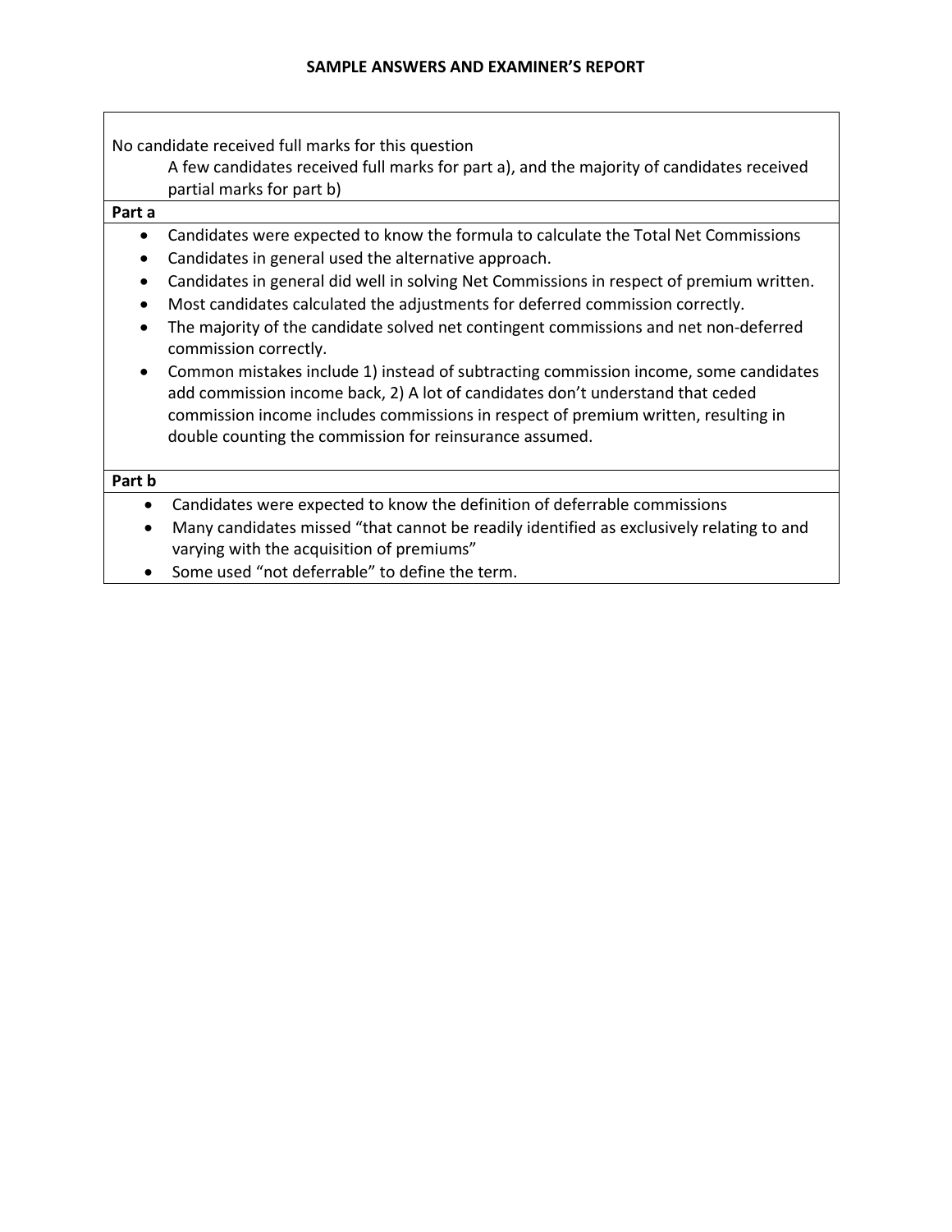**SAMPLE ANSWERS AND EXAMINER'S REPORT**

No candidate received full marks for this question

A few candidates received full marks for part a), and the majority of candidates received partial marks for part b)

**Part a**

- Candidates were expected to know the formula to calculate the Total Net Commissions
- Candidates in general used the alternative approach.
- Candidates in general did well in solving Net Commissions in respect of premium written.
- Most candidates calculated the adjustments for deferred commission correctly.
- The majority of the candidate solved net contingent commissions and net non-deferred commission correctly.
- Common mistakes include 1) instead of subtracting commission income, some candidates add commission income back, 2) A lot of candidates don't understand that ceded commission income includes commissions in respect of premium written, resulting in double counting the commission for reinsurance assumed.

**Part b**

- Candidates were expected to know the definition of deferrable commissions
- Many candidates missed "that cannot be readily identified as exclusively relating to and varying with the acquisition of premiums"
- Some used "not deferrable" to define the term.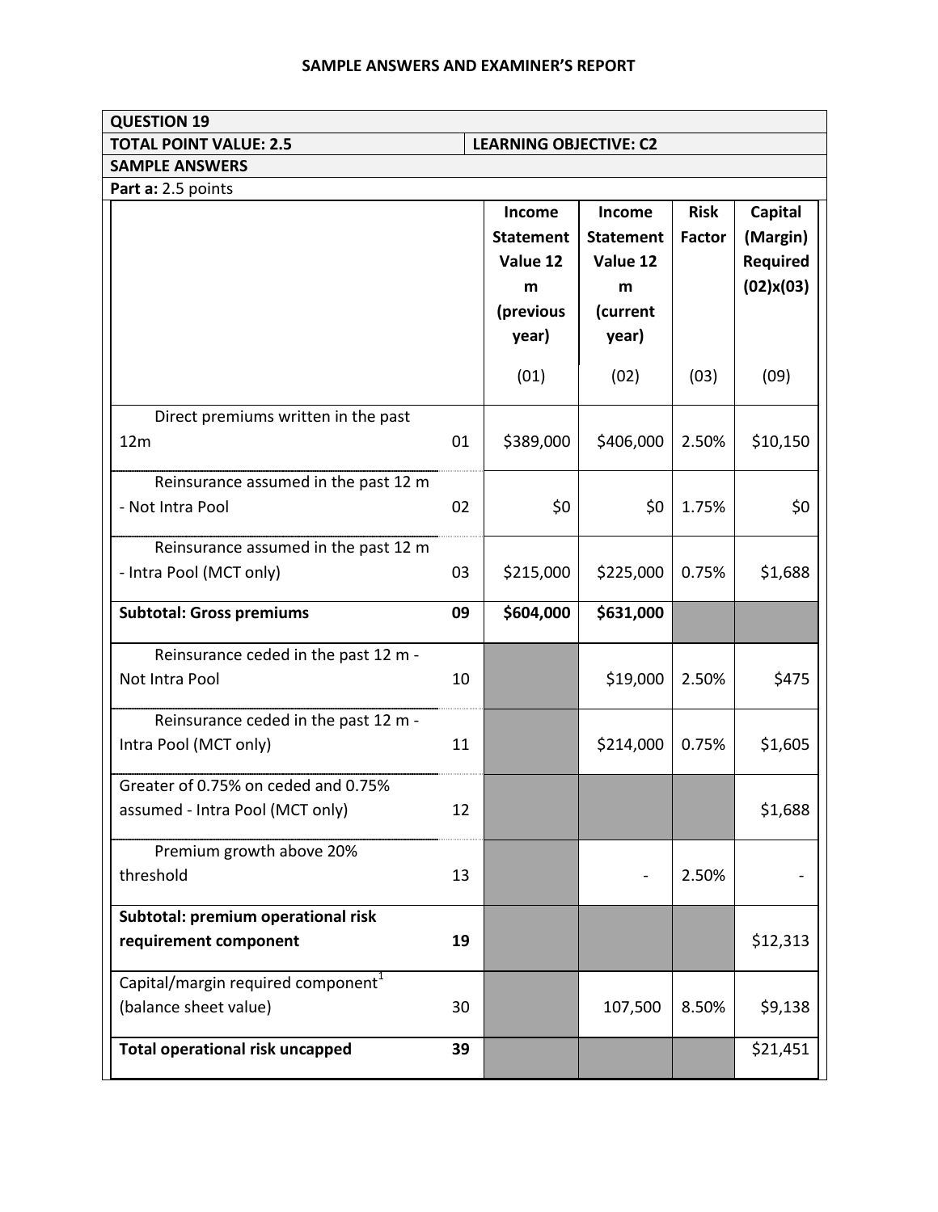## SAMPLE ANSWERS AND EXAMINER'S REPORT

| QUESTION 19 | |
|---|---|
| **TOTAL POINT VALUE: 2.5** | **LEARNING OBJECTIVE: C2** |
| **SAMPLE ANSWERS** | |

**Part a:** 2.5 points

| | | Income Statement Value 12 m (previous year) | Income Statement Value 12 m (current year) | Risk Factor | Capital (Margin) Required (02)x(03) |
|---|---|---|---|---|---|
| | | (01) | (02) | (03) | (09) |
| Direct premiums written in the past 12m | 01 | \$389,000 | \$406,000 | 2.50% | \$10,150 |
| Reinsurance assumed in the past 12 m - Not Intra Pool | 02 | \$0 | \$0 | 1.75% | \$0 |
| Reinsurance assumed in the past 12 m - Intra Pool (MCT only) | 03 | \$215,000 | \$225,000 | 0.75% | \$1,688 |
| **Subtotal: Gross premiums** | **09** | **\$604,000** | **\$631,000** | | |
| Reinsurance ceded in the past 12 m - Not Intra Pool | 10 | | \$19,000 | 2.50% | \$475 |
| Reinsurance ceded in the past 12 m - Intra Pool (MCT only) | 11 | | \$214,000 | 0.75% | \$1,605 |
| Greater of 0.75% on ceded and 0.75% assumed - Intra Pool (MCT only) | 12 | | | | \$1,688 |
| Premium growth above 20% threshold | 13 | | - | 2.50% | - |
| **Subtotal: premium operational risk requirement component** | **19** | | | | \$12,313 |
| Capital/margin required component[1] (balance sheet value) | 30 | | 107,500 | 8.50% | \$9,138 |
| **Total operational risk uncapped** | **39** | | | | \$21,451 |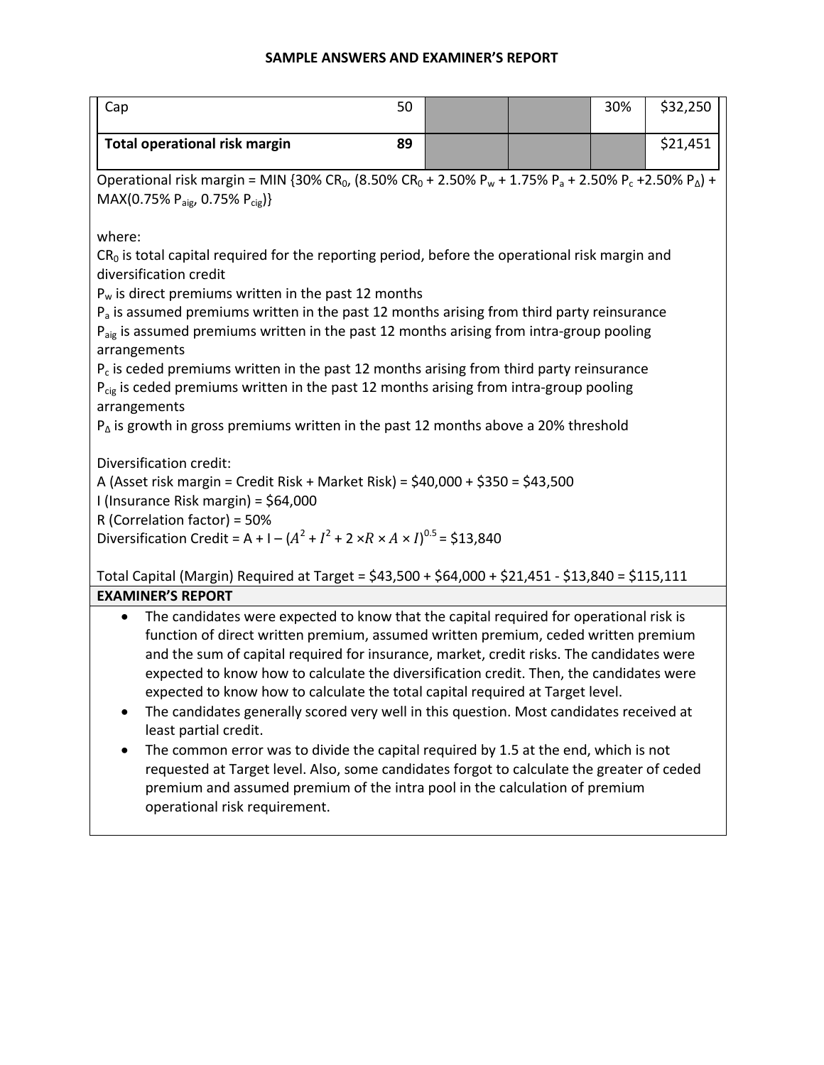| | | | | | |
|---|---|---|---|---|---|
| Cap | 50 | | | 30% | \$32,250 |
| **Total operational risk margin** | **89** | | | | \$21,451 |

Operational risk margin = MIN {30% $CR_0$, (8.50% $CR_0$ + 2.50% $P_w$ + 1.75% $P_a$ + 2.50% $P_c$ +2.50% $P_\Delta$) + MAX(0.75% $P_{aig}$, 0.75% $P_{cig}$)}

where:
$CR_0$ is total capital required for the reporting period, before the operational risk margin and diversification credit
$P_w$ is direct premiums written in the past 12 months
$P_a$ is assumed premiums written in the past 12 months arising from third party reinsurance
$P_{aig}$ is assumed premiums written in the past 12 months arising from intra-group pooling arrangements
$P_c$ is ceded premiums written in the past 12 months arising from third party reinsurance
$P_{cig}$ is ceded premiums written in the past 12 months arising from intra-group pooling arrangements
$P_\Delta$ is growth in gross premiums written in the past 12 months above a 20% threshold

Diversification credit:
A (Asset risk margin = Credit Risk + Market Risk) = \$40,000 + \$350 = \$43,500
I (Insurance Risk margin) = \$64,000
R (Correlation factor) = 50%
Diversification Credit = A + I – $(A^2 + I^2 + 2 \times R \times A \times I)^{0.5}$ = \$13,840

Total Capital (Margin) Required at Target = \$43,500 + \$64,000 + \$21,451 - \$13,840 = \$115,111

**EXAMINER'S REPORT**

- The candidates were expected to know that the capital required for operational risk is function of direct written premium, assumed written premium, ceded written premium and the sum of capital required for insurance, market, credit risks. The candidates were expected to know how to calculate the diversification credit. Then, the candidates were expected to know how to calculate the total capital required at Target level.
- The candidates generally scored very well in this question. Most candidates received at least partial credit.
- The common error was to divide the capital required by 1.5 at the end, which is not requested at Target level. Also, some candidates forgot to calculate the greater of ceded premium and assumed premium of the intra pool in the calculation of premium operational risk requirement.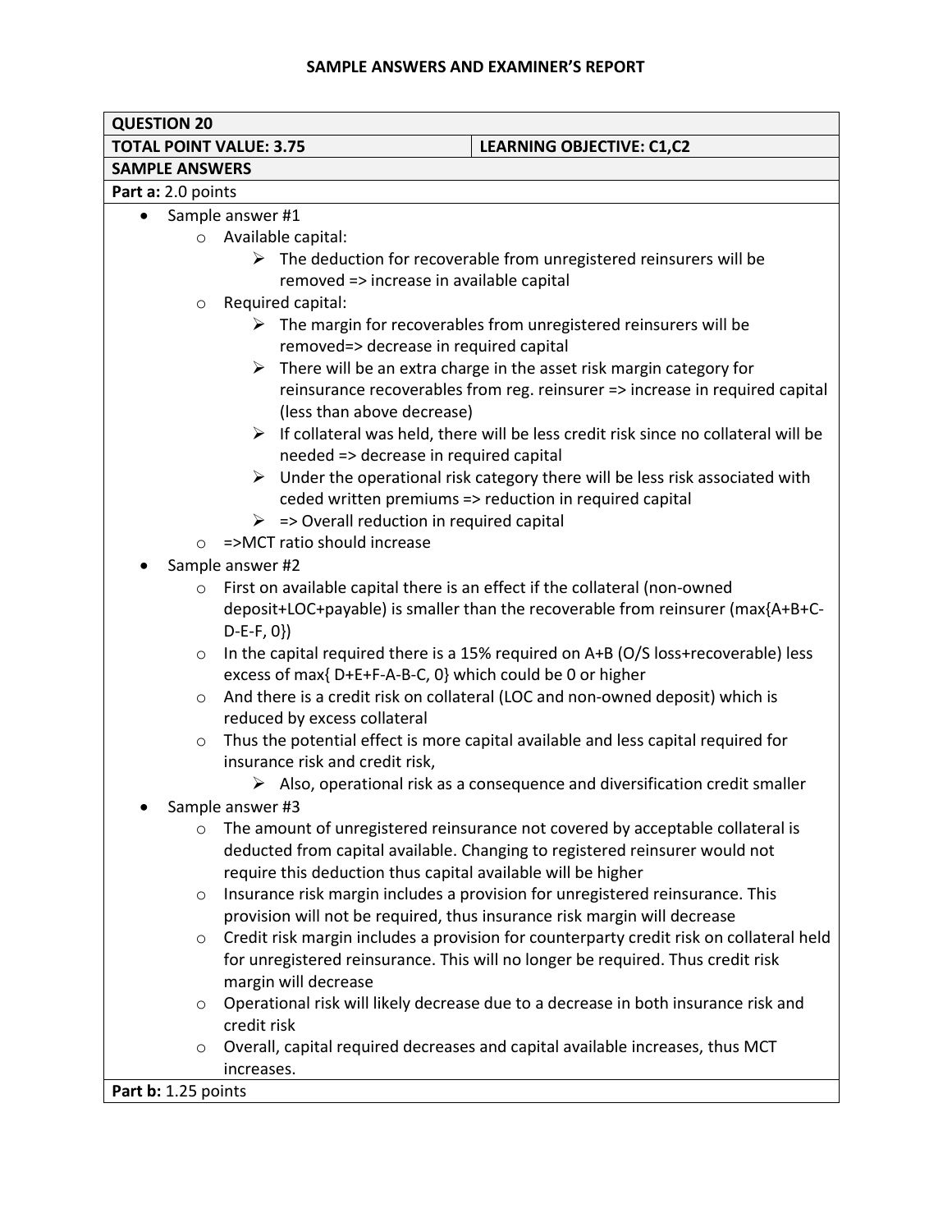**SAMPLE ANSWERS AND EXAMINER'S REPORT**

| QUESTION 20 | |
|---|---|
| **TOTAL POINT VALUE: 3.75** | **LEARNING OBJECTIVE: C1,C2** |

**SAMPLE ANSWERS**

**Part a:** 2.0 points

- Sample answer #1
  - Available capital:
    - The deduction for recoverable from unregistered reinsurers will be removed => increase in available capital
  - Required capital:
    - The margin for recoverables from unregistered reinsurers will be removed=> decrease in required capital
    - There will be an extra charge in the asset risk margin category for reinsurance recoverables from reg. reinsurer => increase in required capital (less than above decrease)
    - If collateral was held, there will be less credit risk since no collateral will be needed => decrease in required capital
    - Under the operational risk category there will be less risk associated with ceded written premiums => reduction in required capital
    - => Overall reduction in required capital
  - =>MCT ratio should increase
- Sample answer #2
  - First on available capital there is an effect if the collateral (non-owned deposit+LOC+payable) is smaller than the recoverable from reinsurer (max{A+B+C-D-E-F, 0})
  - In the capital required there is a 15% required on A+B (O/S loss+recoverable) less excess of max{ D+E+F-A-B-C, 0} which could be 0 or higher
  - And there is a credit risk on collateral (LOC and non-owned deposit) which is reduced by excess collateral
  - Thus the potential effect is more capital available and less capital required for insurance risk and credit risk,
    - Also, operational risk as a consequence and diversification credit smaller
- Sample answer #3
  - The amount of unregistered reinsurance not covered by acceptable collateral is deducted from capital available. Changing to registered reinsurer would not require this deduction thus capital available will be higher
  - Insurance risk margin includes a provision for unregistered reinsurance. This provision will not be required, thus insurance risk margin will decrease
  - Credit risk margin includes a provision for counterparty credit risk on collateral held for unregistered reinsurance. This will no longer be required. Thus credit risk margin will decrease
  - Operational risk will likely decrease due to a decrease in both insurance risk and credit risk
  - Overall, capital required decreases and capital available increases, thus MCT increases.

**Part b:** 1.25 points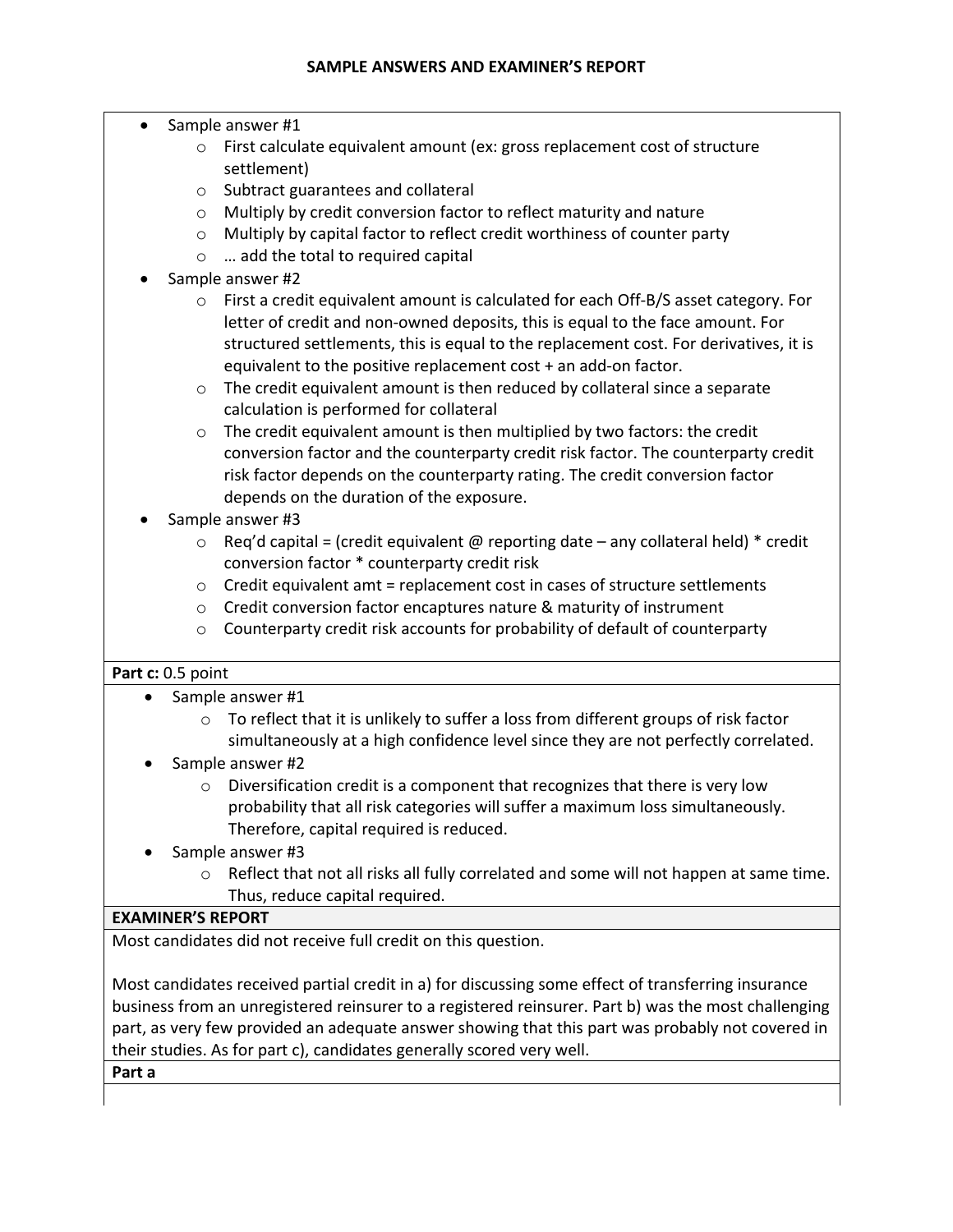## SAMPLE ANSWERS AND EXAMINER'S REPORT

- Sample answer #1
  - First calculate equivalent amount (ex: gross replacement cost of structure settlement)
  - Subtract guarantees and collateral
  - Multiply by credit conversion factor to reflect maturity and nature
  - Multiply by capital factor to reflect credit worthiness of counter party
  - … add the total to required capital
- Sample answer #2
  - First a credit equivalent amount is calculated for each Off-B/S asset category. For letter of credit and non-owned deposits, this is equal to the face amount. For structured settlements, this is equal to the replacement cost. For derivatives, it is equivalent to the positive replacement cost + an add-on factor.
  - The credit equivalent amount is then reduced by collateral since a separate calculation is performed for collateral
  - The credit equivalent amount is then multiplied by two factors: the credit conversion factor and the counterparty credit risk factor. The counterparty credit risk factor depends on the counterparty rating. The credit conversion factor depends on the duration of the exposure.
- Sample answer #3
  - Req'd capital = (credit equivalent @ reporting date – any collateral held) * credit conversion factor * counterparty credit risk
  - Credit equivalent amt = replacement cost in cases of structure settlements
  - Credit conversion factor encaptures nature & maturity of instrument
  - Counterparty credit risk accounts for probability of default of counterparty

**Part c:** 0.5 point

- Sample answer #1
  - To reflect that it is unlikely to suffer a loss from different groups of risk factor simultaneously at a high confidence level since they are not perfectly correlated.
- Sample answer #2
  - Diversification credit is a component that recognizes that there is very low probability that all risk categories will suffer a maximum loss simultaneously. Therefore, capital required is reduced.
- Sample answer #3
  - Reflect that not all risks all fully correlated and some will not happen at same time. Thus, reduce capital required.

**EXAMINER'S REPORT**

Most candidates did not receive full credit on this question.

Most candidates received partial credit in a) for discussing some effect of transferring insurance business from an unregistered reinsurer to a registered reinsurer. Part b) was the most challenging part, as very few provided an adequate answer showing that this part was probably not covered in their studies. As for part c), candidates generally scored very well.

**Part a**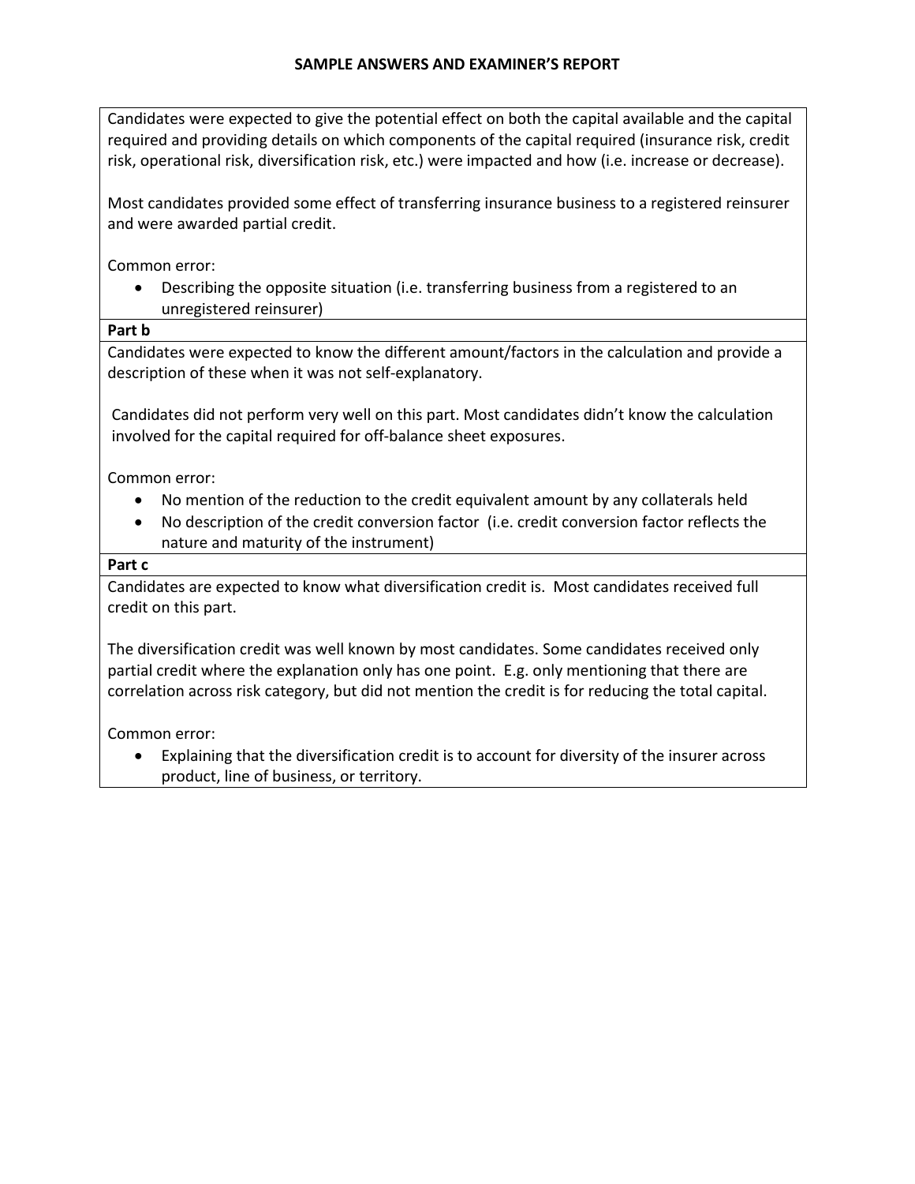Candidates were expected to give the potential effect on both the capital available and the capital required and providing details on which components of the capital required (insurance risk, credit risk, operational risk, diversification risk, etc.) were impacted and how (i.e. increase or decrease).

Most candidates provided some effect of transferring insurance business to a registered reinsurer and were awarded partial credit.

Common error:

- Describing the opposite situation (i.e. transferring business from a registered to an unregistered reinsurer)

**Part b**

Candidates were expected to know the different amount/factors in the calculation and provide a description of these when it was not self-explanatory.

Candidates did not perform very well on this part. Most candidates didn't know the calculation involved for the capital required for off-balance sheet exposures.

Common error:

- No mention of the reduction to the credit equivalent amount by any collaterals held
- No description of the credit conversion factor (i.e. credit conversion factor reflects the nature and maturity of the instrument)

**Part c**

Candidates are expected to know what diversification credit is. Most candidates received full credit on this part.

The diversification credit was well known by most candidates. Some candidates received only partial credit where the explanation only has one point. E.g. only mentioning that there are correlation across risk category, but did not mention the credit is for reducing the total capital.

Common error:

- Explaining that the diversification credit is to account for diversity of the insurer across product, line of business, or territory.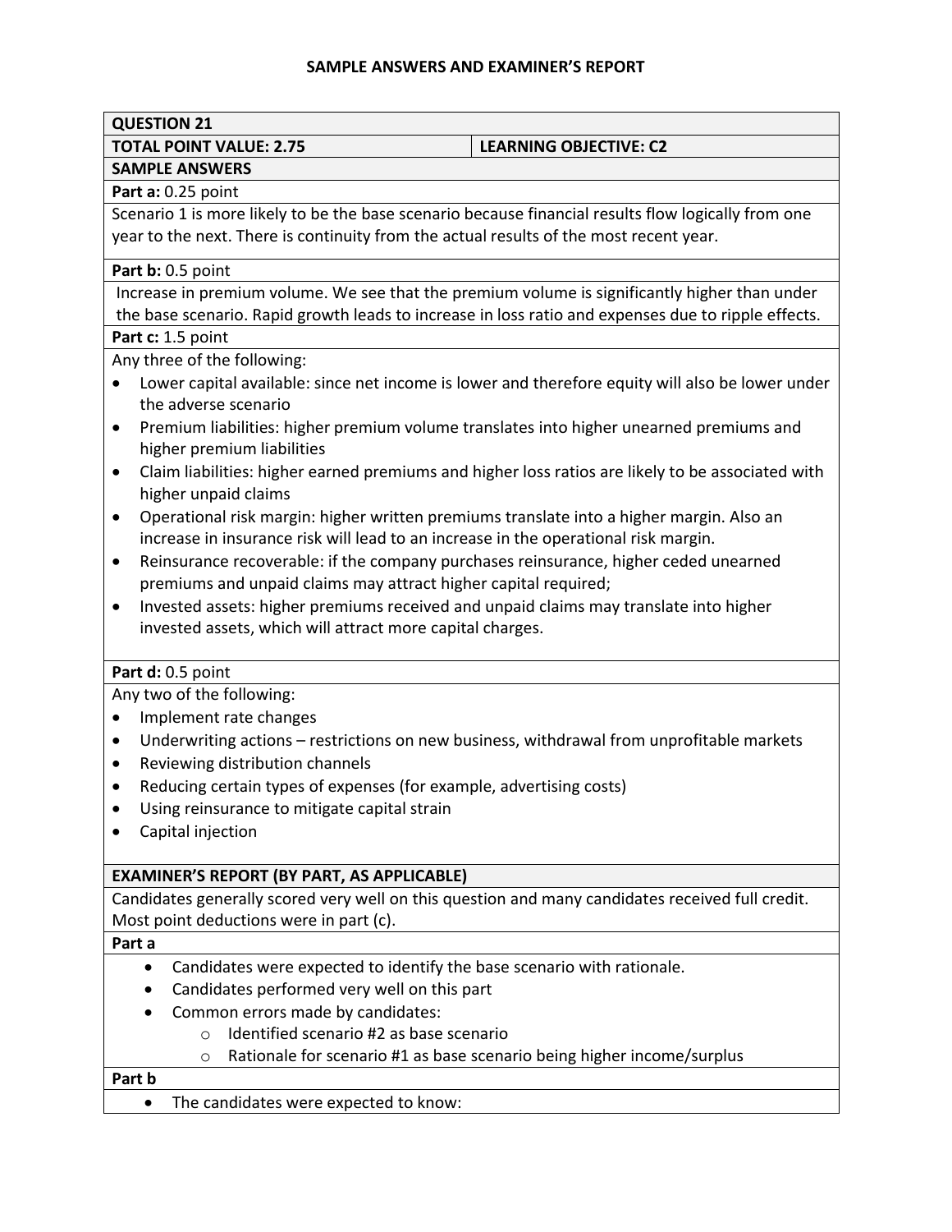## SAMPLE ANSWERS AND EXAMINER'S REPORT

**QUESTION 21**

**TOTAL POINT VALUE: 2.75** | **LEARNING OBJECTIVE: C2**

**SAMPLE ANSWERS**

**Part a:** 0.25 point

Scenario 1 is more likely to be the base scenario because financial results flow logically from one year to the next. There is continuity from the actual results of the most recent year.

**Part b:** 0.5 point

Increase in premium volume. We see that the premium volume is significantly higher than under the base scenario. Rapid growth leads to increase in loss ratio and expenses due to ripple effects.

**Part c:** 1.5 point

Any three of the following:

- Lower capital available: since net income is lower and therefore equity will also be lower under the adverse scenario
- Premium liabilities: higher premium volume translates into higher unearned premiums and higher premium liabilities
- Claim liabilities: higher earned premiums and higher loss ratios are likely to be associated with higher unpaid claims
- Operational risk margin: higher written premiums translate into a higher margin. Also an increase in insurance risk will lead to an increase in the operational risk margin.
- Reinsurance recoverable: if the company purchases reinsurance, higher ceded unearned premiums and unpaid claims may attract higher capital required;
- Invested assets: higher premiums received and unpaid claims may translate into higher invested assets, which will attract more capital charges.

**Part d:** 0.5 point

Any two of the following:

- Implement rate changes
- Underwriting actions – restrictions on new business, withdrawal from unprofitable markets
- Reviewing distribution channels
- Reducing certain types of expenses (for example, advertising costs)
- Using reinsurance to mitigate capital strain
- Capital injection

**EXAMINER'S REPORT (BY PART, AS APPLICABLE)**

Candidates generally scored very well on this question and many candidates received full credit. Most point deductions were in part (c).

**Part a**

- Candidates were expected to identify the base scenario with rationale.
- Candidates performed very well on this part
- Common errors made by candidates:
  - Identified scenario #2 as base scenario
  - Rationale for scenario #1 as base scenario being higher income/surplus

**Part b**

- The candidates were expected to know: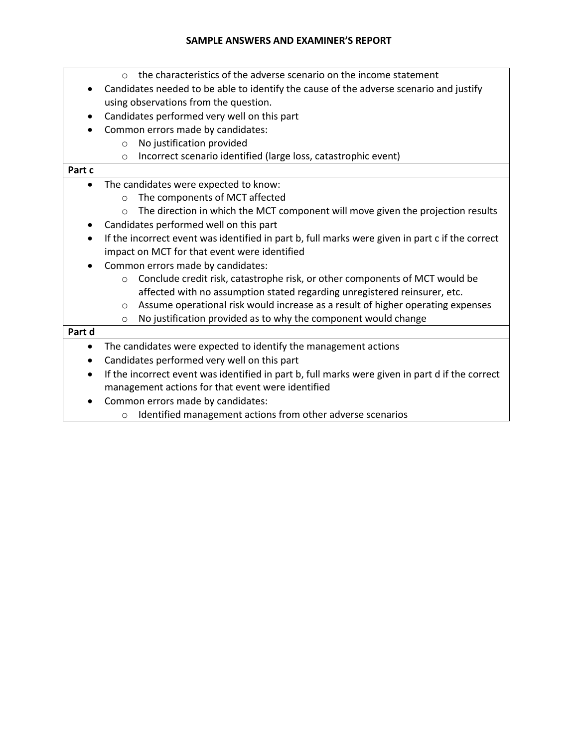- the characteristics of the adverse scenario on the income statement
- Candidates needed to be able to identify the cause of the adverse scenario and justify using observations from the question.
- Candidates performed very well on this part
- Common errors made by candidates:
  - No justification provided
  - Incorrect scenario identified (large loss, catastrophic event)

**Part c**

- The candidates were expected to know:
  - The components of MCT affected
  - The direction in which the MCT component will move given the projection results
- Candidates performed well on this part
- If the incorrect event was identified in part b, full marks were given in part c if the correct impact on MCT for that event were identified
- Common errors made by candidates:
  - Conclude credit risk, catastrophe risk, or other components of MCT would be affected with no assumption stated regarding unregistered reinsurer, etc.
  - Assume operational risk would increase as a result of higher operating expenses
  - No justification provided as to why the component would change

**Part d**

- The candidates were expected to identify the management actions
- Candidates performed very well on this part
- If the incorrect event was identified in part b, full marks were given in part d if the correct management actions for that event were identified
- Common errors made by candidates:
  - Identified management actions from other adverse scenarios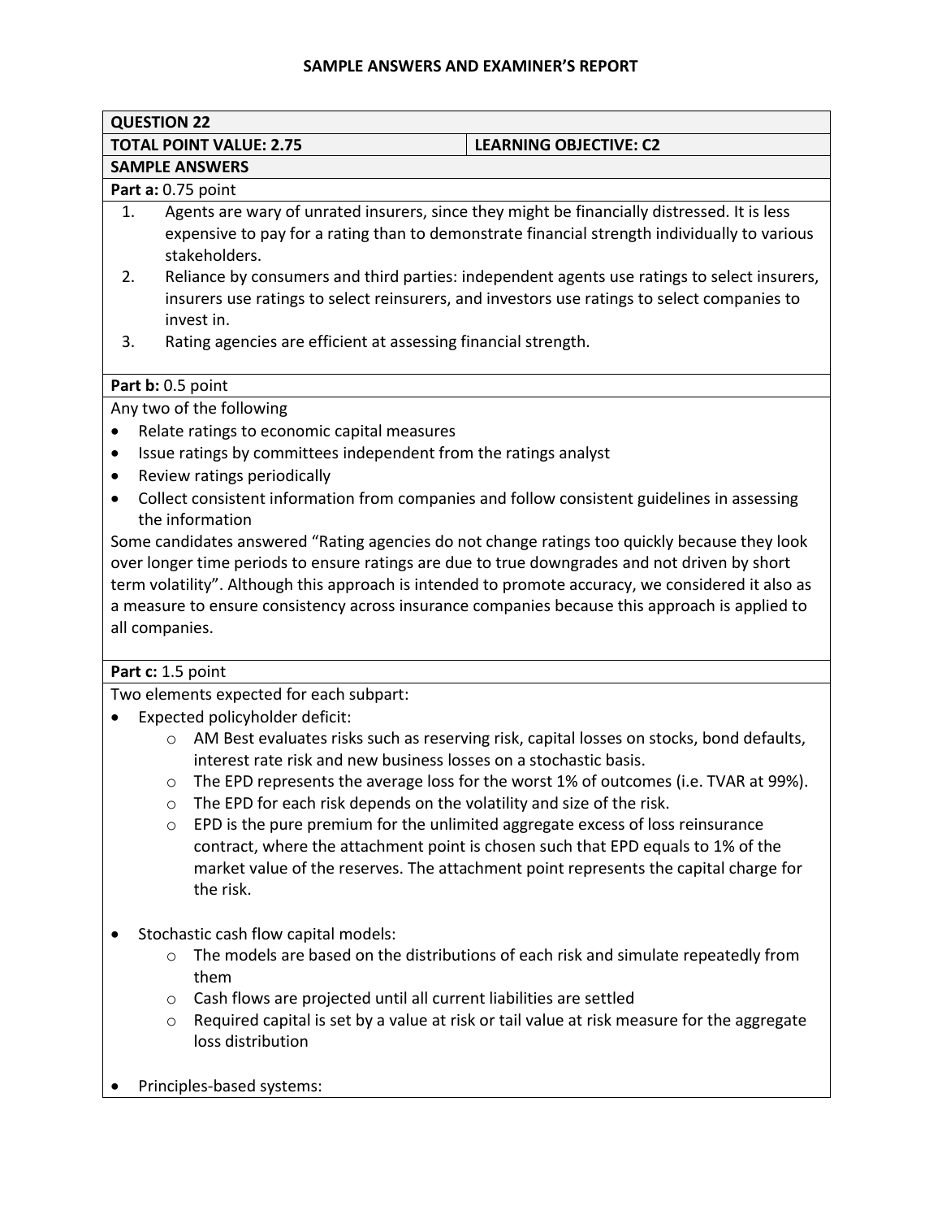## SAMPLE ANSWERS AND EXAMINER'S REPORT

| QUESTION 22 | |
|---|---|
| **TOTAL POINT VALUE: 2.75** | **LEARNING OBJECTIVE: C2** |

**SAMPLE ANSWERS**

**Part a:** 0.75 point

1. Agents are wary of unrated insurers, since they might be financially distressed. It is less expensive to pay for a rating than to demonstrate financial strength individually to various stakeholders.
2. Reliance by consumers and third parties: independent agents use ratings to select insurers, insurers use ratings to select reinsurers, and investors use ratings to select companies to invest in.
3. Rating agencies are efficient at assessing financial strength.

**Part b:** 0.5 point

Any two of the following

- Relate ratings to economic capital measures
- Issue ratings by committees independent from the ratings analyst
- Review ratings periodically
- Collect consistent information from companies and follow consistent guidelines in assessing the information

Some candidates answered "Rating agencies do not change ratings too quickly because they look over longer time periods to ensure ratings are due to true downgrades and not driven by short term volatility". Although this approach is intended to promote accuracy, we considered it also as a measure to ensure consistency across insurance companies because this approach is applied to all companies.

**Part c:** 1.5 point

Two elements expected for each subpart:

- Expected policyholder deficit:
  - AM Best evaluates risks such as reserving risk, capital losses on stocks, bond defaults, interest rate risk and new business losses on a stochastic basis.
  - The EPD represents the average loss for the worst 1% of outcomes (i.e. TVAR at 99%).
  - The EPD for each risk depends on the volatility and size of the risk.
  - EPD is the pure premium for the unlimited aggregate excess of loss reinsurance contract, where the attachment point is chosen such that EPD equals to 1% of the market value of the reserves. The attachment point represents the capital charge for the risk.

- Stochastic cash flow capital models:
  - The models are based on the distributions of each risk and simulate repeatedly from them
  - Cash flows are projected until all current liabilities are settled
  - Required capital is set by a value at risk or tail value at risk measure for the aggregate loss distribution

- Principles-based systems: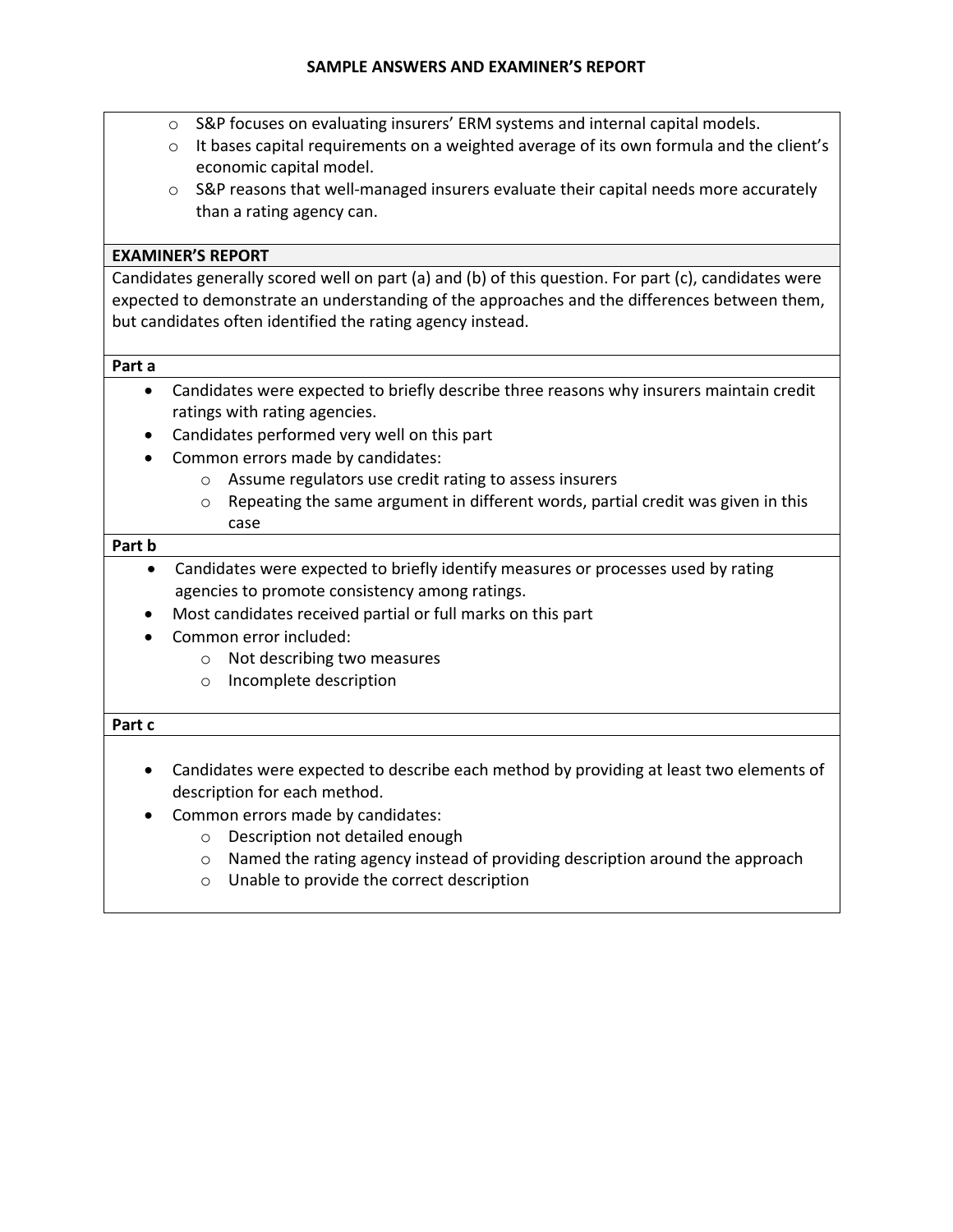- S&P focuses on evaluating insurers' ERM systems and internal capital models.
- It bases capital requirements on a weighted average of its own formula and the client's economic capital model.
- S&P reasons that well-managed insurers evaluate their capital needs more accurately than a rating agency can.

**EXAMINER'S REPORT**

Candidates generally scored well on part (a) and (b) of this question. For part (c), candidates were expected to demonstrate an understanding of the approaches and the differences between them, but candidates often identified the rating agency instead.

**Part a**

- Candidates were expected to briefly describe three reasons why insurers maintain credit ratings with rating agencies.
- Candidates performed very well on this part
- Common errors made by candidates:
  - Assume regulators use credit rating to assess insurers
  - Repeating the same argument in different words, partial credit was given in this case

**Part b**

- Candidates were expected to briefly identify measures or processes used by rating agencies to promote consistency among ratings.
- Most candidates received partial or full marks on this part
- Common error included:
  - Not describing two measures
  - Incomplete description

**Part c**

- Candidates were expected to describe each method by providing at least two elements of description for each method.
- Common errors made by candidates:
  - Description not detailed enough
  - Named the rating agency instead of providing description around the approach
  - Unable to provide the correct description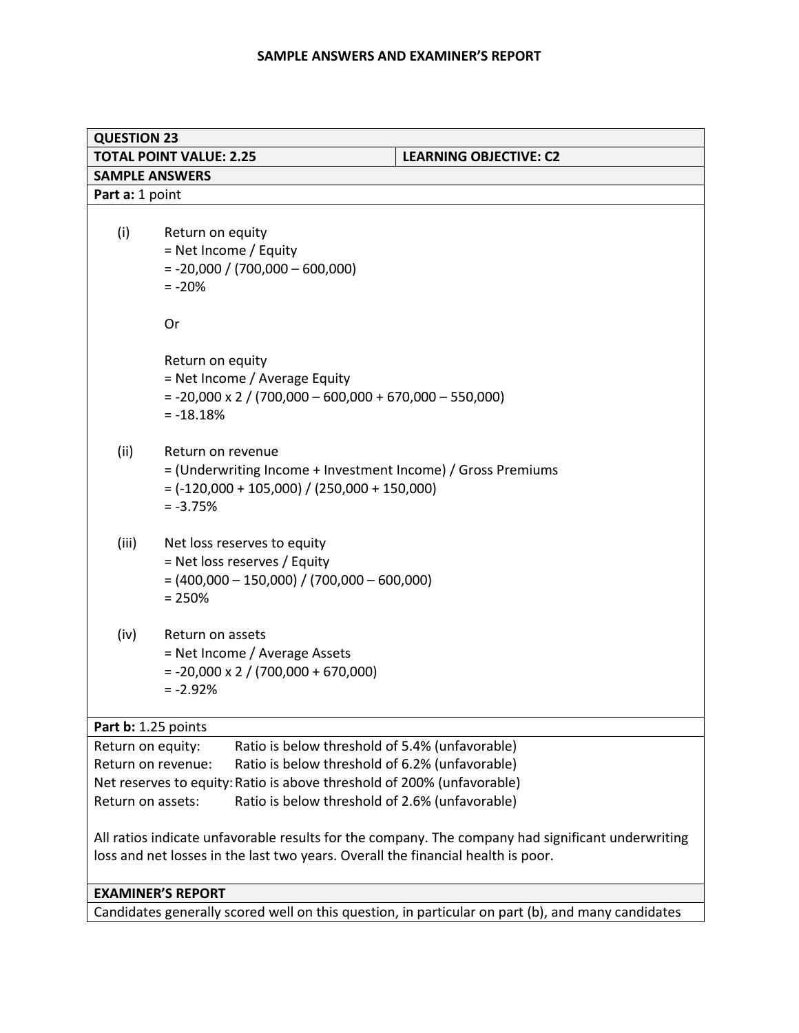## SAMPLE ANSWERS AND EXAMINER'S REPORT

| QUESTION 23 | |
|---|---|
| **TOTAL POINT VALUE: 2.25** | **LEARNING OBJECTIVE: C2** |

**SAMPLE ANSWERS**

**Part a:** 1 point

(i) Return on equity
= Net Income / Equity
= -20,000 / (700,000 – 600,000)
= -20%

Or

Return on equity
= Net Income / Average Equity
= -20,000 x 2 / (700,000 – 600,000 + 670,000 – 550,000)
= -18.18%

(ii) Return on revenue
= (Underwriting Income + Investment Income) / Gross Premiums
= (-120,000 + 105,000) / (250,000 + 150,000)
= -3.75%

(iii) Net loss reserves to equity
= Net loss reserves / Equity
= (400,000 – 150,000) / (700,000 – 600,000)
= 250%

(iv) Return on assets
= Net Income / Average Assets
= -20,000 x 2 / (700,000 + 670,000)
= -2.92%

**Part b:** 1.25 points

| | |
|---|---|
| Return on equity: | Ratio is below threshold of 5.4% (unfavorable) |
| Return on revenue: | Ratio is below threshold of 6.2% (unfavorable) |
| Net reserves to equity: | Ratio is above threshold of 200% (unfavorable) |
| Return on assets: | Ratio is below threshold of 2.6% (unfavorable) |

All ratios indicate unfavorable results for the company. The company had significant underwriting loss and net losses in the last two years. Overall the financial health is poor.

**EXAMINER'S REPORT**

Candidates generally scored well on this question, in particular on part (b), and many candidates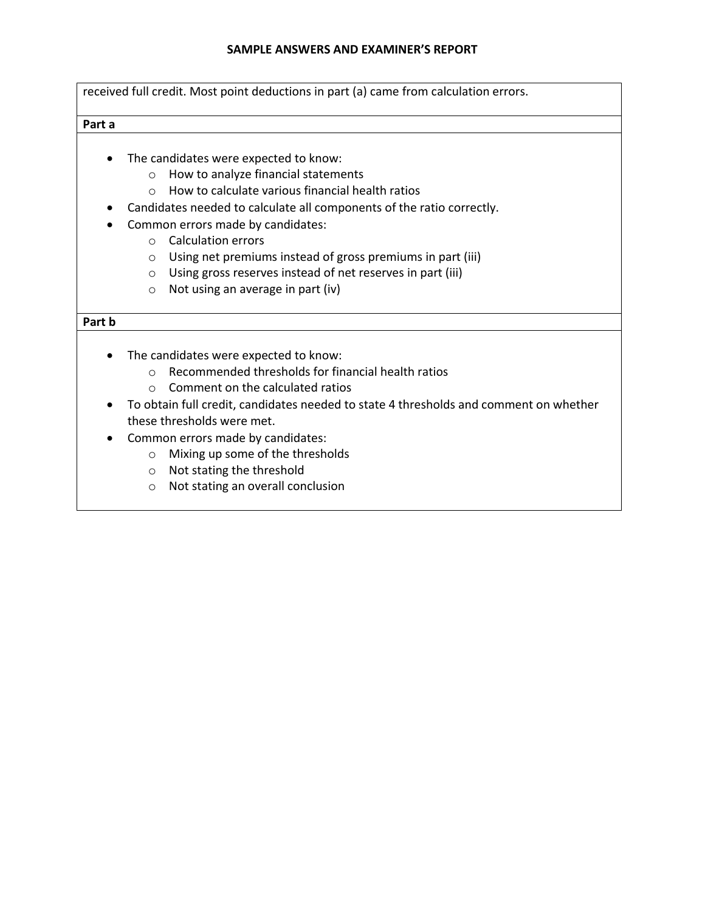received full credit. Most point deductions in part (a) came from calculation errors.

**Part a**

- The candidates were expected to know:
  - How to analyze financial statements
  - How to calculate various financial health ratios
- Candidates needed to calculate all components of the ratio correctly.
- Common errors made by candidates:
  - Calculation errors
  - Using net premiums instead of gross premiums in part (iii)
  - Using gross reserves instead of net reserves in part (iii)
  - Not using an average in part (iv)

**Part b**

- The candidates were expected to know:
  - Recommended thresholds for financial health ratios
  - Comment on the calculated ratios
- To obtain full credit, candidates needed to state 4 thresholds and comment on whether these thresholds were met.
- Common errors made by candidates:
  - Mixing up some of the thresholds
  - Not stating the threshold
  - Not stating an overall conclusion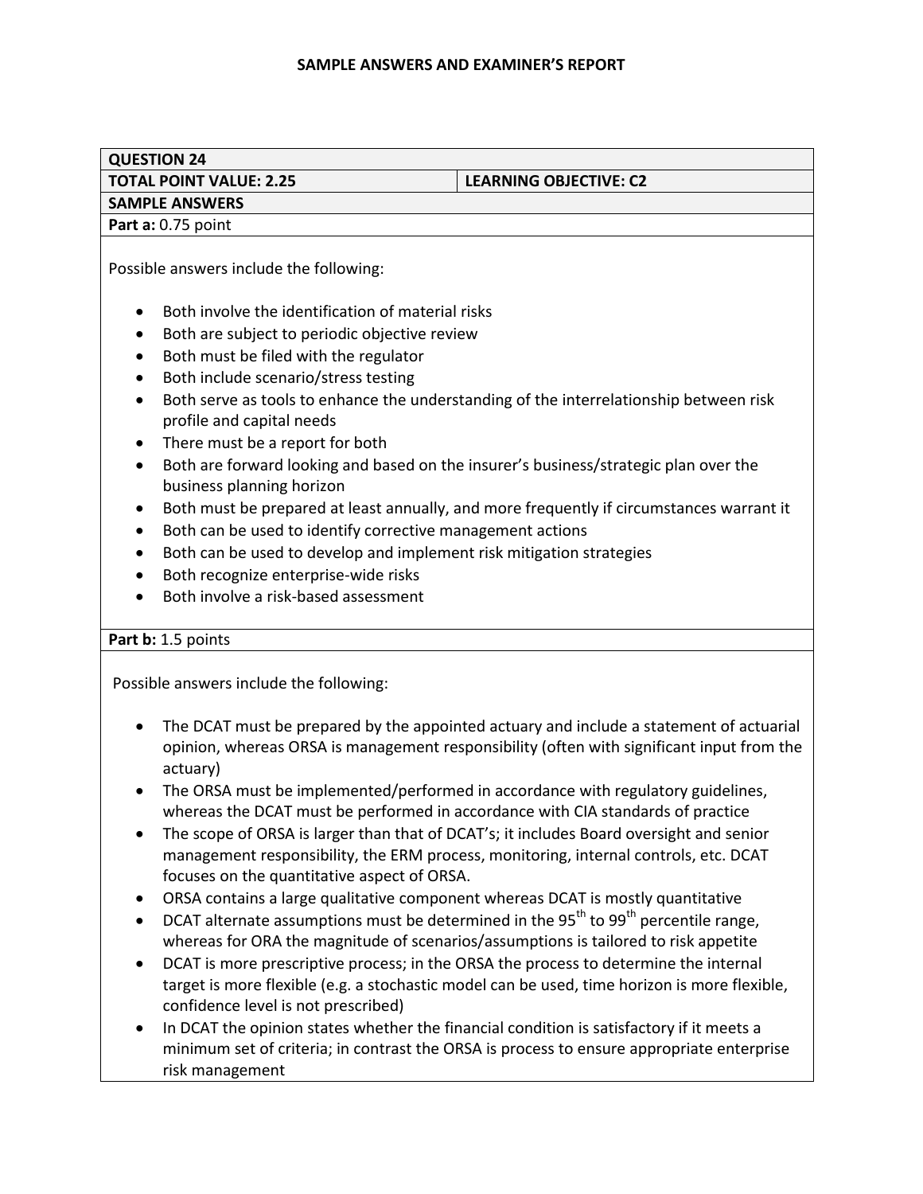## SAMPLE ANSWERS AND EXAMINER'S REPORT

| **QUESTION 24** | |
|---|---|
| **TOTAL POINT VALUE: 2.25** | **LEARNING OBJECTIVE: C2** |
| **SAMPLE ANSWERS** | |

**Part a:** 0.75 point

Possible answers include the following:

- Both involve the identification of material risks
- Both are subject to periodic objective review
- Both must be filed with the regulator
- Both include scenario/stress testing
- Both serve as tools to enhance the understanding of the interrelationship between risk profile and capital needs
- There must be a report for both
- Both are forward looking and based on the insurer's business/strategic plan over the business planning horizon
- Both must be prepared at least annually, and more frequently if circumstances warrant it
- Both can be used to identify corrective management actions
- Both can be used to develop and implement risk mitigation strategies
- Both recognize enterprise-wide risks
- Both involve a risk-based assessment

**Part b:** 1.5 points

Possible answers include the following:

- The DCAT must be prepared by the appointed actuary and include a statement of actuarial opinion, whereas ORSA is management responsibility (often with significant input from the actuary)
- The ORSA must be implemented/performed in accordance with regulatory guidelines, whereas the DCAT must be performed in accordance with CIA standards of practice
- The scope of ORSA is larger than that of DCAT's; it includes Board oversight and senior management responsibility, the ERM process, monitoring, internal controls, etc. DCAT focuses on the quantitative aspect of ORSA.
- ORSA contains a large qualitative component whereas DCAT is mostly quantitative
- DCAT alternate assumptions must be determined in the 95th to 99th percentile range, whereas for ORA the magnitude of scenarios/assumptions is tailored to risk appetite
- DCAT is more prescriptive process; in the ORSA the process to determine the internal target is more flexible (e.g. a stochastic model can be used, time horizon is more flexible, confidence level is not prescribed)
- In DCAT the opinion states whether the financial condition is satisfactory if it meets a minimum set of criteria; in contrast the ORSA is process to ensure appropriate enterprise risk management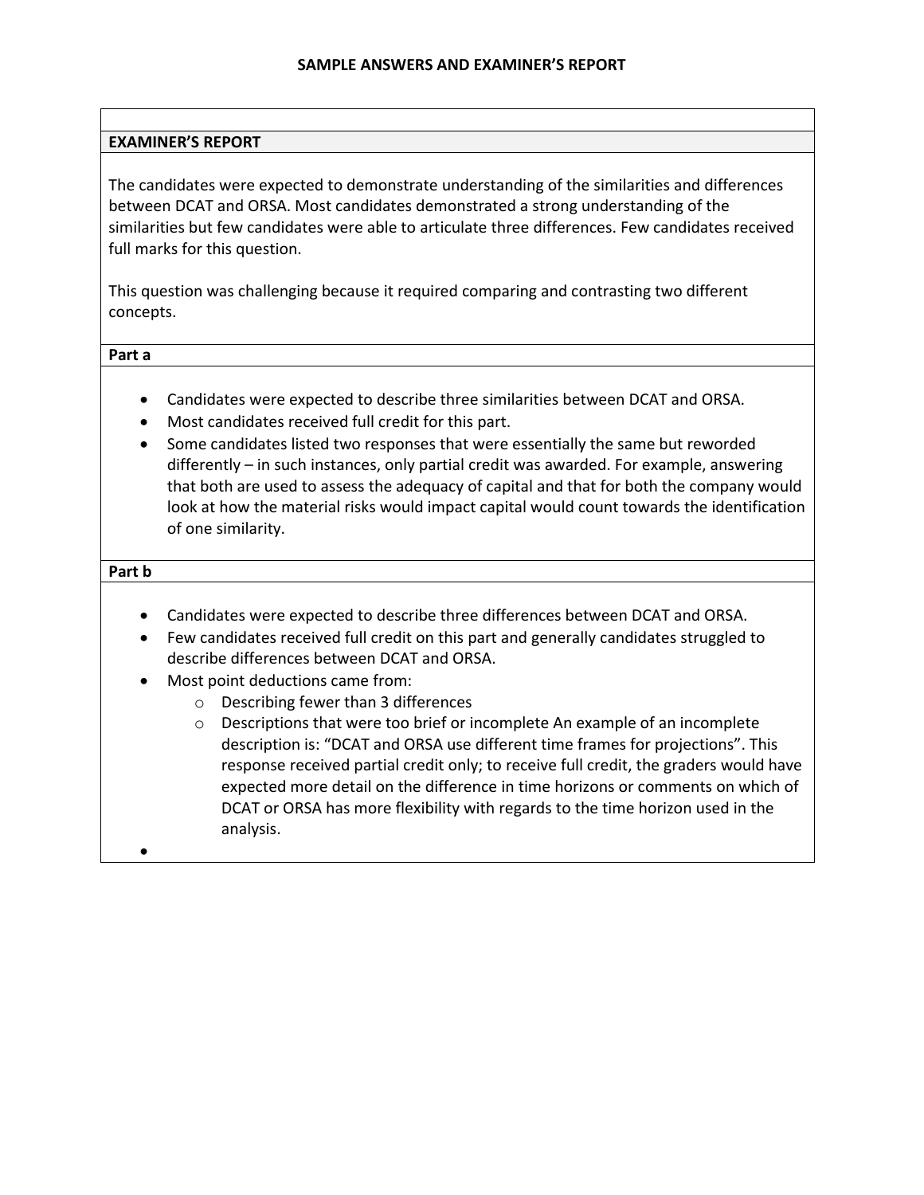## SAMPLE ANSWERS AND EXAMINER'S REPORT

**EXAMINER'S REPORT**

The candidates were expected to demonstrate understanding of the similarities and differences between DCAT and ORSA. Most candidates demonstrated a strong understanding of the similarities but few candidates were able to articulate three differences. Few candidates received full marks for this question.

This question was challenging because it required comparing and contrasting two different concepts.

**Part a**

- Candidates were expected to describe three similarities between DCAT and ORSA.
- Most candidates received full credit for this part.
- Some candidates listed two responses that were essentially the same but reworded differently – in such instances, only partial credit was awarded. For example, answering that both are used to assess the adequacy of capital and that for both the company would look at how the material risks would impact capital would count towards the identification of one similarity.

**Part b**

- Candidates were expected to describe three differences between DCAT and ORSA.
- Few candidates received full credit on this part and generally candidates struggled to describe differences between DCAT and ORSA.
- Most point deductions came from:
  - Describing fewer than 3 differences
  - Descriptions that were too brief or incomplete An example of an incomplete description is: "DCAT and ORSA use different time frames for projections". This response received partial credit only; to receive full credit, the graders would have expected more detail on the difference in time horizons or comments on which of DCAT or ORSA has more flexibility with regards to the time horizon used in the analysis.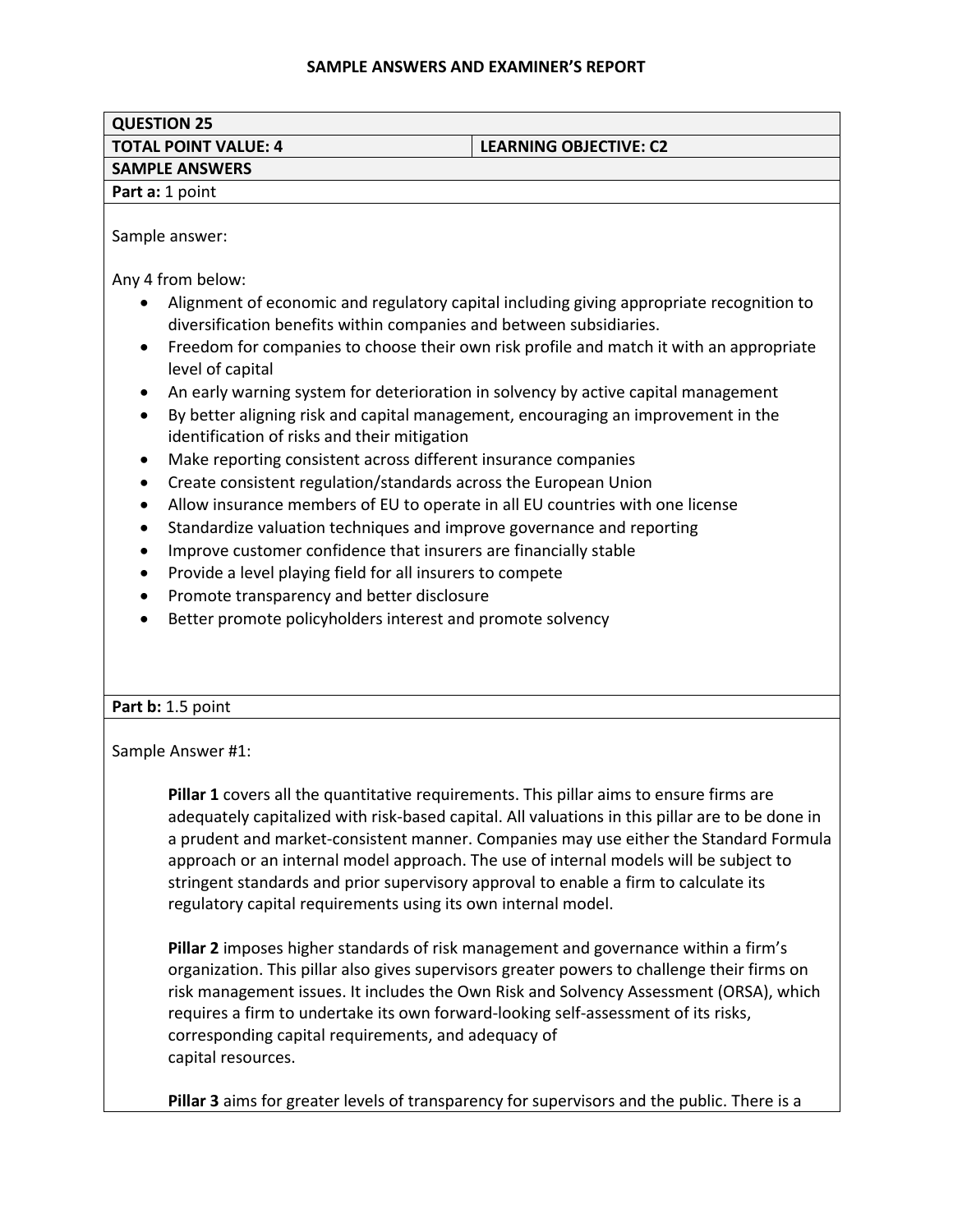**SAMPLE ANSWERS AND EXAMINER'S REPORT**

| **QUESTION 25** | |
|---|---|
| **TOTAL POINT VALUE: 4** | **LEARNING OBJECTIVE: C2** |
| **SAMPLE ANSWERS** | |
| **Part a:** 1 point | |

Sample answer:

Any 4 from below:

- Alignment of economic and regulatory capital including giving appropriate recognition to diversification benefits within companies and between subsidiaries.
- Freedom for companies to choose their own risk profile and match it with an appropriate level of capital
- An early warning system for deterioration in solvency by active capital management
- By better aligning risk and capital management, encouraging an improvement in the identification of risks and their mitigation
- Make reporting consistent across different insurance companies
- Create consistent regulation/standards across the European Union
- Allow insurance members of EU to operate in all EU countries with one license
- Standardize valuation techniques and improve governance and reporting
- Improve customer confidence that insurers are financially stable
- Provide a level playing field for all insurers to compete
- Promote transparency and better disclosure
- Better promote policyholders interest and promote solvency

**Part b:** 1.5 point

Sample Answer #1:

**Pillar 1** covers all the quantitative requirements. This pillar aims to ensure firms are adequately capitalized with risk-based capital. All valuations in this pillar are to be done in a prudent and market-consistent manner. Companies may use either the Standard Formula approach or an internal model approach. The use of internal models will be subject to stringent standards and prior supervisory approval to enable a firm to calculate its regulatory capital requirements using its own internal model.

**Pillar 2** imposes higher standards of risk management and governance within a firm's organization. This pillar also gives supervisors greater powers to challenge their firms on risk management issues. It includes the Own Risk and Solvency Assessment (ORSA), which requires a firm to undertake its own forward-looking self-assessment of its risks, corresponding capital requirements, and adequacy of capital resources.

**Pillar 3** aims for greater levels of transparency for supervisors and the public. There is a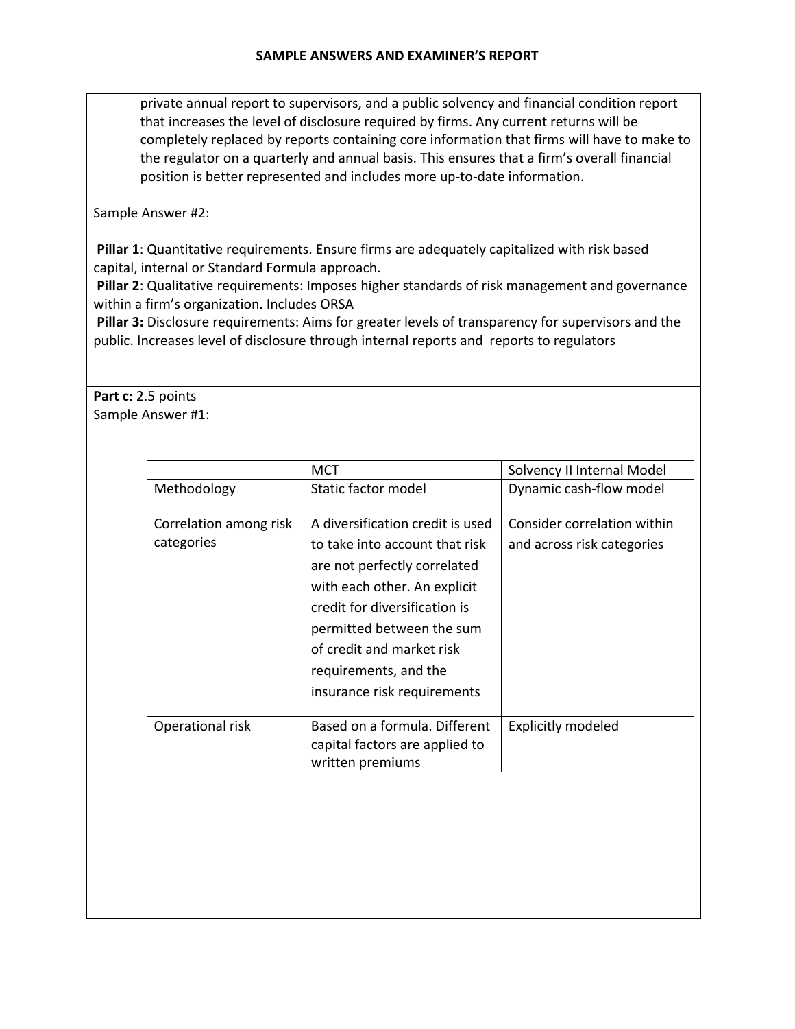private annual report to supervisors, and a public solvency and financial condition report that increases the level of disclosure required by firms. Any current returns will be completely replaced by reports containing core information that firms will have to make to the regulator on a quarterly and annual basis. This ensures that a firm's overall financial position is better represented and includes more up-to-date information.

Sample Answer #2:

**Pillar 1**: Quantitative requirements. Ensure firms are adequately capitalized with risk based capital, internal or Standard Formula approach.
**Pillar 2**: Qualitative requirements: Imposes higher standards of risk management and governance within a firm's organization. Includes ORSA
**Pillar 3:** Disclosure requirements: Aims for greater levels of transparency for supervisors and the public. Increases level of disclosure through internal reports and reports to regulators

**Part c:** 2.5 points

Sample Answer #1:

| | MCT | Solvency II Internal Model |
|---|---|---|
| Methodology | Static factor model | Dynamic cash-flow model |
| Correlation among risk categories | A diversification credit is used to take into account that risk are not perfectly correlated with each other. An explicit credit for diversification is permitted between the sum of credit and market risk requirements, and the insurance risk requirements | Consider correlation within and across risk categories |
| Operational risk | Based on a formula. Different capital factors are applied to written premiums | Explicitly modeled |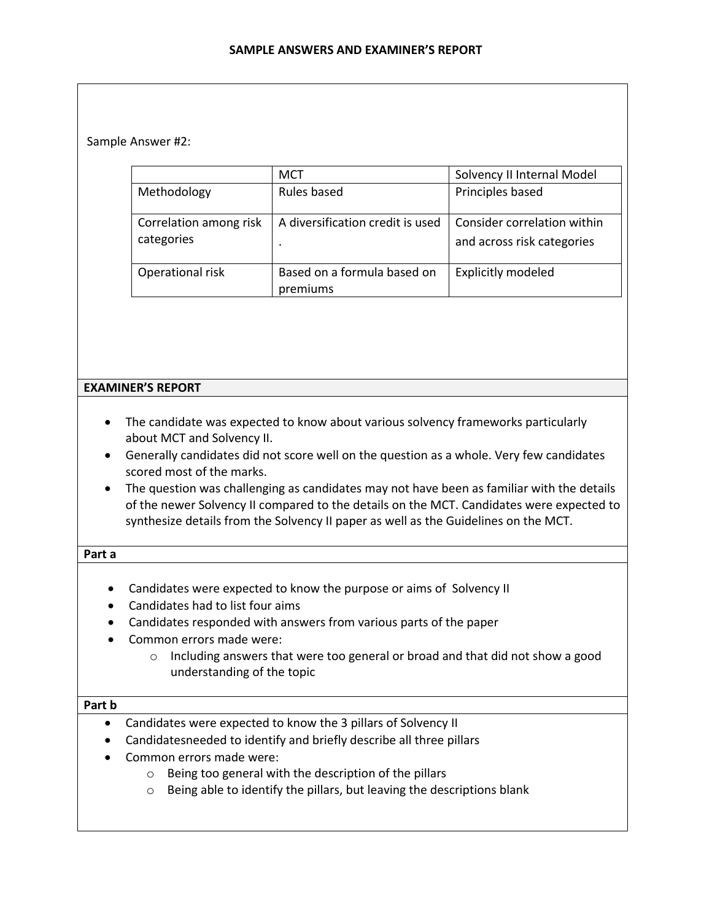## SAMPLE ANSWERS AND EXAMINER'S REPORT

Sample Answer #2:

| | MCT | Solvency II Internal Model |
|---|---|---|
| Methodology | Rules based | Principles based |
| Correlation among risk categories | A diversification credit is used . | Consider correlation within and across risk categories |
| Operational risk | Based on a formula based on premiums | Explicitly modeled |

**EXAMINER'S REPORT**

- The candidate was expected to know about various solvency frameworks particularly about MCT and Solvency II.
- Generally candidates did not score well on the question as a whole. Very few candidates scored most of the marks.
- The question was challenging as candidates may not have been as familiar with the details of the newer Solvency II compared to the details on the MCT. Candidates were expected to synthesize details from the Solvency II paper as well as the Guidelines on the MCT.

**Part a**

- Candidates were expected to know the purpose or aims of Solvency II
- Candidates had to list four aims
- Candidates responded with answers from various parts of the paper
- Common errors made were:
  - Including answers that were too general or broad and that did not show a good understanding of the topic

**Part b**

- Candidates were expected to know the 3 pillars of Solvency II
- Candidatesneeded to identify and briefly describe all three pillars
- Common errors made were:
  - Being too general with the description of the pillars
  - Being able to identify the pillars, but leaving the descriptions blank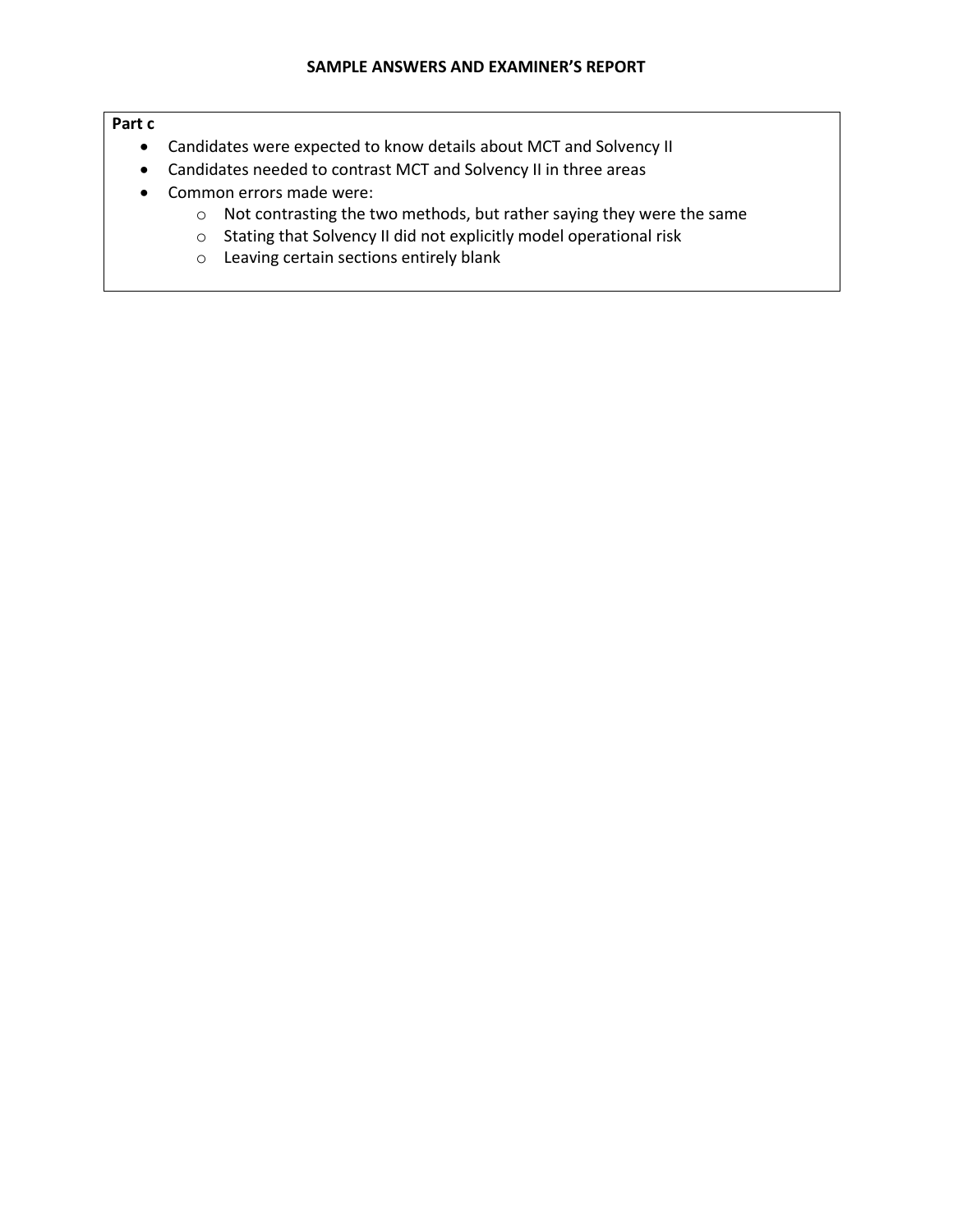**Part c**

- Candidates were expected to know details about MCT and Solvency II
- Candidates needed to contrast MCT and Solvency II in three areas
- Common errors made were:
  - Not contrasting the two methods, but rather saying they were the same
  - Stating that Solvency II did not explicitly model operational risk
  - Leaving certain sections entirely blank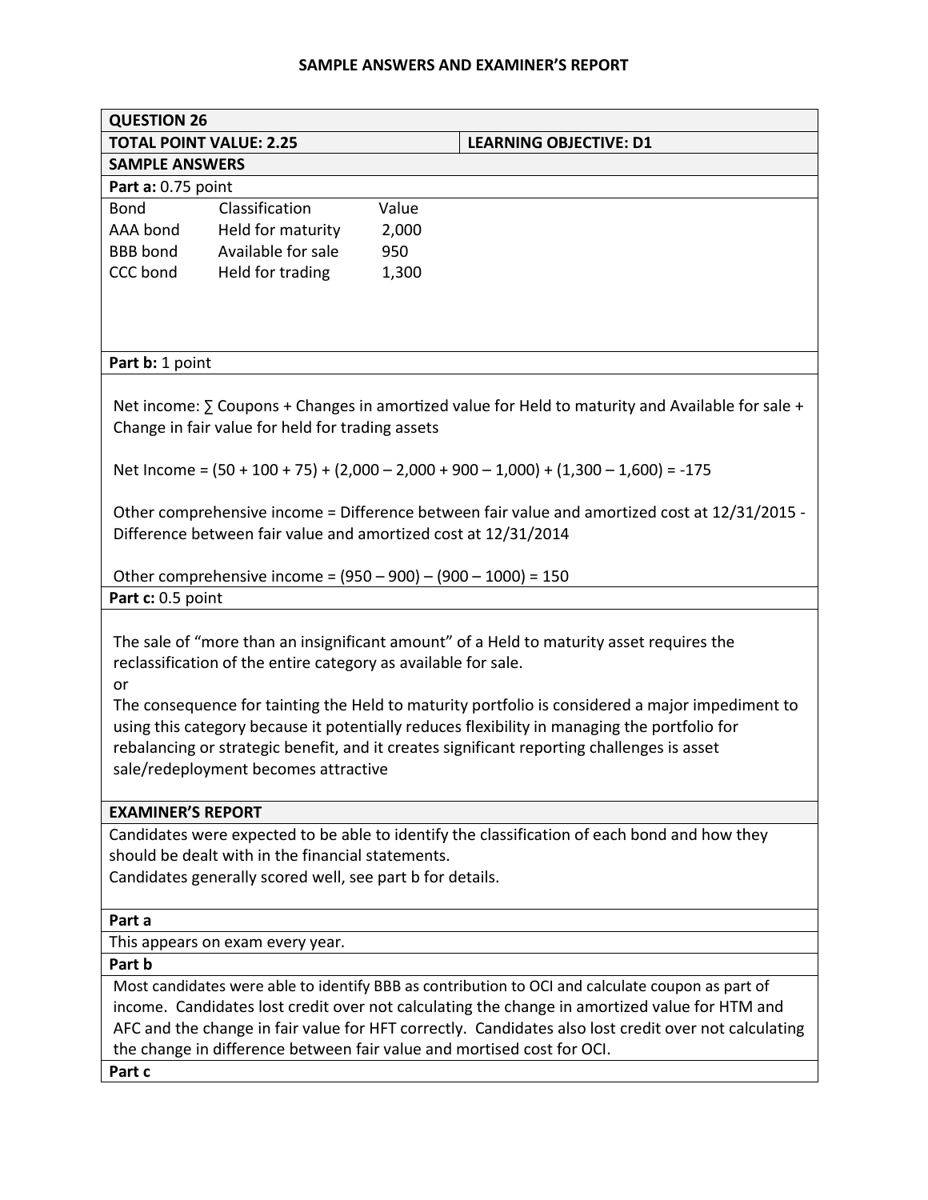## SAMPLE ANSWERS AND EXAMINER'S REPORT

**QUESTION 26**

**TOTAL POINT VALUE: 2.25** | **LEARNING OBJECTIVE: D1**

**SAMPLE ANSWERS**

**Part a:** 0.75 point

| Bond | Classification | Value |
|---|---|---|
| AAA bond | Held for maturity | 2,000 |
| BBB bond | Available for sale | 950 |
| CCC bond | Held for trading | 1,300 |

**Part b:** 1 point

Net income: ∑ Coupons + Changes in amortized value for Held to maturity and Available for sale + Change in fair value for held for trading assets

Net Income = (50 + 100 + 75) + (2,000 – 2,000 + 900 – 1,000) + (1,300 – 1,600) = -175

Other comprehensive income = Difference between fair value and amortized cost at 12/31/2015 - Difference between fair value and amortized cost at 12/31/2014

Other comprehensive income = (950 – 900) – (900 – 1000) = 150

**Part c:** 0.5 point

The sale of "more than an insignificant amount" of a Held to maturity asset requires the reclassification of the entire category as available for sale.

or

The consequence for tainting the Held to maturity portfolio is considered a major impediment to using this category because it potentially reduces flexibility in managing the portfolio for rebalancing or strategic benefit, and it creates significant reporting challenges is asset sale/redeployment becomes attractive

**EXAMINER'S REPORT**

Candidates were expected to be able to identify the classification of each bond and how they should be dealt with in the financial statements.

Candidates generally scored well, see part b for details.

**Part a**

This appears on exam every year.

**Part b**

Most candidates were able to identify BBB as contribution to OCI and calculate coupon as part of income. Candidates lost credit over not calculating the change in amortized value for HTM and AFC and the change in fair value for HFT correctly. Candidates also lost credit over not calculating the change in difference between fair value and mortised cost for OCI.

**Part c**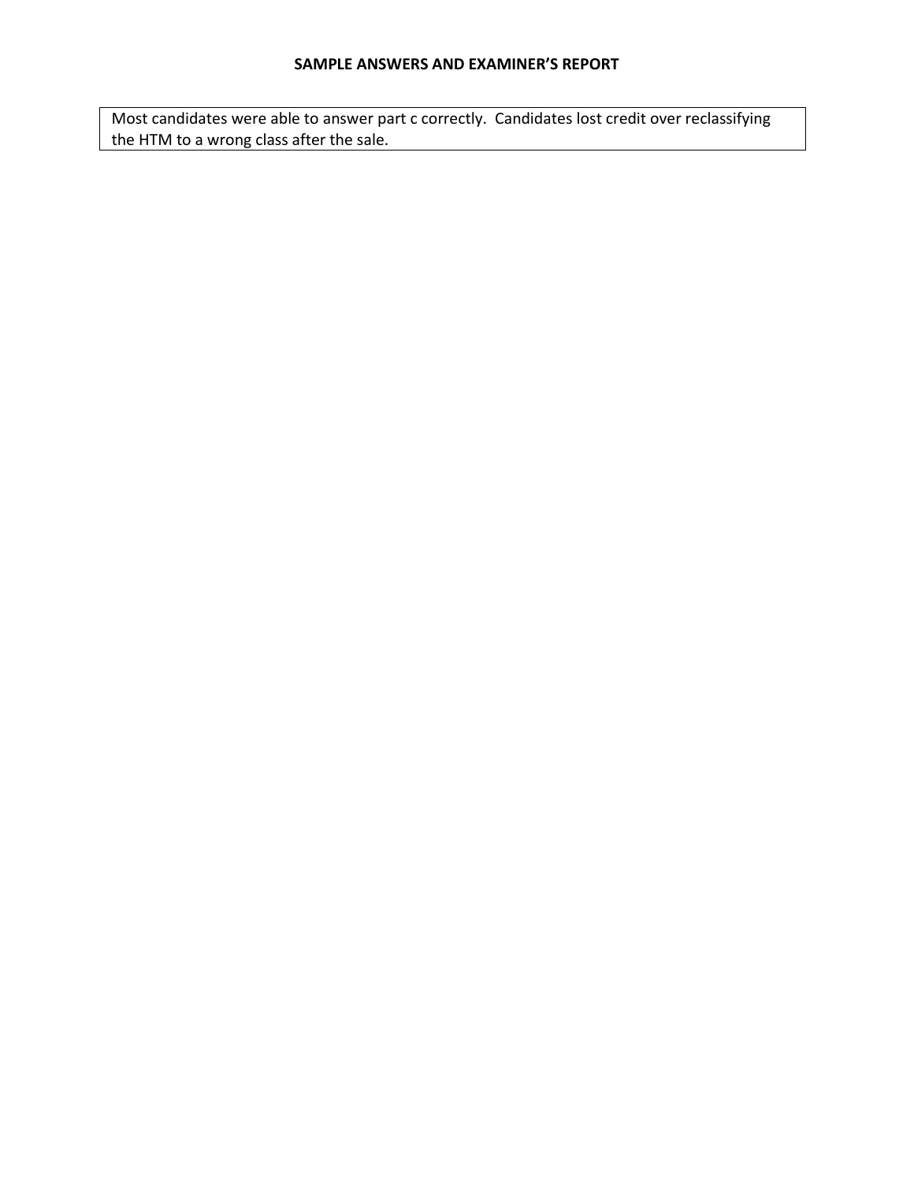**SAMPLE ANSWERS AND EXAMINER'S REPORT**

Most candidates were able to answer part c correctly. Candidates lost credit over reclassifying the HTM to a wrong class after the sale.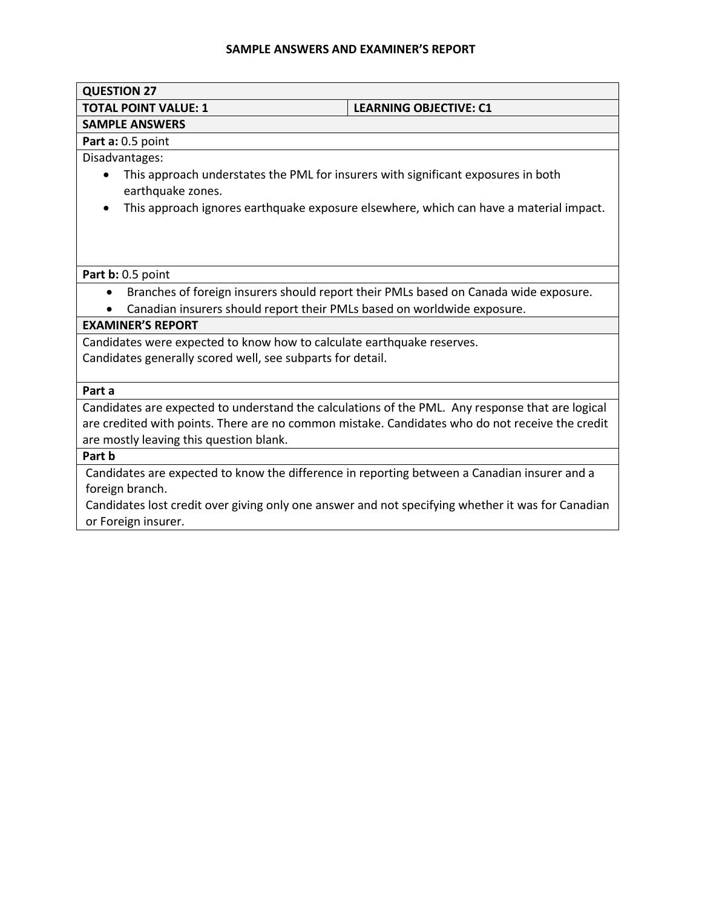## SAMPLE ANSWERS AND EXAMINER'S REPORT

**QUESTION 27**

**TOTAL POINT VALUE: 1** | **LEARNING OBJECTIVE: C1**

**SAMPLE ANSWERS**

**Part a:** 0.5 point

Disadvantages:

- This approach understates the PML for insurers with significant exposures in both earthquake zones.
- This approach ignores earthquake exposure elsewhere, which can have a material impact.

**Part b:** 0.5 point

- Branches of foreign insurers should report their PMLs based on Canada wide exposure.
- Canadian insurers should report their PMLs based on worldwide exposure.

**EXAMINER'S REPORT**

Candidates were expected to know how to calculate earthquake reserves.
Candidates generally scored well, see subparts for detail.

**Part a**

Candidates are expected to understand the calculations of the PML. Any response that are logical are credited with points. There are no common mistake. Candidates who do not receive the credit are mostly leaving this question blank.

**Part b**

Candidates are expected to know the difference in reporting between a Canadian insurer and a foreign branch.
Candidates lost credit over giving only one answer and not specifying whether it was for Canadian or Foreign insurer.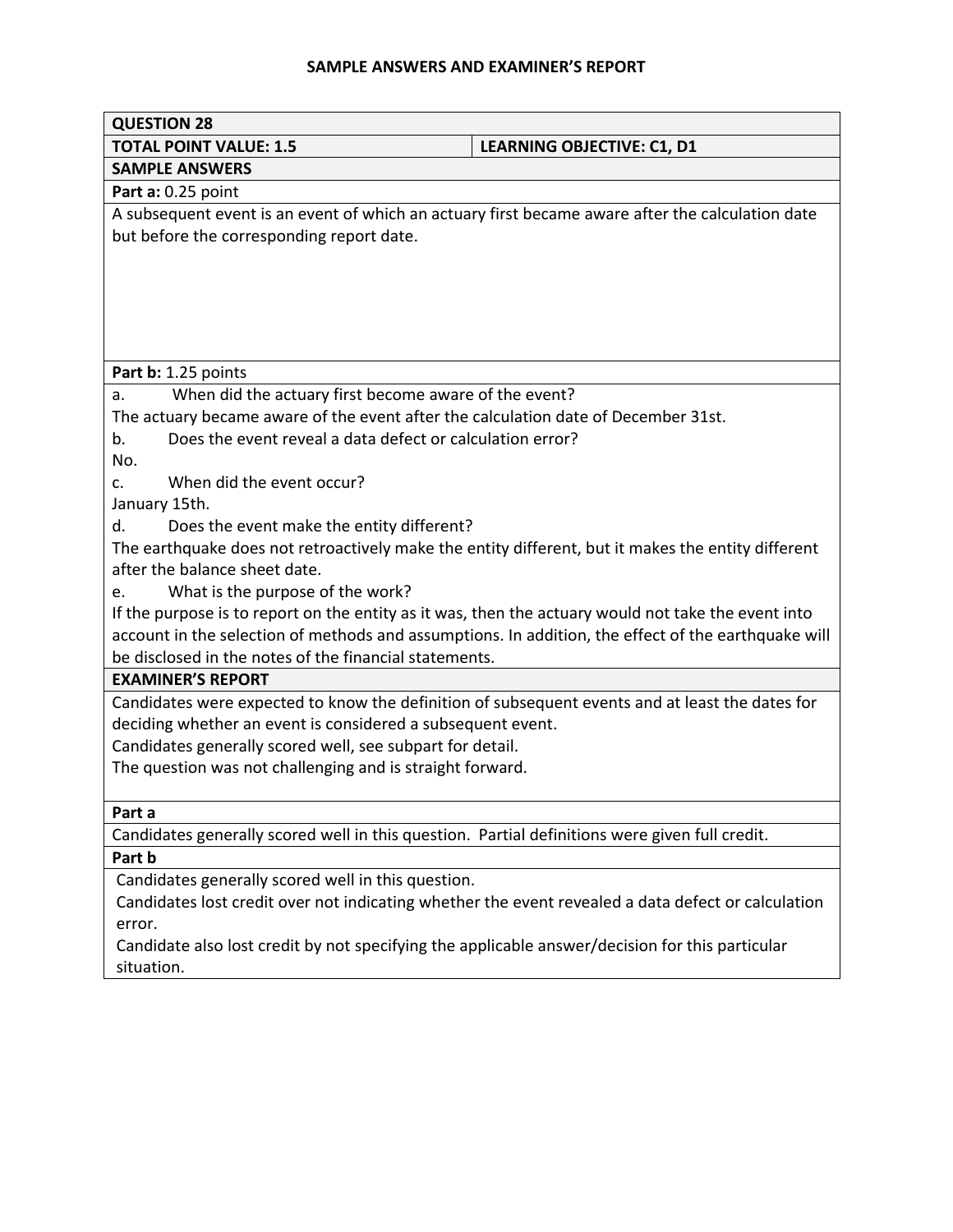## SAMPLE ANSWERS AND EXAMINER'S REPORT

| | |
|---|---|
| **QUESTION 28** | |
| **TOTAL POINT VALUE: 1.5** | **LEARNING OBJECTIVE: C1, D1** |

**SAMPLE ANSWERS**

**Part a:** 0.25 point

A subsequent event is an event of which an actuary first became aware after the calculation date but before the corresponding report date.

**Part b:** 1.25 points

a. When did the actuary first become aware of the event?
The actuary became aware of the event after the calculation date of December 31st.

b. Does the event reveal a data defect or calculation error?
No.

c. When did the event occur?
January 15th.

d. Does the event make the entity different?
The earthquake does not retroactively make the entity different, but it makes the entity different after the balance sheet date.

e. What is the purpose of the work?
If the purpose is to report on the entity as it was, then the actuary would not take the event into account in the selection of methods and assumptions. In addition, the effect of the earthquake will be disclosed in the notes of the financial statements.

**EXAMINER'S REPORT**

Candidates were expected to know the definition of subsequent events and at least the dates for deciding whether an event is considered a subsequent event.
Candidates generally scored well, see subpart for detail.
The question was not challenging and is straight forward.

**Part a**

Candidates generally scored well in this question. Partial definitions were given full credit.

**Part b**

Candidates generally scored well in this question.
Candidates lost credit over not indicating whether the event revealed a data defect or calculation error.
Candidate also lost credit by not specifying the applicable answer/decision for this particular situation.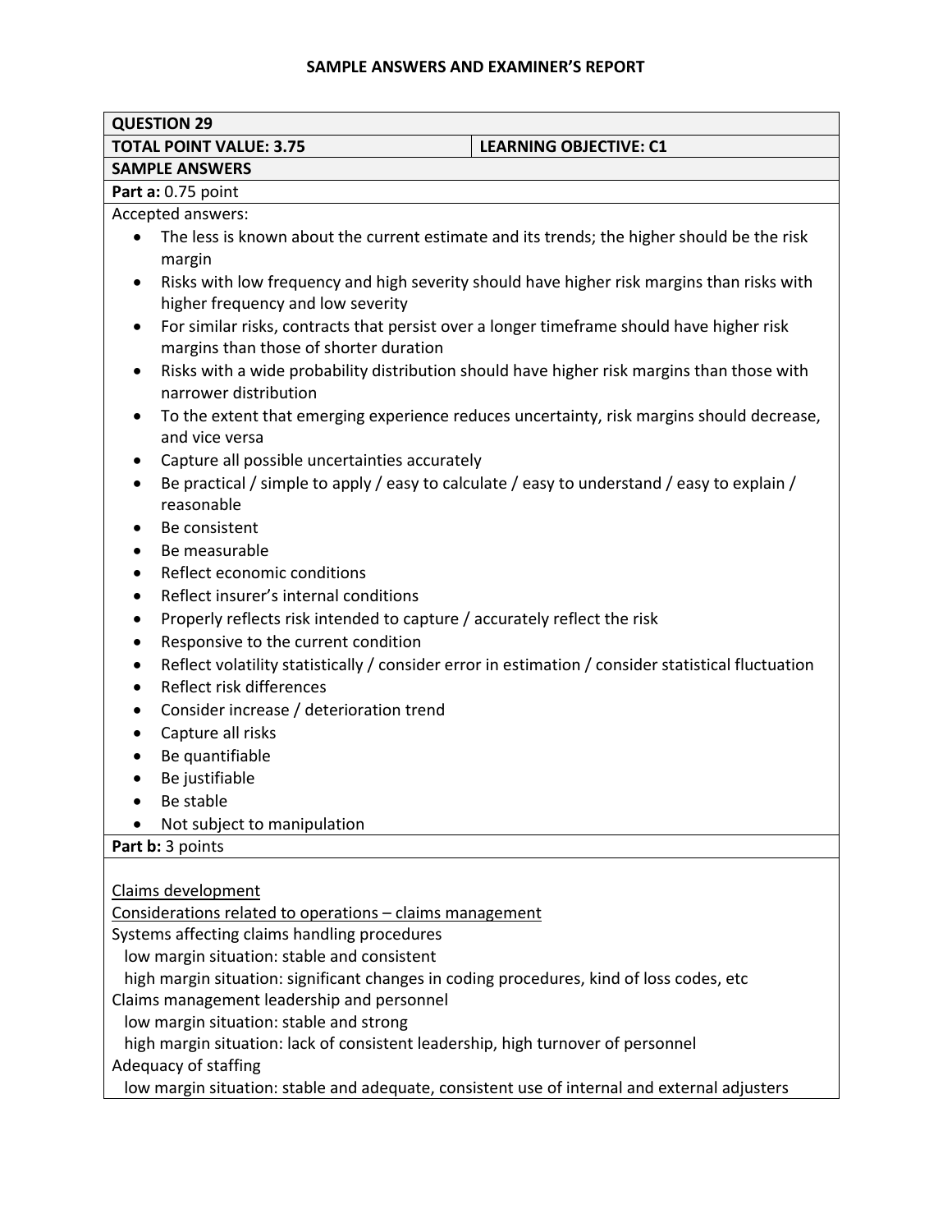## SAMPLE ANSWERS AND EXAMINER'S REPORT

| QUESTION 29 | |
|---|---|
| **TOTAL POINT VALUE: 3.75** | **LEARNING OBJECTIVE: C1** |

**SAMPLE ANSWERS**

**Part a:** 0.75 point

Accepted answers:

- The less is known about the current estimate and its trends; the higher should be the risk margin
- Risks with low frequency and high severity should have higher risk margins than risks with higher frequency and low severity
- For similar risks, contracts that persist over a longer timeframe should have higher risk margins than those of shorter duration
- Risks with a wide probability distribution should have higher risk margins than those with narrower distribution
- To the extent that emerging experience reduces uncertainty, risk margins should decrease, and vice versa
- Capture all possible uncertainties accurately
- Be practical / simple to apply / easy to calculate / easy to understand / easy to explain / reasonable
- Be consistent
- Be measurable
- Reflect economic conditions
- Reflect insurer's internal conditions
- Properly reflects risk intended to capture / accurately reflect the risk
- Responsive to the current condition
- Reflect volatility statistically / consider error in estimation / consider statistical fluctuation
- Reflect risk differences
- Consider increase / deterioration trend
- Capture all risks
- Be quantifiable
- Be justifiable
- Be stable
- Not subject to manipulation

**Part b:** 3 points

Claims development

Considerations related to operations – claims management

Systems affecting claims handling procedures
  low margin situation: stable and consistent
  high margin situation: significant changes in coding procedures, kind of loss codes, etc

Claims management leadership and personnel
  low margin situation: stable and strong
  high margin situation: lack of consistent leadership, high turnover of personnel

Adequacy of staffing
  low margin situation: stable and adequate, consistent use of internal and external adjusters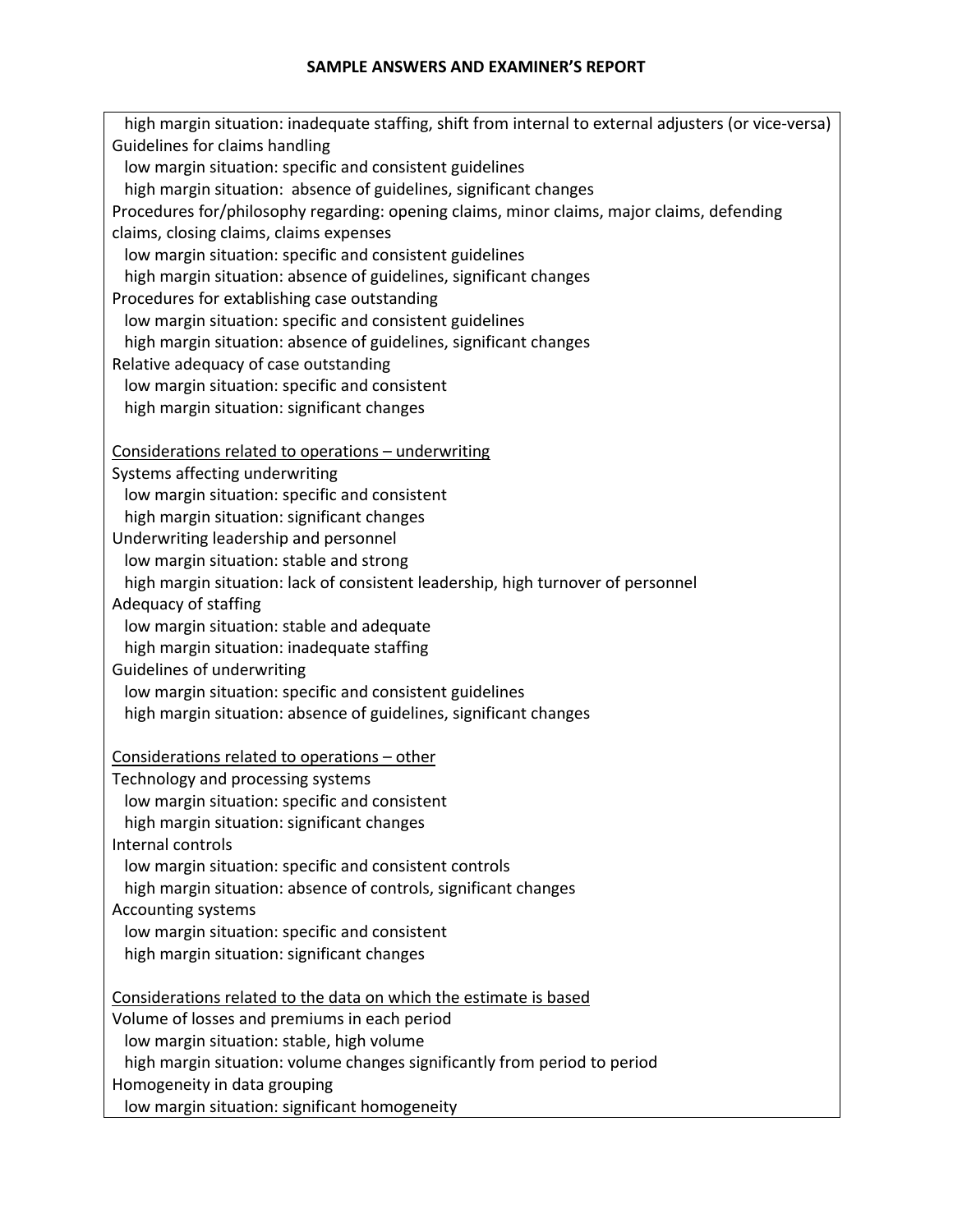high margin situation: inadequate staffing, shift from internal to external adjusters (or vice-versa)

Guidelines for claims handling

low margin situation: specific and consistent guidelines

high margin situation: absence of guidelines, significant changes

Procedures for/philosophy regarding: opening claims, minor claims, major claims, defending claims, closing claims, claims expenses

low margin situation: specific and consistent guidelines

high margin situation: absence of guidelines, significant changes

Procedures for extablishing case outstanding

low margin situation: specific and consistent guidelines

high margin situation: absence of guidelines, significant changes

Relative adequacy of case outstanding

low margin situation: specific and consistent

high margin situation: significant changes

<u>Considerations related to operations – underwriting</u>

Systems affecting underwriting

low margin situation: specific and consistent

high margin situation: significant changes

Underwriting leadership and personnel

low margin situation: stable and strong

high margin situation: lack of consistent leadership, high turnover of personnel

Adequacy of staffing

low margin situation: stable and adequate

high margin situation: inadequate staffing

Guidelines of underwriting

low margin situation: specific and consistent guidelines

high margin situation: absence of guidelines, significant changes

<u>Considerations related to operations – other</u>

Technology and processing systems

low margin situation: specific and consistent

high margin situation: significant changes

Internal controls

low margin situation: specific and consistent controls

high margin situation: absence of controls, significant changes

Accounting systems

low margin situation: specific and consistent

high margin situation: significant changes

<u>Considerations related to the data on which the estimate is based</u>

Volume of losses and premiums in each period

low margin situation: stable, high volume

high margin situation: volume changes significantly from period to period

Homogeneity in data grouping

low margin situation: significant homogeneity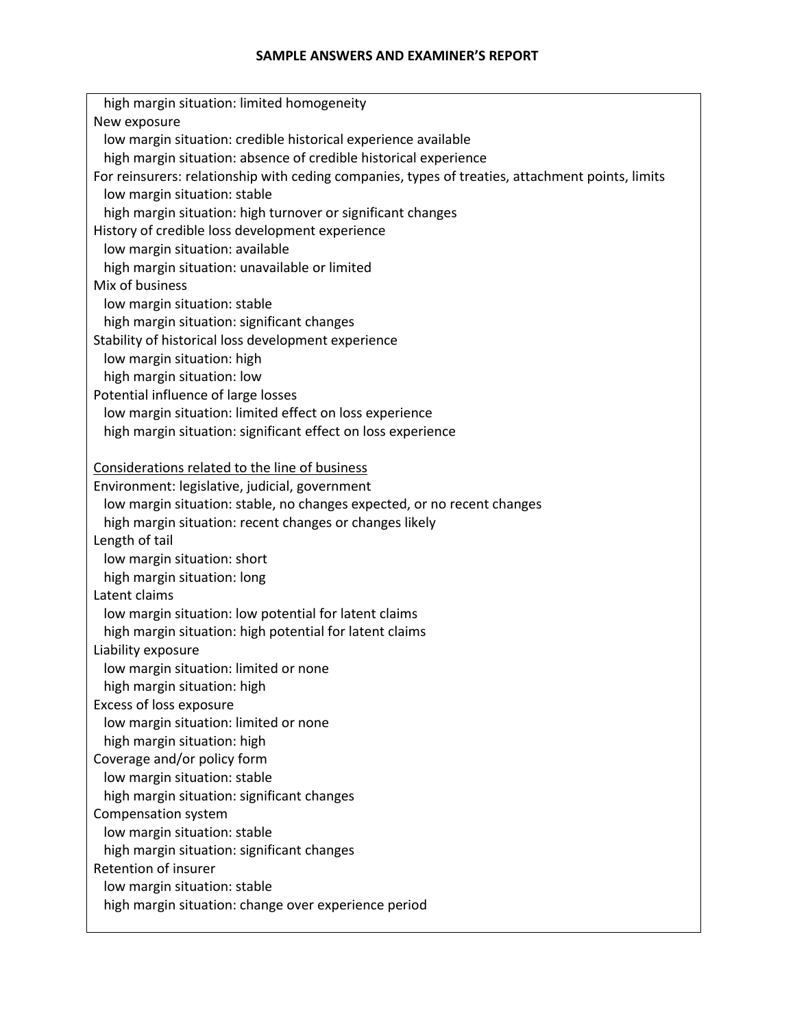high margin situation: limited homogeneity

New exposure

low margin situation: credible historical experience available

high margin situation: absence of credible historical experience

For reinsurers: relationship with ceding companies, types of treaties, attachment points, limits

low margin situation: stable

high margin situation: high turnover or significant changes

History of credible loss development experience

low margin situation: available

high margin situation: unavailable or limited

Mix of business

low margin situation: stable

high margin situation: significant changes

Stability of historical loss development experience

low margin situation: high

high margin situation: low

Potential influence of large losses

low margin situation: limited effect on loss experience

high margin situation: significant effect on loss experience

<u>Considerations related to the line of business</u>

Environment: legislative, judicial, government

low margin situation: stable, no changes expected, or no recent changes

high margin situation: recent changes or changes likely

Length of tail

low margin situation: short

high margin situation: long

Latent claims

low margin situation: low potential for latent claims

high margin situation: high potential for latent claims

Liability exposure

low margin situation: limited or none

high margin situation: high

Excess of loss exposure

low margin situation: limited or none

high margin situation: high

Coverage and/or policy form

low margin situation: stable

high margin situation: significant changes

Compensation system

low margin situation: stable

high margin situation: significant changes

Retention of insurer

low margin situation: stable

high margin situation: change over experience period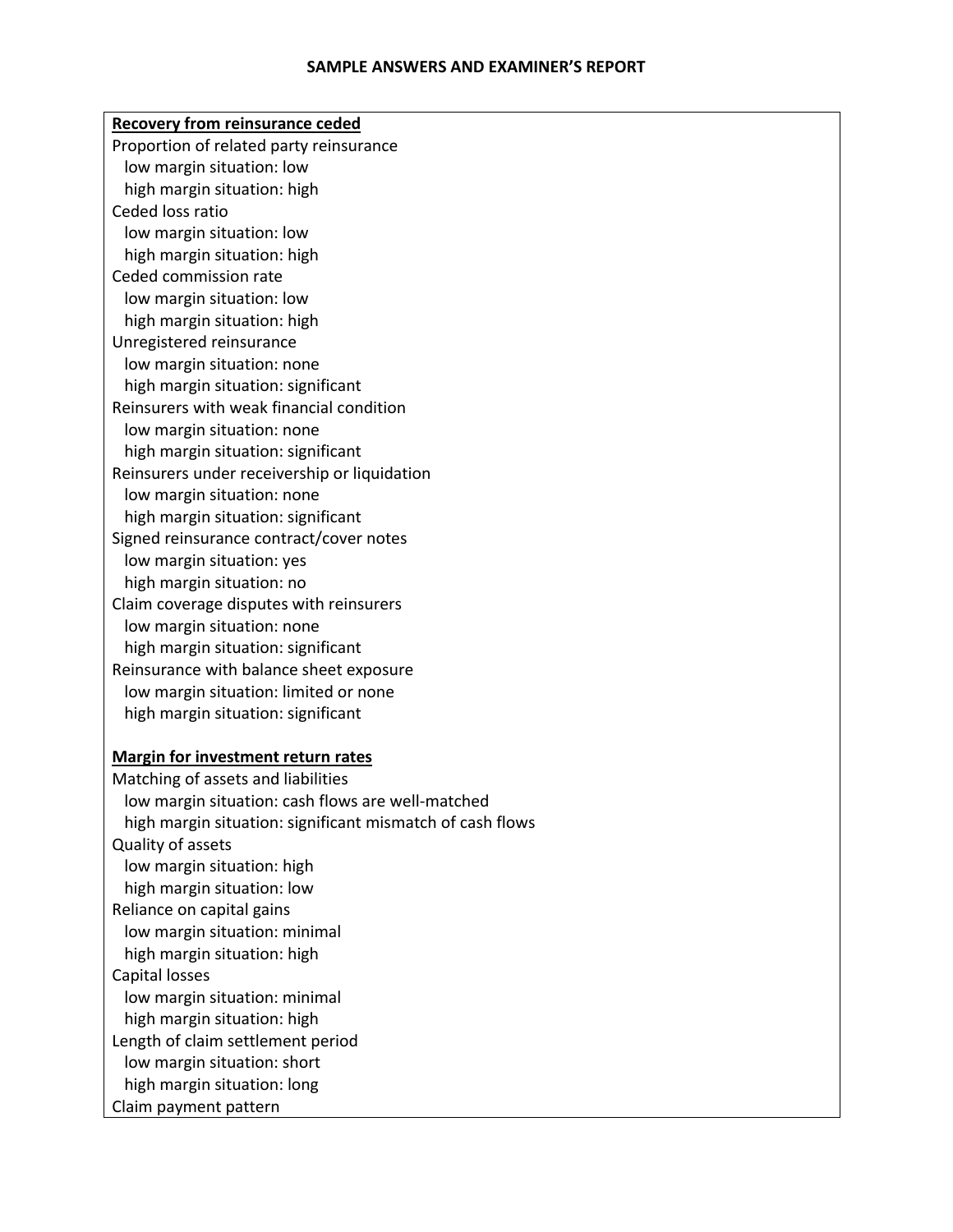**SAMPLE ANSWERS AND EXAMINER'S REPORT**

**Recovery from reinsurance ceded**

Proportion of related party reinsurance
  low margin situation: low
  high margin situation: high

Ceded loss ratio
  low margin situation: low
  high margin situation: high

Ceded commission rate
  low margin situation: low
  high margin situation: high

Unregistered reinsurance
  low margin situation: none
  high margin situation: significant

Reinsurers with weak financial condition
  low margin situation: none
  high margin situation: significant

Reinsurers under receivership or liquidation
  low margin situation: none
  high margin situation: significant

Signed reinsurance contract/cover notes
  low margin situation: yes
  high margin situation: no

Claim coverage disputes with reinsurers
  low margin situation: none
  high margin situation: significant

Reinsurance with balance sheet exposure
  low margin situation: limited or none
  high margin situation: significant

**Margin for investment return rates**

Matching of assets and liabilities
  low margin situation: cash flows are well-matched
  high margin situation: significant mismatch of cash flows

Quality of assets
  low margin situation: high
  high margin situation: low

Reliance on capital gains
  low margin situation: minimal
  high margin situation: high

Capital losses
  low margin situation: minimal
  high margin situation: high

Length of claim settlement period
  low margin situation: short
  high margin situation: long

Claim payment pattern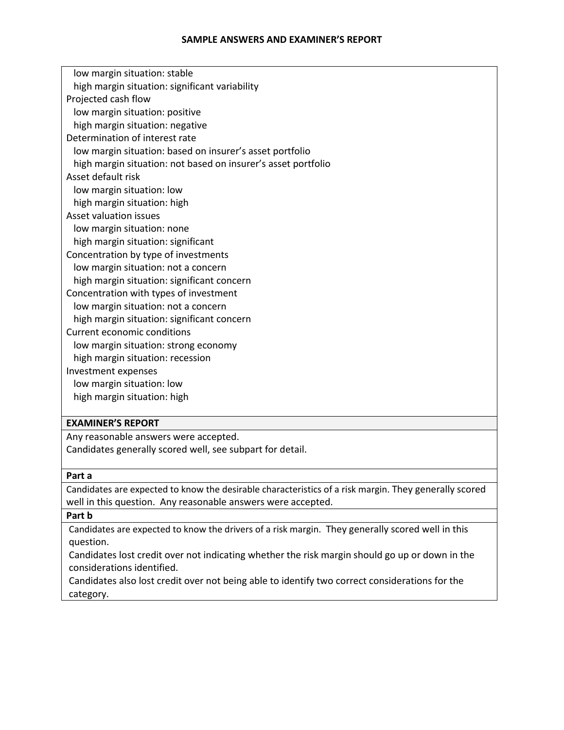low margin situation: stable
  high margin situation: significant variability

Projected cash flow
  low margin situation: positive
  high margin situation: negative

Determination of interest rate
  low margin situation: based on insurer's asset portfolio
  high margin situation: not based on insurer's asset portfolio

Asset default risk
  low margin situation: low
  high margin situation: high

Asset valuation issues
  low margin situation: none
  high margin situation: significant

Concentration by type of investments
  low margin situation: not a concern
  high margin situation: significant concern

Concentration with types of investment
  low margin situation: not a concern
  high margin situation: significant concern

Current economic conditions
  low margin situation: strong economy
  high margin situation: recession

Investment expenses
  low margin situation: low
  high margin situation: high

**EXAMINER'S REPORT**

Any reasonable answers were accepted.
Candidates generally scored well, see subpart for detail.

**Part a**

Candidates are expected to know the desirable characteristics of a risk margin. They generally scored well in this question. Any reasonable answers were accepted.

**Part b**

Candidates are expected to know the drivers of a risk margin. They generally scored well in this question.
Candidates lost credit over not indicating whether the risk margin should go up or down in the considerations identified.
Candidates also lost credit over not being able to identify two correct considerations for the category.